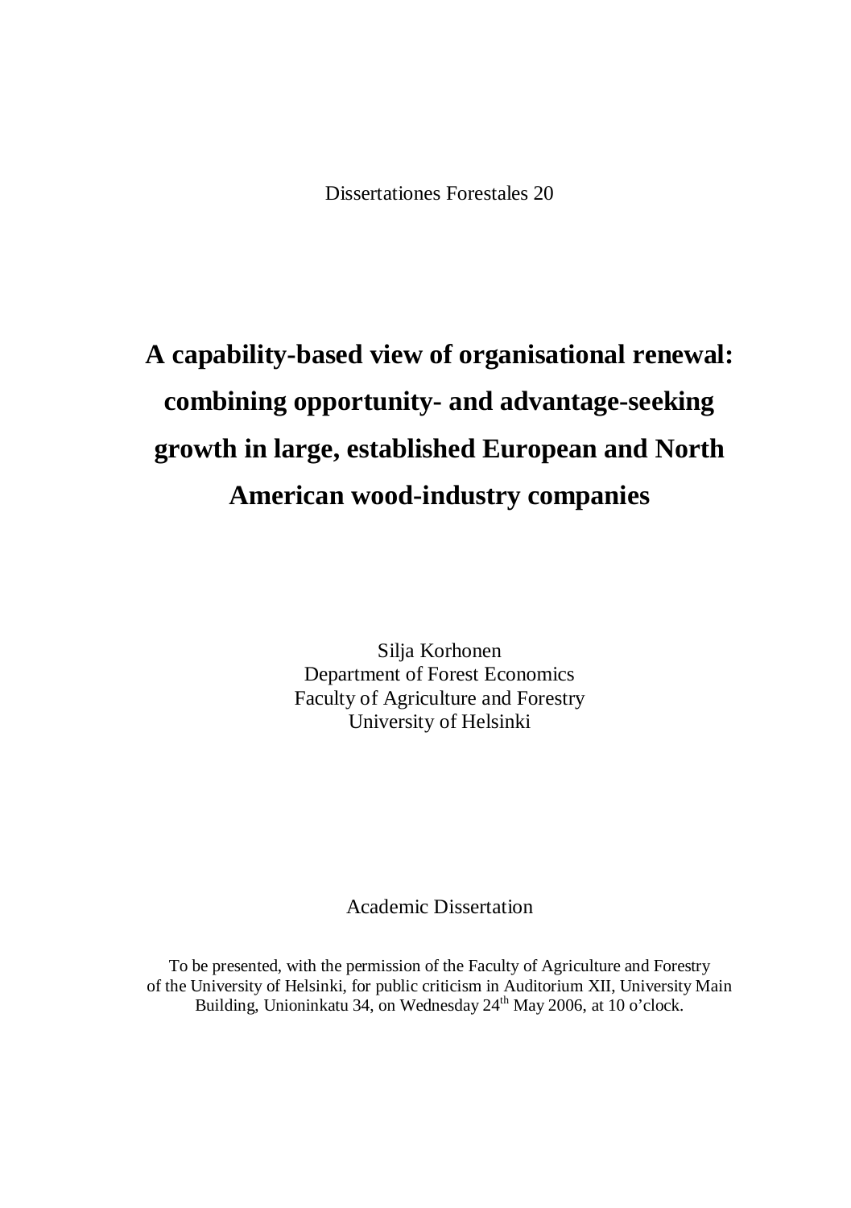Dissertationes Forestales 20

# A capability-based view of organisational renewal: combining opportunity- and advantage-seeking growth in large, established European and North American wood-industry companies

Silja Korhonen
Department of Forest Economics
Faculty of Agriculture and Forestry
University of Helsinki

Academic Dissertation

To be presented, with the permission of the Faculty of Agriculture and Forestry of the University of Helsinki, for public criticism in Auditorium XII, University Main Building, Unioninkatu 34, on Wednesday 24th May 2006, at 10 o'clock.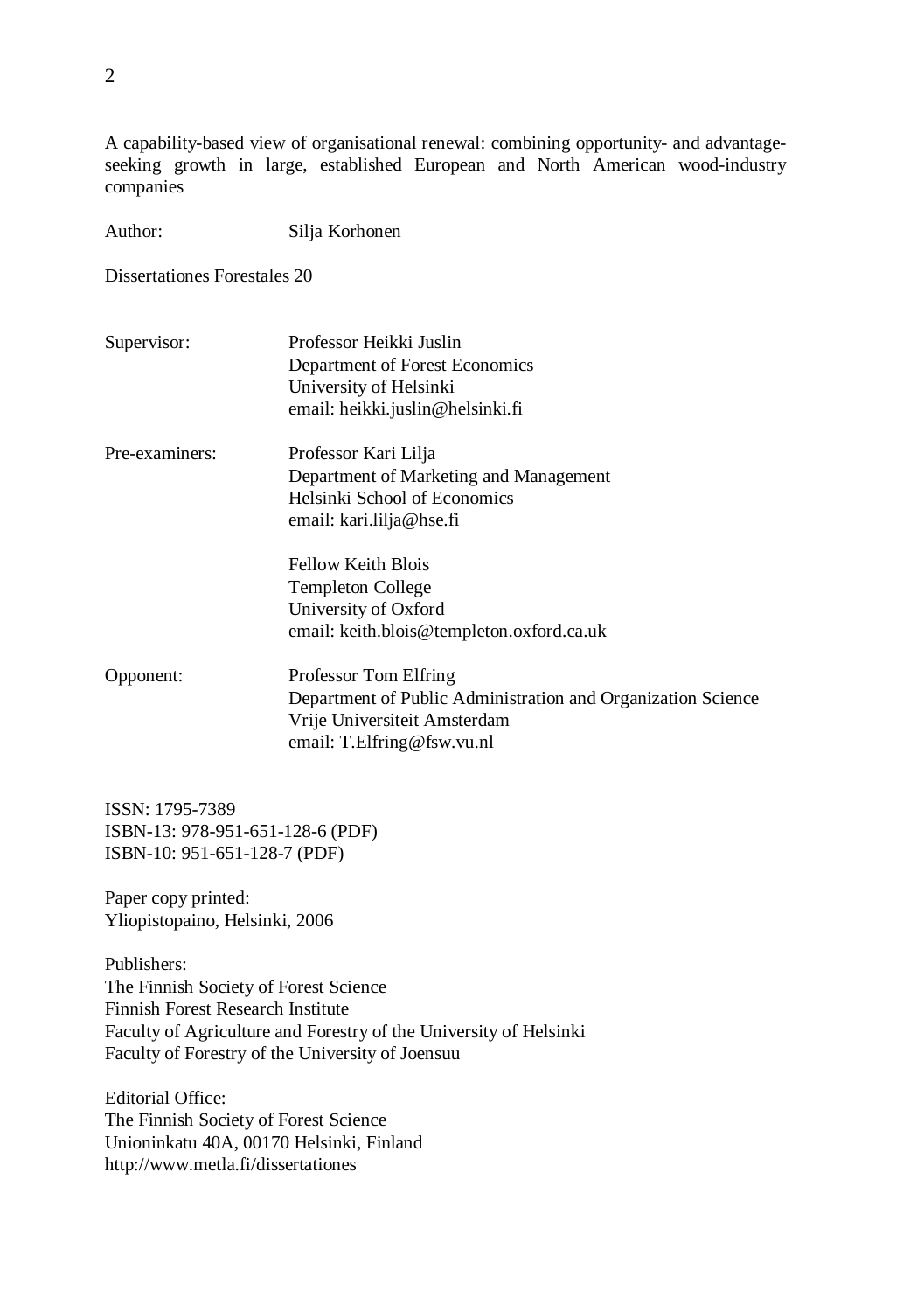A capability-based view of organisational renewal: combining opportunity- and advantage-seeking growth in large, established European and North American wood-industry companies

Author: Silja Korhonen

Dissertationes Forestales 20

Supervisor: Professor Heikki Juslin
Department of Forest Economics
University of Helsinki
email: heikki.juslin@helsinki.fi

Pre-examiners: Professor Kari Lilja
Department of Marketing and Management
Helsinki School of Economics
email: kari.lilja@hse.fi

Fellow Keith Blois
Templeton College
University of Oxford
email: keith.blois@templeton.oxford.ca.uk

Opponent: Professor Tom Elfring
Department of Public Administration and Organization Science
Vrije Universiteit Amsterdam
email: T.Elfring@fsw.vu.nl

ISSN: 1795-7389
ISBN-13: 978-951-651-128-6 (PDF)
ISBN-10: 951-651-128-7 (PDF)

Paper copy printed:
Yliopistopaino, Helsinki, 2006

Publishers:
The Finnish Society of Forest Science
Finnish Forest Research Institute
Faculty of Agriculture and Forestry of the University of Helsinki
Faculty of Forestry of the University of Joensuu

Editorial Office:
The Finnish Society of Forest Science
Unioninkatu 40A, 00170 Helsinki, Finland
http://www.metla.fi/dissertationes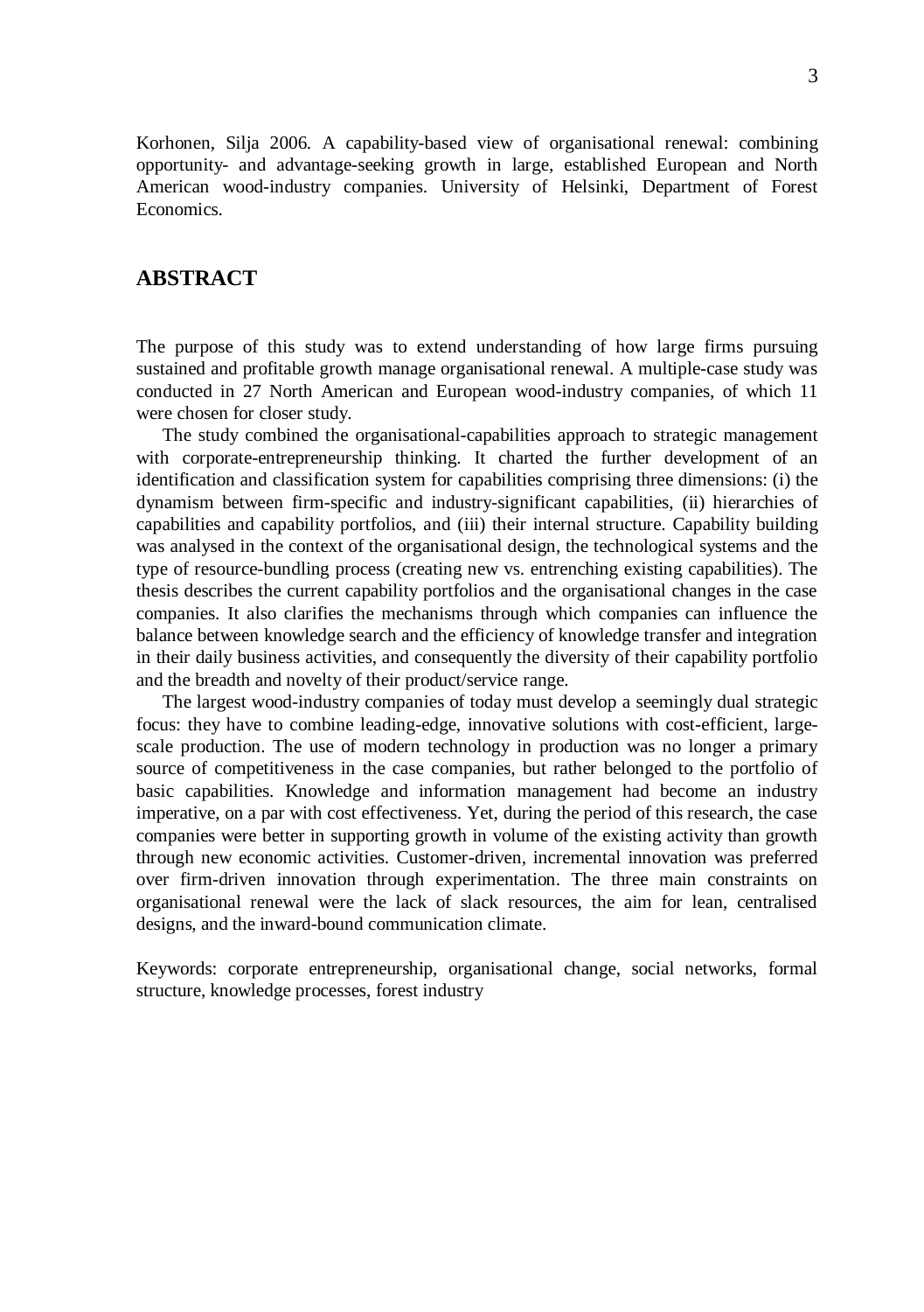Korhonen, Silja 2006. A capability-based view of organisational renewal: combining opportunity- and advantage-seeking growth in large, established European and North American wood-industry companies. University of Helsinki, Department of Forest Economics.

## ABSTRACT

The purpose of this study was to extend understanding of how large firms pursuing sustained and profitable growth manage organisational renewal. A multiple-case study was conducted in 27 North American and European wood-industry companies, of which 11 were chosen for closer study.

The study combined the organisational-capabilities approach to strategic management with corporate-entrepreneurship thinking. It charted the further development of an identification and classification system for capabilities comprising three dimensions: (i) the dynamism between firm-specific and industry-significant capabilities, (ii) hierarchies of capabilities and capability portfolios, and (iii) their internal structure. Capability building was analysed in the context of the organisational design, the technological systems and the type of resource-bundling process (creating new vs. entrenching existing capabilities). The thesis describes the current capability portfolios and the organisational changes in the case companies. It also clarifies the mechanisms through which companies can influence the balance between knowledge search and the efficiency of knowledge transfer and integration in their daily business activities, and consequently the diversity of their capability portfolio and the breadth and novelty of their product/service range.

The largest wood-industry companies of today must develop a seemingly dual strategic focus: they have to combine leading-edge, innovative solutions with cost-efficient, large-scale production. The use of modern technology in production was no longer a primary source of competitiveness in the case companies, but rather belonged to the portfolio of basic capabilities. Knowledge and information management had become an industry imperative, on a par with cost effectiveness. Yet, during the period of this research, the case companies were better in supporting growth in volume of the existing activity than growth through new economic activities. Customer-driven, incremental innovation was preferred over firm-driven innovation through experimentation. The three main constraints on organisational renewal were the lack of slack resources, the aim for lean, centralised designs, and the inward-bound communication climate.

Keywords: corporate entrepreneurship, organisational change, social networks, formal structure, knowledge processes, forest industry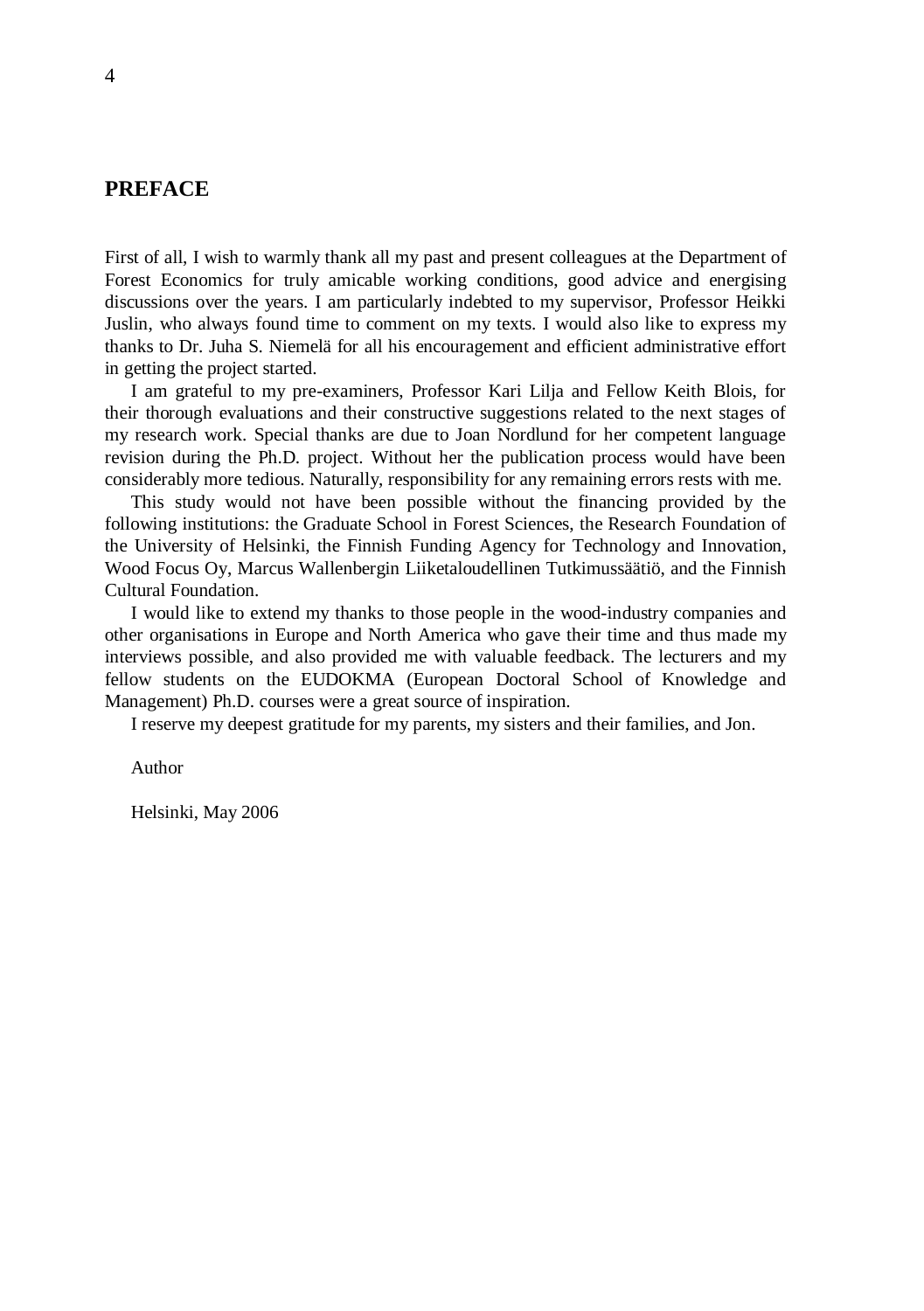# PREFACE

First of all, I wish to warmly thank all my past and present colleagues at the Department of Forest Economics for truly amicable working conditions, good advice and energising discussions over the years. I am particularly indebted to my supervisor, Professor Heikki Juslin, who always found time to comment on my texts. I would also like to express my thanks to Dr. Juha S. Niemelä for all his encouragement and efficient administrative effort in getting the project started.

I am grateful to my pre-examiners, Professor Kari Lilja and Fellow Keith Blois, for their thorough evaluations and their constructive suggestions related to the next stages of my research work. Special thanks are due to Joan Nordlund for her competent language revision during the Ph.D. project. Without her the publication process would have been considerably more tedious. Naturally, responsibility for any remaining errors rests with me.

This study would not have been possible without the financing provided by the following institutions: the Graduate School in Forest Sciences, the Research Foundation of the University of Helsinki, the Finnish Funding Agency for Technology and Innovation, Wood Focus Oy, Marcus Wallenbergin Liiketaloudellinen Tutkimussäätiö, and the Finnish Cultural Foundation.

I would like to extend my thanks to those people in the wood-industry companies and other organisations in Europe and North America who gave their time and thus made my interviews possible, and also provided me with valuable feedback. The lecturers and my fellow students on the EUDOKMA (European Doctoral School of Knowledge and Management) Ph.D. courses were a great source of inspiration.

I reserve my deepest gratitude for my parents, my sisters and their families, and Jon.

Author

Helsinki, May 2006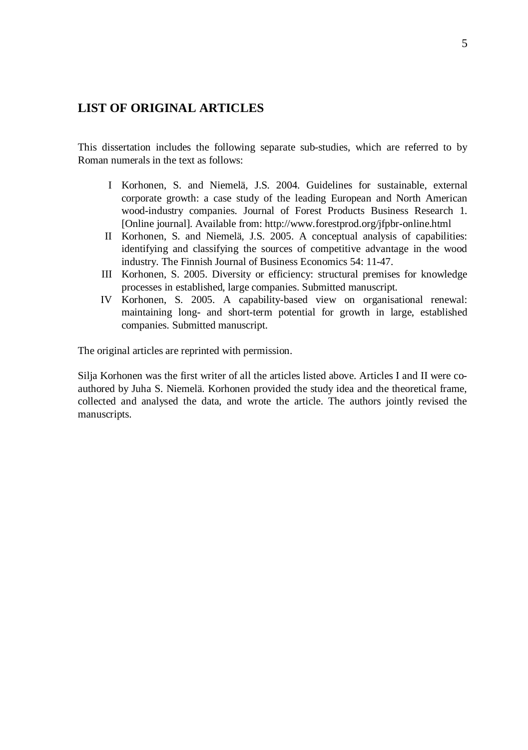## LIST OF ORIGINAL ARTICLES

This dissertation includes the following separate sub-studies, which are referred to by Roman numerals in the text as follows:

I Korhonen, S. and Niemelä, J.S. 2004. Guidelines for sustainable, external corporate growth: a case study of the leading European and North American wood-industry companies. Journal of Forest Products Business Research 1. [Online journal]. Available from: http://www.forestprod.org/jfpbr-online.html

II Korhonen, S. and Niemelä, J.S. 2005. A conceptual analysis of capabilities: identifying and classifying the sources of competitive advantage in the wood industry. The Finnish Journal of Business Economics 54: 11-47.

III Korhonen, S. 2005. Diversity or efficiency: structural premises for knowledge processes in established, large companies. Submitted manuscript.

IV Korhonen, S. 2005. A capability-based view on organisational renewal: maintaining long- and short-term potential for growth in large, established companies. Submitted manuscript.

The original articles are reprinted with permission.

Silja Korhonen was the first writer of all the articles listed above. Articles I and II were co-authored by Juha S. Niemelä. Korhonen provided the study idea and the theoretical frame, collected and analysed the data, and wrote the article. The authors jointly revised the manuscripts.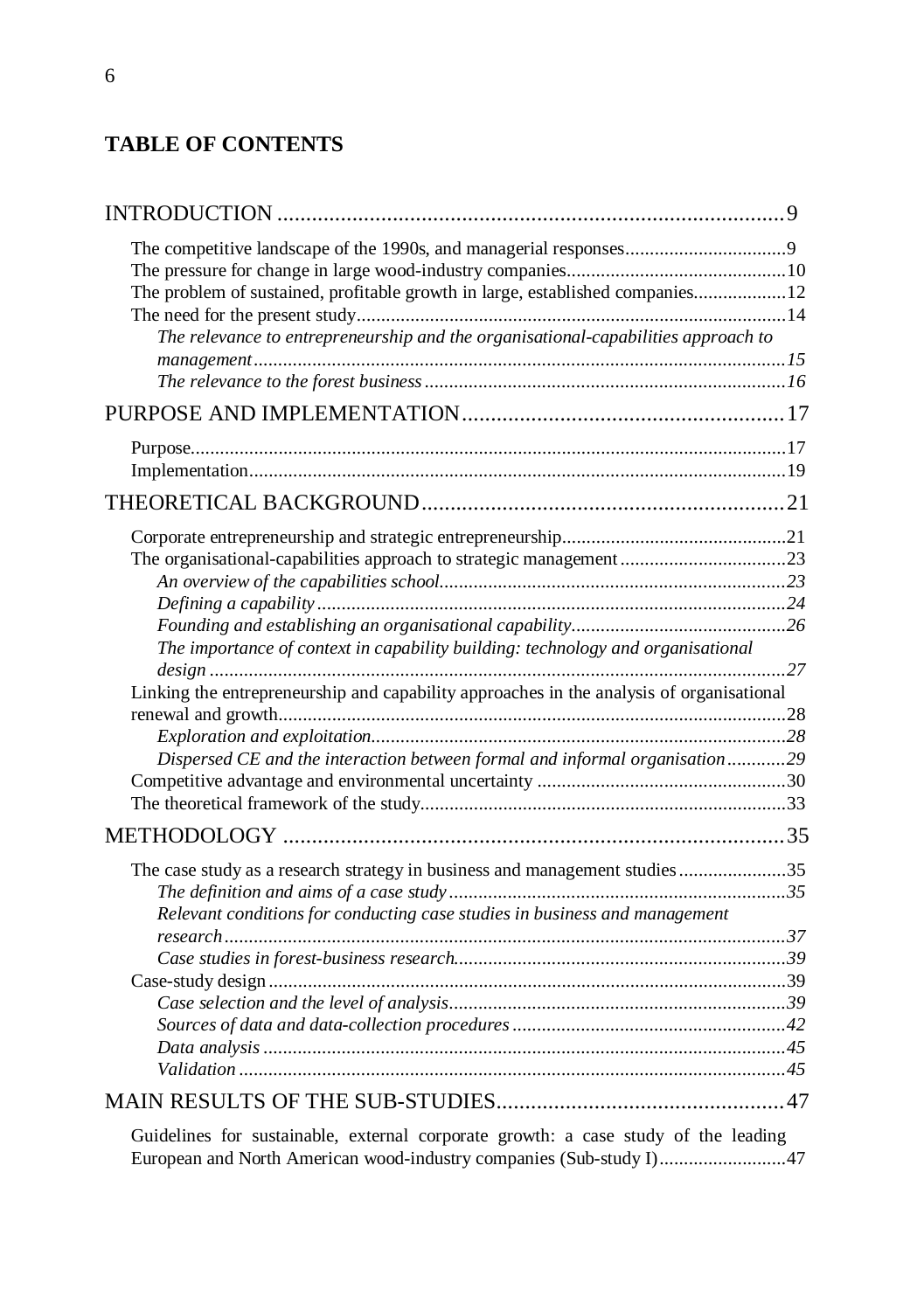## TABLE OF CONTENTS

INTRODUCTION ........................................................................................9

- The competitive landscape of the 1990s, and managerial responses.................................9
- The pressure for change in large wood-industry companies.............................................10
- The problem of sustained, profitable growth in large, established companies...................12
- The need for the present study.........................................................................................14
  - *The relevance to entrepreneurship and the organisational-capabilities approach to management.............................................................................................................15*
  - *The relevance to the forest business..........................................................................16*

PURPOSE AND IMPLEMENTATION.......................................................17

- Purpose.............................................................................................................................17
- Implementation................................................................................................................19

THEORETICAL BACKGROUND..............................................................21

- Corporate entrepreneurship and strategic entrepreneurship..............................................21
- The organisational-capabilities approach to strategic management..................................23
  - *An overview of the capabilities school.......................................................................23*
  - *Defining a capability.................................................................................................24*
  - *Founding and establishing an organisational capability............................................26*
  - *The importance of context in capability building: technology and organisational design.......................................................................................................................27*
- Linking the entrepreneurship and capability approaches in the analysis of organisational renewal and growth.........................................................................................................28
  - *Exploration and exploitation.....................................................................................28*
  - *Dispersed CE and the interaction between formal and informal organisation............29*
- Competitive advantage and environmental uncertainty ...................................................30
- The theoretical framework of the study...........................................................................33

METHODOLOGY .......................................................................................35

- The case study as a research strategy in business and management studies......................35
  - *The definition and aims of a case study......................................................................35*
  - *Relevant conditions for conducting case studies in business and management research....................................................................................................................37*
  - *Case studies in forest-business research....................................................................39*
- Case-study design.............................................................................................................39
  - *Case selection and the level of analysis.....................................................................39*
  - *Sources of data and data-collection procedures.........................................................42*
  - *Data analysis............................................................................................................45*
  - *Validation.................................................................................................................45*

MAIN RESULTS OF THE SUB-STUDIES.................................................47

- Guidelines for sustainable, external corporate growth: a case study of the leading European and North American wood-industry companies (Sub-study I)..........................47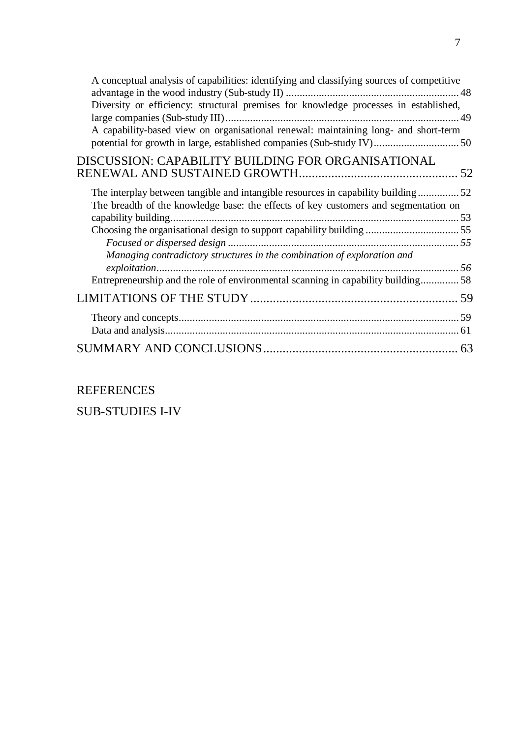A conceptual analysis of capabilities: identifying and classifying sources of competitive advantage in the wood industry (Sub-study II) ............................................................... 48
Diversity or efficiency: structural premises for knowledge processes in established, large companies (Sub-study III) ..................................................................................... 49
A capability-based view on organisational renewal: maintaining long- and short-term potential for growth in large, established companies (Sub-study IV) ............................... 50

DISCUSSION: CAPABILITY BUILDING FOR ORGANISATIONAL RENEWAL AND SUSTAINED GROWTH ................................................. 52

The interplay between tangible and intangible resources in capability building ............... 52
The breadth of the knowledge base: the effects of key customers and segmentation on capability building ......................................................................................................... 53
Choosing the organisational design to support capability building .................................. 55
*Focused or dispersed design* .................................................................................... 55
*Managing contradictory structures in the combination of exploration and exploitation* ............................................................................................................... 56
Entrepreneurship and the role of environmental scanning in capability building .............. 58

LIMITATIONS OF THE STUDY ................................................................ 59

Theory and concepts ...................................................................................................... 59
Data and analysis ........................................................................................................... 61

SUMMARY AND CONCLUSIONS ........................................................... 63

REFERENCES

SUB-STUDIES I-IV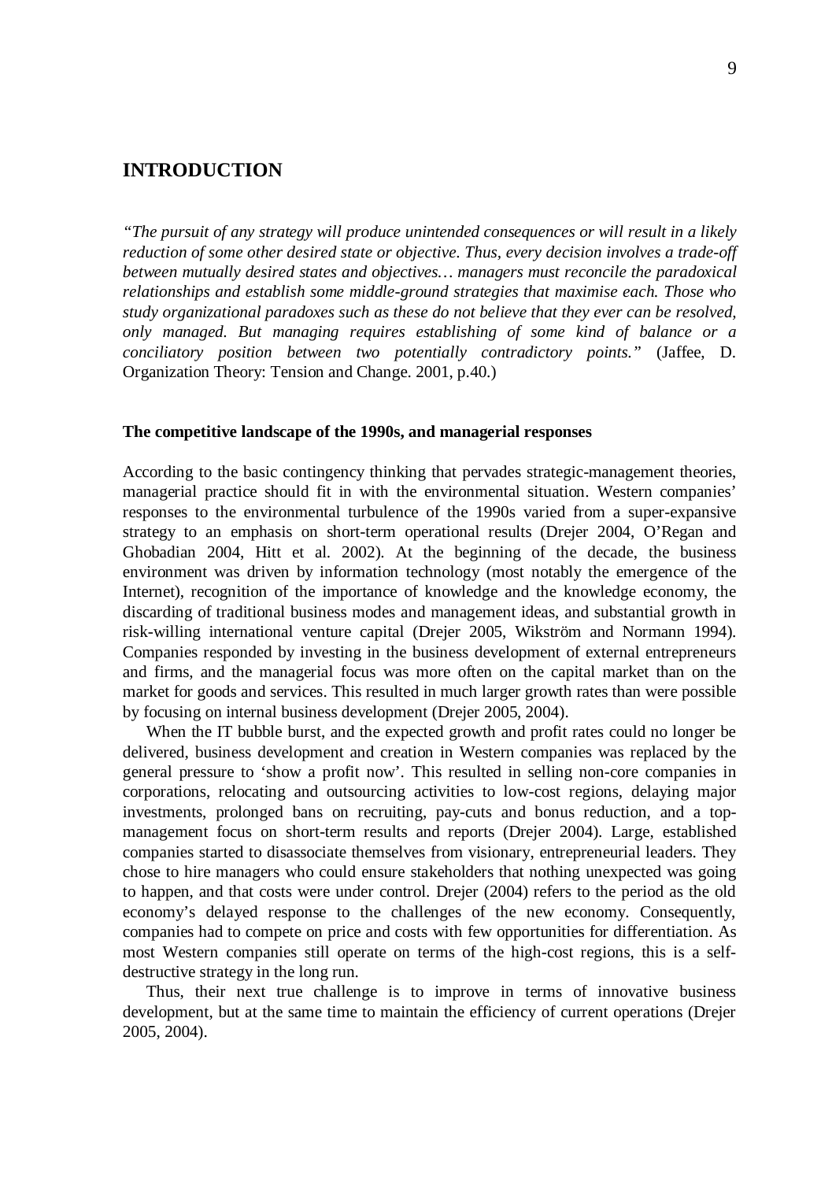# INTRODUCTION

*"The pursuit of any strategy will produce unintended consequences or will result in a likely reduction of some other desired state or objective. Thus, every decision involves a trade-off between mutually desired states and objectives… managers must reconcile the paradoxical relationships and establish some middle-ground strategies that maximise each. Those who study organizational paradoxes such as these do not believe that they ever can be resolved, only managed. But managing requires establishing of some kind of balance or a conciliatory position between two potentially contradictory points."* (Jaffee, D. Organization Theory: Tension and Change. 2001, p.40.)

### The competitive landscape of the 1990s, and managerial responses

According to the basic contingency thinking that pervades strategic-management theories, managerial practice should fit in with the environmental situation. Western companies' responses to the environmental turbulence of the 1990s varied from a super-expansive strategy to an emphasis on short-term operational results (Drejer 2004, O'Regan and Ghobadian 2004, Hitt et al. 2002). At the beginning of the decade, the business environment was driven by information technology (most notably the emergence of the Internet), recognition of the importance of knowledge and the knowledge economy, the discarding of traditional business modes and management ideas, and substantial growth in risk-willing international venture capital (Drejer 2005, Wikström and Normann 1994). Companies responded by investing in the business development of external entrepreneurs and firms, and the managerial focus was more often on the capital market than on the market for goods and services. This resulted in much larger growth rates than were possible by focusing on internal business development (Drejer 2005, 2004).

When the IT bubble burst, and the expected growth and profit rates could no longer be delivered, business development and creation in Western companies was replaced by the general pressure to 'show a profit now'. This resulted in selling non-core companies in corporations, relocating and outsourcing activities to low-cost regions, delaying major investments, prolonged bans on recruiting, pay-cuts and bonus reduction, and a top-management focus on short-term results and reports (Drejer 2004). Large, established companies started to disassociate themselves from visionary, entrepreneurial leaders. They chose to hire managers who could ensure stakeholders that nothing unexpected was going to happen, and that costs were under control. Drejer (2004) refers to the period as the old economy's delayed response to the challenges of the new economy. Consequently, companies had to compete on price and costs with few opportunities for differentiation. As most Western companies still operate on terms of the high-cost regions, this is a self-destructive strategy in the long run.

Thus, their next true challenge is to improve in terms of innovative business development, but at the same time to maintain the efficiency of current operations (Drejer 2005, 2004).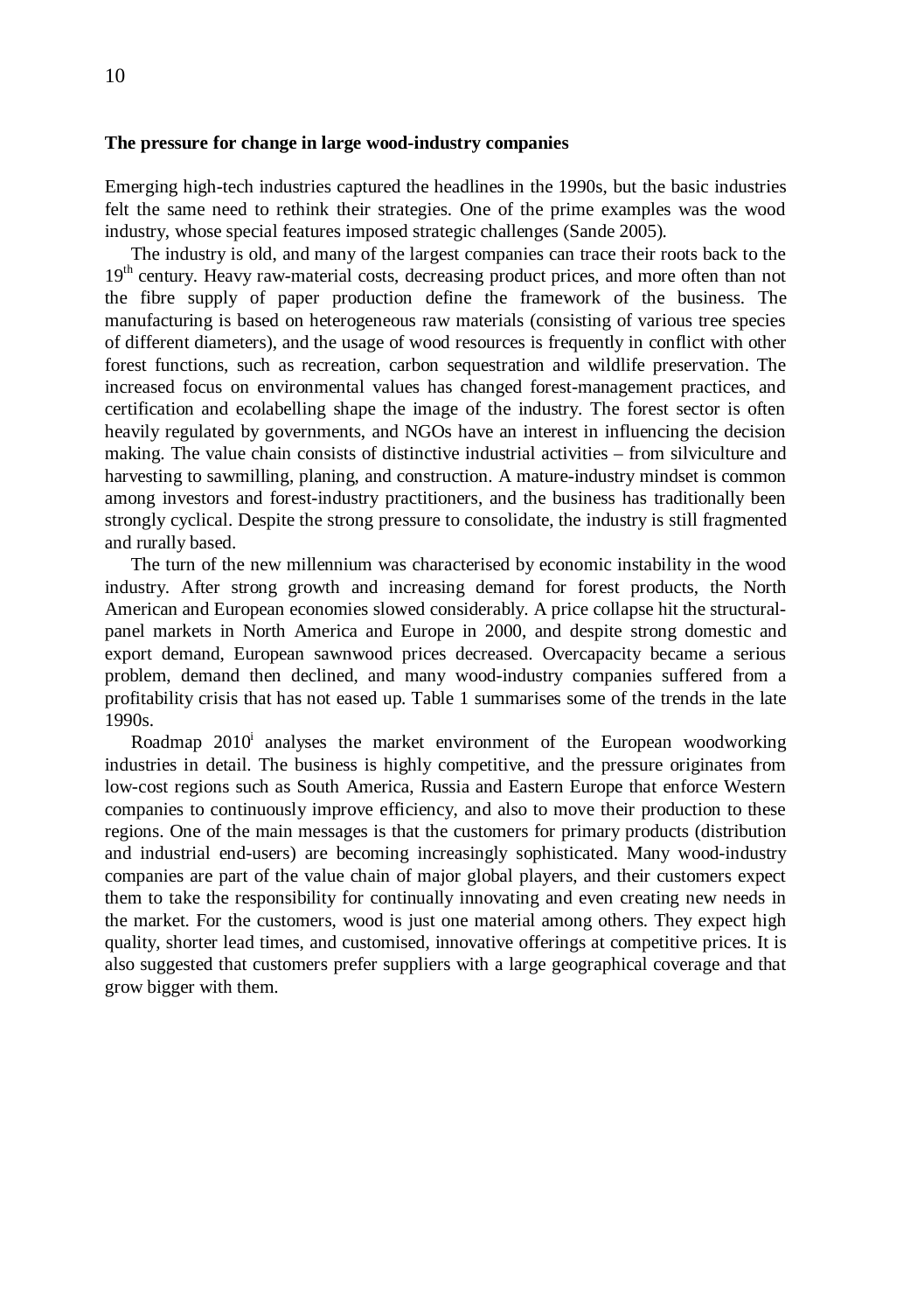### The pressure for change in large wood-industry companies

Emerging high-tech industries captured the headlines in the 1990s, but the basic industries felt the same need to rethink their strategies. One of the prime examples was the wood industry, whose special features imposed strategic challenges (Sande 2005).

The industry is old, and many of the largest companies can trace their roots back to the 19th century. Heavy raw-material costs, decreasing product prices, and more often than not the fibre supply of paper production define the framework of the business. The manufacturing is based on heterogeneous raw materials (consisting of various tree species of different diameters), and the usage of wood resources is frequently in conflict with other forest functions, such as recreation, carbon sequestration and wildlife preservation. The increased focus on environmental values has changed forest-management practices, and certification and ecolabelling shape the image of the industry. The forest sector is often heavily regulated by governments, and NGOs have an interest in influencing the decision making. The value chain consists of distinctive industrial activities – from silviculture and harvesting to sawmilling, planing, and construction. A mature-industry mindset is common among investors and forest-industry practitioners, and the business has traditionally been strongly cyclical. Despite the strong pressure to consolidate, the industry is still fragmented and rurally based.

The turn of the new millennium was characterised by economic instability in the wood industry. After strong growth and increasing demand for forest products, the North American and European economies slowed considerably. A price collapse hit the structural-panel markets in North America and Europe in 2000, and despite strong domestic and export demand, European sawnwood prices decreased. Overcapacity became a serious problem, demand then declined, and many wood-industry companies suffered from a profitability crisis that has not eased up. Table 1 summarises some of the trends in the late 1990s.

Roadmap 2010[i] analyses the market environment of the European woodworking industries in detail. The business is highly competitive, and the pressure originates from low-cost regions such as South America, Russia and Eastern Europe that enforce Western companies to continuously improve efficiency, and also to move their production to these regions. One of the main messages is that the customers for primary products (distribution and industrial end-users) are becoming increasingly sophisticated. Many wood-industry companies are part of the value chain of major global players, and their customers expect them to take the responsibility for continually innovating and even creating new needs in the market. For the customers, wood is just one material among others. They expect high quality, shorter lead times, and customised, innovative offerings at competitive prices. It is also suggested that customers prefer suppliers with a large geographical coverage and that grow bigger with them.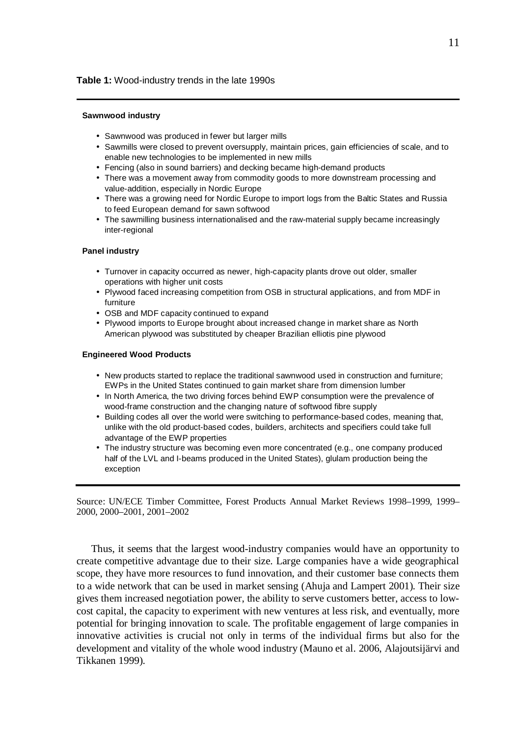**Table 1:** Wood-industry trends in the late 1990s

**Sawnwood industry**

- Sawnwood was produced in fewer but larger mills
- Sawmills were closed to prevent oversupply, maintain prices, gain efficiencies of scale, and to enable new technologies to be implemented in new mills
- Fencing (also in sound barriers) and decking became high-demand products
- There was a movement away from commodity goods to more downstream processing and value-addition, especially in Nordic Europe
- There was a growing need for Nordic Europe to import logs from the Baltic States and Russia to feed European demand for sawn softwood
- The sawmilling business internationalised and the raw-material supply became increasingly inter-regional

**Panel industry**

- Turnover in capacity occurred as newer, high-capacity plants drove out older, smaller operations with higher unit costs
- Plywood faced increasing competition from OSB in structural applications, and from MDF in furniture
- OSB and MDF capacity continued to expand
- Plywood imports to Europe brought about increased change in market share as North American plywood was substituted by cheaper Brazilian elliotis pine plywood

**Engineered Wood Products**

- New products started to replace the traditional sawnwood used in construction and furniture; EWPs in the United States continued to gain market share from dimension lumber
- In North America, the two driving forces behind EWP consumption were the prevalence of wood-frame construction and the changing nature of softwood fibre supply
- Building codes all over the world were switching to performance-based codes, meaning that, unlike with the old product-based codes, builders, architects and specifiers could take full advantage of the EWP properties
- The industry structure was becoming even more concentrated (e.g., one company produced half of the LVL and I-beams produced in the United States), glulam production being the exception

Source: UN/ECE Timber Committee, Forest Products Annual Market Reviews 1998–1999, 1999–2000, 2000–2001, 2001–2002

Thus, it seems that the largest wood-industry companies would have an opportunity to create competitive advantage due to their size. Large companies have a wide geographical scope, they have more resources to fund innovation, and their customer base connects them to a wide network that can be used in market sensing (Ahuja and Lampert 2001). Their size gives them increased negotiation power, the ability to serve customers better, access to low-cost capital, the capacity to experiment with new ventures at less risk, and eventually, more potential for bringing innovation to scale. The profitable engagement of large companies in innovative activities is crucial not only in terms of the individual firms but also for the development and vitality of the whole wood industry (Mauno et al. 2006, Alajoutsijärvi and Tikkanen 1999).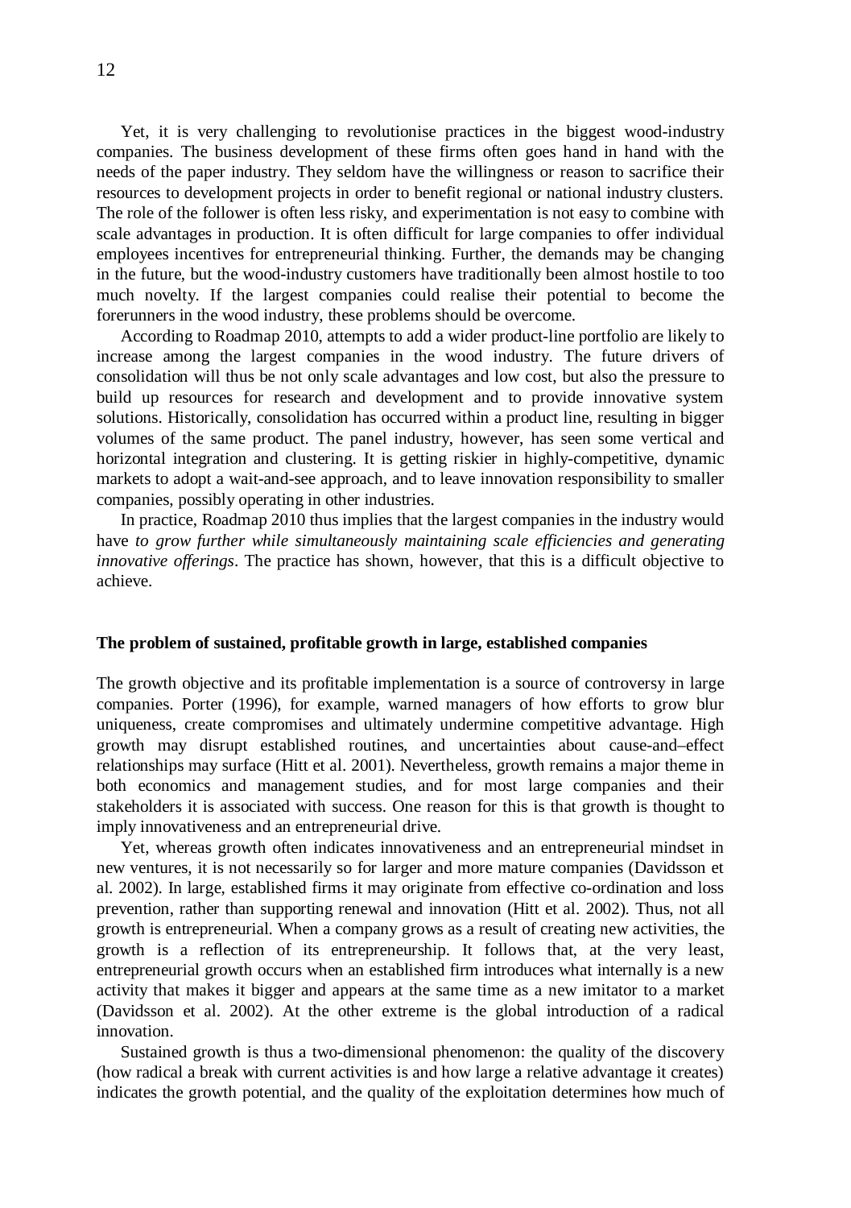Yet, it is very challenging to revolutionise practices in the biggest wood-industry companies. The business development of these firms often goes hand in hand with the needs of the paper industry. They seldom have the willingness or reason to sacrifice their resources to development projects in order to benefit regional or national industry clusters. The role of the follower is often less risky, and experimentation is not easy to combine with scale advantages in production. It is often difficult for large companies to offer individual employees incentives for entrepreneurial thinking. Further, the demands may be changing in the future, but the wood-industry customers have traditionally been almost hostile to too much novelty. If the largest companies could realise their potential to become the forerunners in the wood industry, these problems should be overcome.

According to Roadmap 2010, attempts to add a wider product-line portfolio are likely to increase among the largest companies in the wood industry. The future drivers of consolidation will thus be not only scale advantages and low cost, but also the pressure to build up resources for research and development and to provide innovative system solutions. Historically, consolidation has occurred within a product line, resulting in bigger volumes of the same product. The panel industry, however, has seen some vertical and horizontal integration and clustering. It is getting riskier in highly-competitive, dynamic markets to adopt a wait-and-see approach, and to leave innovation responsibility to smaller companies, possibly operating in other industries.

In practice, Roadmap 2010 thus implies that the largest companies in the industry would have *to grow further while simultaneously maintaining scale efficiencies and generating innovative offerings*. The practice has shown, however, that this is a difficult objective to achieve.

### The problem of sustained, profitable growth in large, established companies

The growth objective and its profitable implementation is a source of controversy in large companies. Porter (1996), for example, warned managers of how efforts to grow blur uniqueness, create compromises and ultimately undermine competitive advantage. High growth may disrupt established routines, and uncertainties about cause-and–effect relationships may surface (Hitt et al. 2001). Nevertheless, growth remains a major theme in both economics and management studies, and for most large companies and their stakeholders it is associated with success. One reason for this is that growth is thought to imply innovativeness and an entrepreneurial drive.

Yet, whereas growth often indicates innovativeness and an entrepreneurial mindset in new ventures, it is not necessarily so for larger and more mature companies (Davidsson et al. 2002). In large, established firms it may originate from effective co-ordination and loss prevention, rather than supporting renewal and innovation (Hitt et al. 2002). Thus, not all growth is entrepreneurial. When a company grows as a result of creating new activities, the growth is a reflection of its entrepreneurship. It follows that, at the very least, entrepreneurial growth occurs when an established firm introduces what internally is a new activity that makes it bigger and appears at the same time as a new imitator to a market (Davidsson et al. 2002). At the other extreme is the global introduction of a radical innovation.

Sustained growth is thus a two-dimensional phenomenon: the quality of the discovery (how radical a break with current activities is and how large a relative advantage it creates) indicates the growth potential, and the quality of the exploitation determines how much of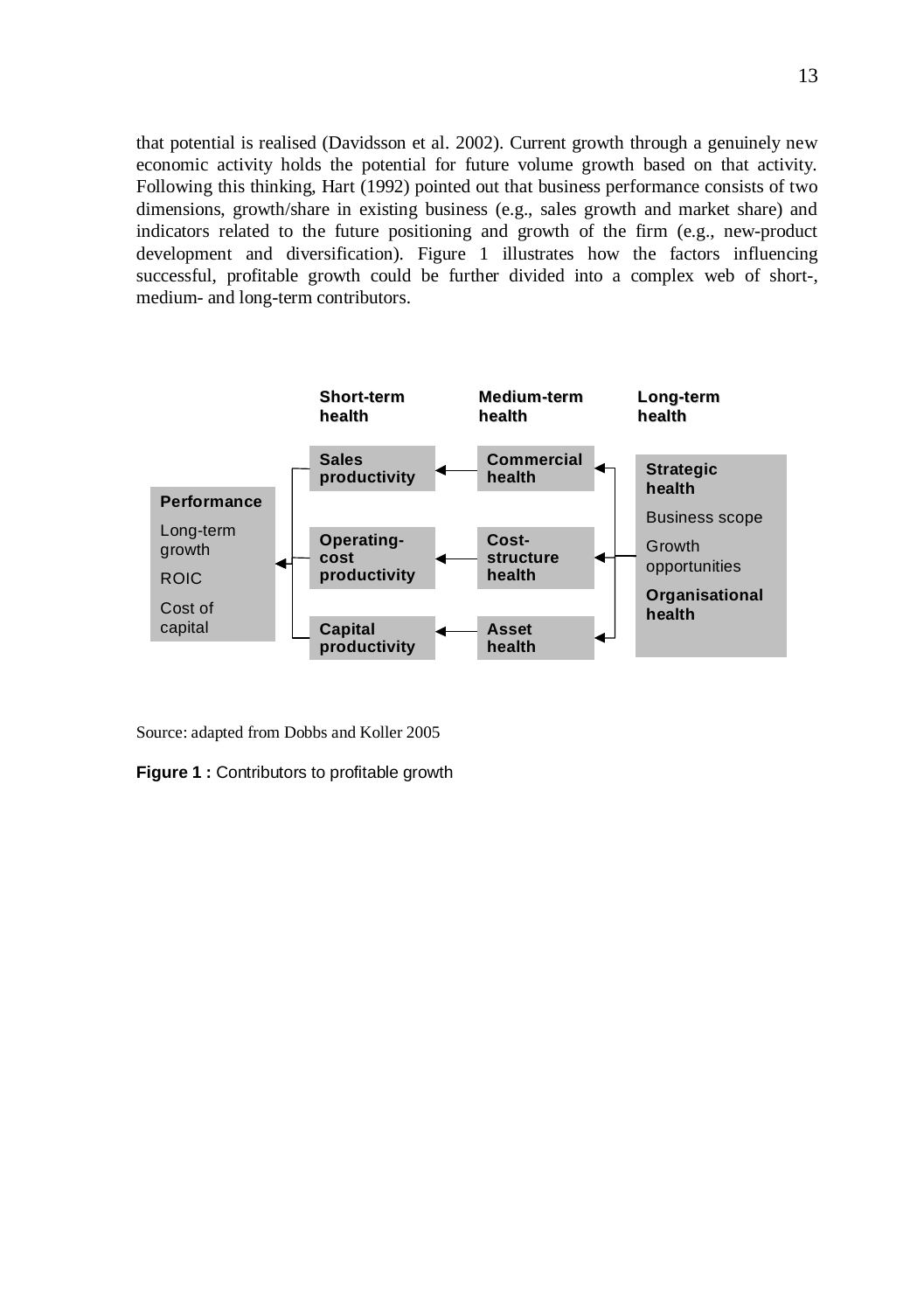that potential is realised (Davidsson et al. 2002). Current growth through a genuinely new economic activity holds the potential for future volume growth based on that activity. Following this thinking, Hart (1992) pointed out that business performance consists of two dimensions, growth/share in existing business (e.g., sales growth and market share) and indicators related to the future positioning and growth of the firm (e.g., new-product development and diversification). Figure 1 illustrates how the factors influencing successful, profitable growth could be further divided into a complex web of short-, medium- and long-term contributors.

| Performance | Short-term health | Medium-term health | Long-term health |
| --- | --- | --- | --- |
| Long-term growth | Sales productivity ← | Commercial health ← | Strategic health: Business scope, Growth opportunities |
| ROIC | Operating-cost productivity ← | Cost-structure health ← | Organisational health |
| Cost of capital | Capital productivity ← | Asset health ← | |

Source: adapted from Dobbs and Koller 2005

**Figure 1 :** Contributors to profitable growth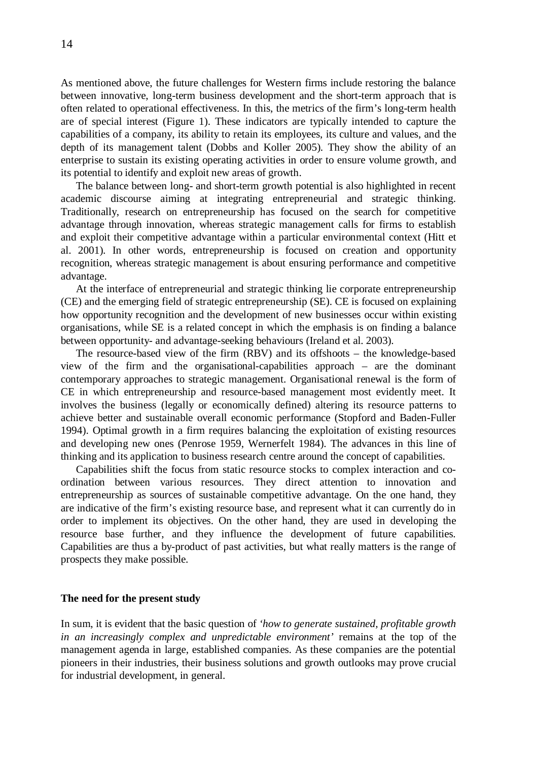As mentioned above, the future challenges for Western firms include restoring the balance between innovative, long-term business development and the short-term approach that is often related to operational effectiveness. In this, the metrics of the firm's long-term health are of special interest (Figure 1). These indicators are typically intended to capture the capabilities of a company, its ability to retain its employees, its culture and values, and the depth of its management talent (Dobbs and Koller 2005). They show the ability of an enterprise to sustain its existing operating activities in order to ensure volume growth, and its potential to identify and exploit new areas of growth.

The balance between long- and short-term growth potential is also highlighted in recent academic discourse aiming at integrating entrepreneurial and strategic thinking. Traditionally, research on entrepreneurship has focused on the search for competitive advantage through innovation, whereas strategic management calls for firms to establish and exploit their competitive advantage within a particular environmental context (Hitt et al. 2001). In other words, entrepreneurship is focused on creation and opportunity recognition, whereas strategic management is about ensuring performance and competitive advantage.

At the interface of entrepreneurial and strategic thinking lie corporate entrepreneurship (CE) and the emerging field of strategic entrepreneurship (SE). CE is focused on explaining how opportunity recognition and the development of new businesses occur within existing organisations, while SE is a related concept in which the emphasis is on finding a balance between opportunity- and advantage-seeking behaviours (Ireland et al. 2003).

The resource-based view of the firm (RBV) and its offshoots – the knowledge-based view of the firm and the organisational-capabilities approach – are the dominant contemporary approaches to strategic management. Organisational renewal is the form of CE in which entrepreneurship and resource-based management most evidently meet. It involves the business (legally or economically defined) altering its resource patterns to achieve better and sustainable overall economic performance (Stopford and Baden-Fuller 1994). Optimal growth in a firm requires balancing the exploitation of existing resources and developing new ones (Penrose 1959, Wernerfelt 1984). The advances in this line of thinking and its application to business research centre around the concept of capabilities.

Capabilities shift the focus from static resource stocks to complex interaction and co-ordination between various resources. They direct attention to innovation and entrepreneurship as sources of sustainable competitive advantage. On the one hand, they are indicative of the firm's existing resource base, and represent what it can currently do in order to implement its objectives. On the other hand, they are used in developing the resource base further, and they influence the development of future capabilities. Capabilities are thus a by-product of past activities, but what really matters is the range of prospects they make possible.

### The need for the present study

In sum, it is evident that the basic question of *'how to generate sustained, profitable growth in an increasingly complex and unpredictable environment'* remains at the top of the management agenda in large, established companies. As these companies are the potential pioneers in their industries, their business solutions and growth outlooks may prove crucial for industrial development, in general.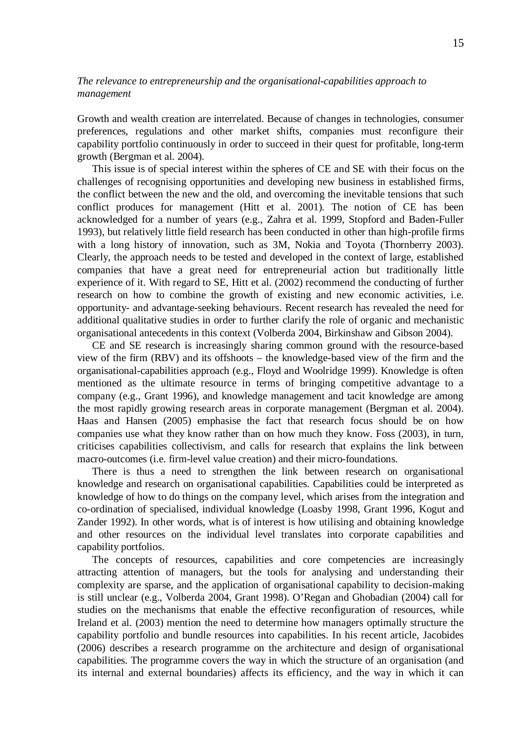*The relevance to entrepreneurship and the organisational-capabilities approach to management*

Growth and wealth creation are interrelated. Because of changes in technologies, consumer preferences, regulations and other market shifts, companies must reconfigure their capability portfolio continuously in order to succeed in their quest for profitable, long-term growth (Bergman et al. 2004).

This issue is of special interest within the spheres of CE and SE with their focus on the challenges of recognising opportunities and developing new business in established firms, the conflict between the new and the old, and overcoming the inevitable tensions that such conflict produces for management (Hitt et al. 2001). The notion of CE has been acknowledged for a number of years (e.g., Zahra et al. 1999, Stopford and Baden-Fuller 1993), but relatively little field research has been conducted in other than high-profile firms with a long history of innovation, such as 3M, Nokia and Toyota (Thornberry 2003). Clearly, the approach needs to be tested and developed in the context of large, established companies that have a great need for entrepreneurial action but traditionally little experience of it. With regard to SE, Hitt et al. (2002) recommend the conducting of further research on how to combine the growth of existing and new economic activities, i.e. opportunity- and advantage-seeking behaviours. Recent research has revealed the need for additional qualitative studies in order to further clarify the role of organic and mechanistic organisational antecedents in this context (Volberda 2004, Birkinshaw and Gibson 2004).

CE and SE research is increasingly sharing common ground with the resource-based view of the firm (RBV) and its offshoots – the knowledge-based view of the firm and the organisational-capabilities approach (e.g., Floyd and Woolridge 1999). Knowledge is often mentioned as the ultimate resource in terms of bringing competitive advantage to a company (e.g., Grant 1996), and knowledge management and tacit knowledge are among the most rapidly growing research areas in corporate management (Bergman et al. 2004). Haas and Hansen (2005) emphasise the fact that research focus should be on how companies use what they know rather than on how much they know. Foss (2003), in turn, criticises capabilities collectivism, and calls for research that explains the link between macro-outcomes (i.e. firm-level value creation) and their micro-foundations.

There is thus a need to strengthen the link between research on organisational knowledge and research on organisational capabilities. Capabilities could be interpreted as knowledge of how to do things on the company level, which arises from the integration and co-ordination of specialised, individual knowledge (Loasby 1998, Grant 1996, Kogut and Zander 1992). In other words, what is of interest is how utilising and obtaining knowledge and other resources on the individual level translates into corporate capabilities and capability portfolios.

The concepts of resources, capabilities and core competencies are increasingly attracting attention of managers, but the tools for analysing and understanding their complexity are sparse, and the application of organisational capability to decision-making is still unclear (e.g., Volberda 2004, Grant 1998). O'Regan and Ghobadian (2004) call for studies on the mechanisms that enable the effective reconfiguration of resources, while Ireland et al. (2003) mention the need to determine how managers optimally structure the capability portfolio and bundle resources into capabilities. In his recent article, Jacobides (2006) describes a research programme on the architecture and design of organisational capabilities. The programme covers the way in which the structure of an organisation (and its internal and external boundaries) affects its efficiency, and the way in which it can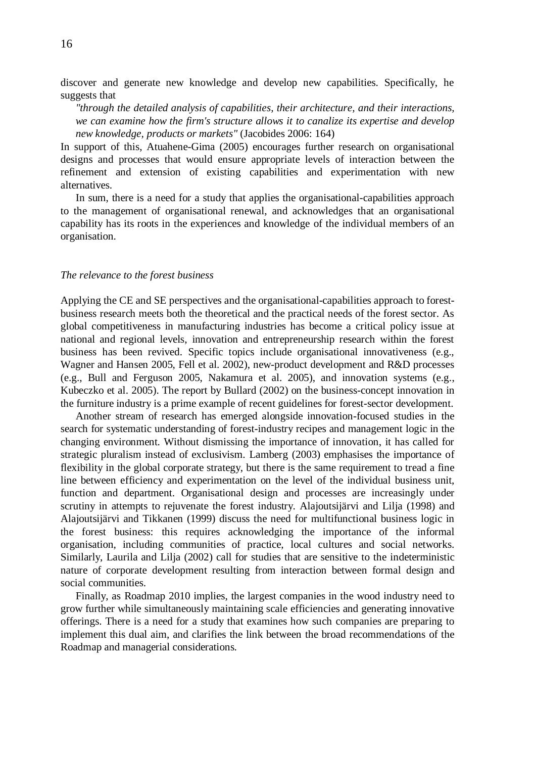discover and generate new knowledge and develop new capabilities. Specifically, he suggests that

> *"through the detailed analysis of capabilities, their architecture, and their interactions, we can examine how the firm's structure allows it to canalize its expertise and develop new knowledge, products or markets"* (Jacobides 2006: 164)

In support of this, Atuahene-Gima (2005) encourages further research on organisational designs and processes that would ensure appropriate levels of interaction between the refinement and extension of existing capabilities and experimentation with new alternatives.

In sum, there is a need for a study that applies the organisational-capabilities approach to the management of organisational renewal, and acknowledges that an organisational capability has its roots in the experiences and knowledge of the individual members of an organisation.

### *The relevance to the forest business*

Applying the CE and SE perspectives and the organisational-capabilities approach to forest-business research meets both the theoretical and the practical needs of the forest sector. As global competitiveness in manufacturing industries has become a critical policy issue at national and regional levels, innovation and entrepreneurship research within the forest business has been revived. Specific topics include organisational innovativeness (e.g., Wagner and Hansen 2005, Fell et al. 2002), new-product development and R&D processes (e.g., Bull and Ferguson 2005, Nakamura et al. 2005), and innovation systems (e.g., Kubeczko et al. 2005). The report by Bullard (2002) on the business-concept innovation in the furniture industry is a prime example of recent guidelines for forest-sector development.

Another stream of research has emerged alongside innovation-focused studies in the search for systematic understanding of forest-industry recipes and management logic in the changing environment. Without dismissing the importance of innovation, it has called for strategic pluralism instead of exclusivism. Lamberg (2003) emphasises the importance of flexibility in the global corporate strategy, but there is the same requirement to tread a fine line between efficiency and experimentation on the level of the individual business unit, function and department. Organisational design and processes are increasingly under scrutiny in attempts to rejuvenate the forest industry. Alajoutsijärvi and Lilja (1998) and Alajoutsijärvi and Tikkanen (1999) discuss the need for multifunctional business logic in the forest business: this requires acknowledging the importance of the informal organisation, including communities of practice, local cultures and social networks. Similarly, Laurila and Lilja (2002) call for studies that are sensitive to the indeterministic nature of corporate development resulting from interaction between formal design and social communities.

Finally, as Roadmap 2010 implies, the largest companies in the wood industry need to grow further while simultaneously maintaining scale efficiencies and generating innovative offerings. There is a need for a study that examines how such companies are preparing to implement this dual aim, and clarifies the link between the broad recommendations of the Roadmap and managerial considerations.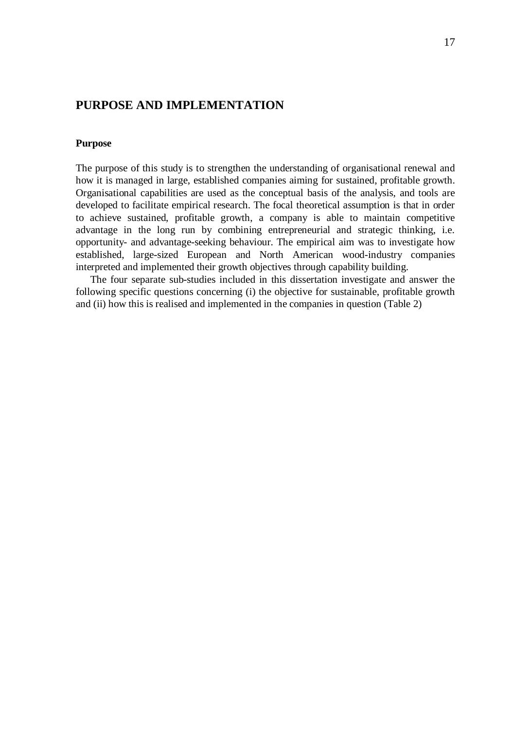# PURPOSE AND IMPLEMENTATION

## Purpose

The purpose of this study is to strengthen the understanding of organisational renewal and how it is managed in large, established companies aiming for sustained, profitable growth. Organisational capabilities are used as the conceptual basis of the analysis, and tools are developed to facilitate empirical research. The focal theoretical assumption is that in order to achieve sustained, profitable growth, a company is able to maintain competitive advantage in the long run by combining entrepreneurial and strategic thinking, i.e. opportunity- and advantage-seeking behaviour. The empirical aim was to investigate how established, large-sized European and North American wood-industry companies interpreted and implemented their growth objectives through capability building.

The four separate sub-studies included in this dissertation investigate and answer the following specific questions concerning (i) the objective for sustainable, profitable growth and (ii) how this is realised and implemented in the companies in question (Table 2)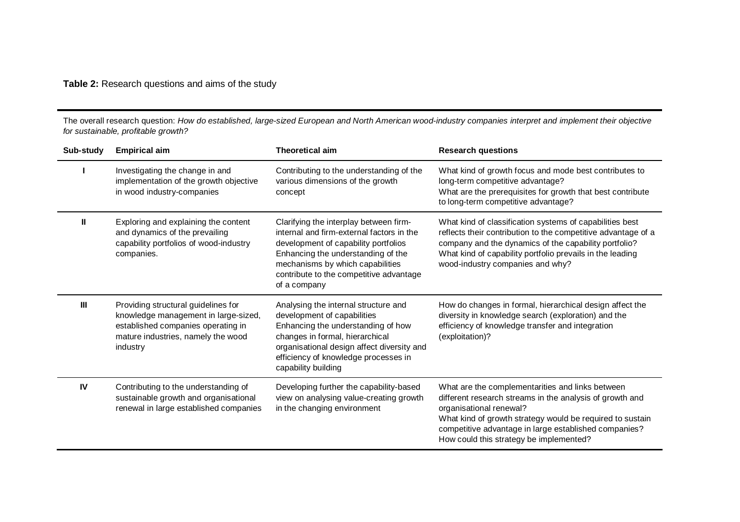**Table 2:** Research questions and aims of the study

The overall research question: *How do established, large-sized European and North American wood-industry companies interpret and implement their objective for sustainable, profitable growth?*

| Sub-study | Empirical aim | Theoretical aim | Research questions |
|---|---|---|---|
| I | Investigating the change in and implementation of the growth objective in wood industry-companies | Contributing to the understanding of the various dimensions of the growth concept | What kind of growth focus and mode best contributes to long-term competitive advantage?<br>What are the prerequisites for growth that best contribute to long-term competitive advantage? |
| II | Exploring and explaining the content and dynamics of the prevailing capability portfolios of wood-industry companies. | Clarifying the interplay between firm-internal and firm-external factors in the development of capability portfolios<br>Enhancing the understanding of the mechanisms by which capabilities contribute to the competitive advantage of a company | What kind of classification systems of capabilities best reflects their contribution to the competitive advantage of a company and the dynamics of the capability portfolio?<br>What kind of capability portfolio prevails in the leading wood-industry companies and why? |
| III | Providing structural guidelines for knowledge management in large-sized, established companies operating in mature industries, namely the wood industry | Analysing the internal structure and development of capabilities<br>Enhancing the understanding of how changes in formal, hierarchical organisational design affect diversity and efficiency of knowledge processes in capability building | How do changes in formal, hierarchical design affect the diversity in knowledge search (exploration) and the efficiency of knowledge transfer and integration (exploitation)? |
| IV | Contributing to the understanding of sustainable growth and organisational renewal in large established companies | Developing further the capability-based view on analysing value-creating growth in the changing environment | What are the complementarities and links between different research streams in the analysis of growth and organisational renewal?<br>What kind of growth strategy would be required to sustain competitive advantage in large established companies?<br>How could this strategy be implemented? |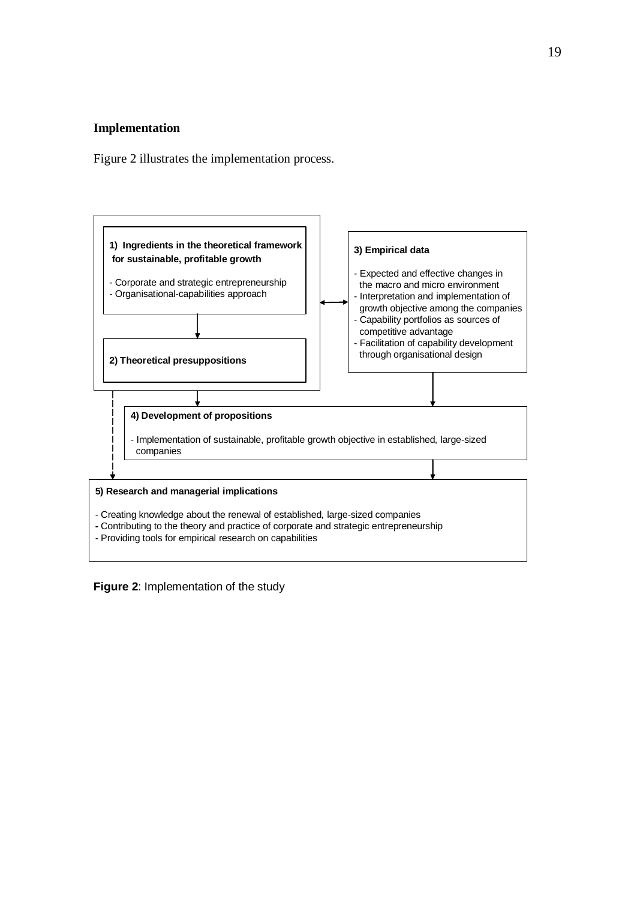**Implementation**

Figure 2 illustrates the implementation process.

**1) Ingredients in the theoretical framework for sustainable, profitable growth**

- Corporate and strategic entrepreneurship
- Organisational-capabilities approach

**2) Theoretical presuppositions**

**3) Empirical data**

- Expected and effective changes in the macro and micro environment
- Interpretation and implementation of growth objective among the companies
- Capability portfolios as sources of competitive advantage
- Facilitation of capability development through organisational design

**4) Development of propositions**

- Implementation of sustainable, profitable growth objective in established, large-sized companies

**5) Research and managerial implications**

- Creating knowledge about the renewal of established, large-sized companies
- Contributing to the theory and practice of corporate and strategic entrepreneurship
- Providing tools for empirical research on capabilities

**Figure 2**: Implementation of the study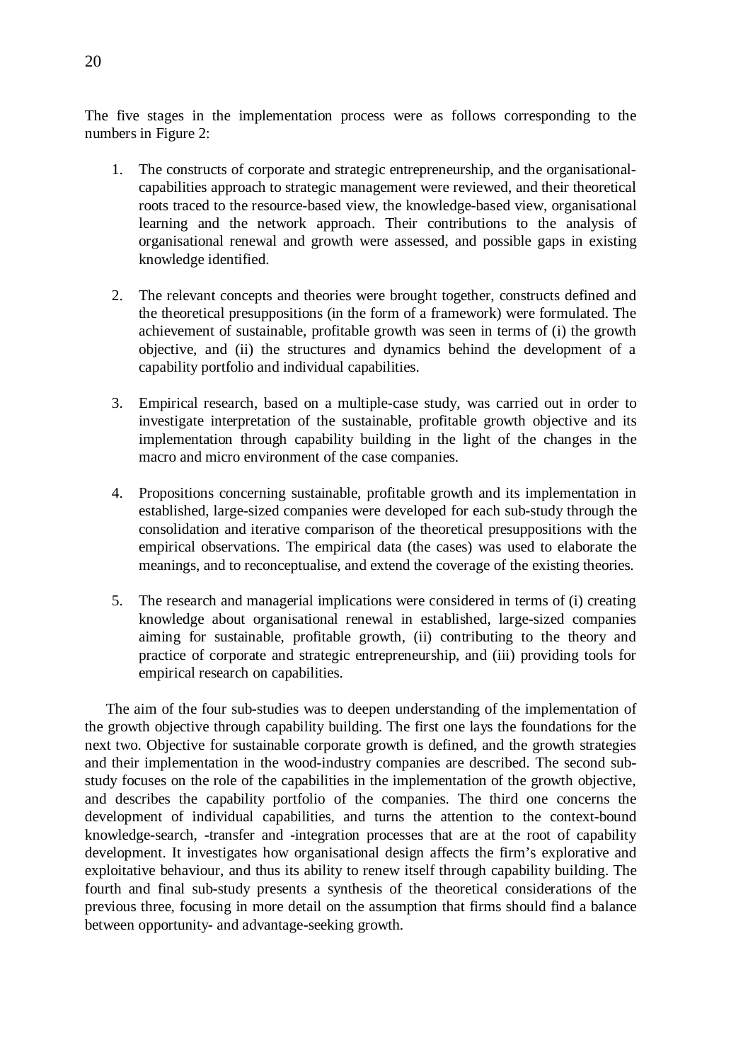The five stages in the implementation process were as follows corresponding to the numbers in Figure 2:

1. The constructs of corporate and strategic entrepreneurship, and the organisational-capabilities approach to strategic management were reviewed, and their theoretical roots traced to the resource-based view, the knowledge-based view, organisational learning and the network approach. Their contributions to the analysis of organisational renewal and growth were assessed, and possible gaps in existing knowledge identified.

2. The relevant concepts and theories were brought together, constructs defined and the theoretical presuppositions (in the form of a framework) were formulated. The achievement of sustainable, profitable growth was seen in terms of (i) the growth objective, and (ii) the structures and dynamics behind the development of a capability portfolio and individual capabilities.

3. Empirical research, based on a multiple-case study, was carried out in order to investigate interpretation of the sustainable, profitable growth objective and its implementation through capability building in the light of the changes in the macro and micro environment of the case companies.

4. Propositions concerning sustainable, profitable growth and its implementation in established, large-sized companies were developed for each sub-study through the consolidation and iterative comparison of the theoretical presuppositions with the empirical observations. The empirical data (the cases) was used to elaborate the meanings, and to reconceptualise, and extend the coverage of the existing theories.

5. The research and managerial implications were considered in terms of (i) creating knowledge about organisational renewal in established, large-sized companies aiming for sustainable, profitable growth, (ii) contributing to the theory and practice of corporate and strategic entrepreneurship, and (iii) providing tools for empirical research on capabilities.

The aim of the four sub-studies was to deepen understanding of the implementation of the growth objective through capability building. The first one lays the foundations for the next two. Objective for sustainable corporate growth is defined, and the growth strategies and their implementation in the wood-industry companies are described. The second sub-study focuses on the role of the capabilities in the implementation of the growth objective, and describes the capability portfolio of the companies. The third one concerns the development of individual capabilities, and turns the attention to the context-bound knowledge-search, -transfer and -integration processes that are at the root of capability development. It investigates how organisational design affects the firm's explorative and exploitative behaviour, and thus its ability to renew itself through capability building. The fourth and final sub-study presents a synthesis of the theoretical considerations of the previous three, focusing in more detail on the assumption that firms should find a balance between opportunity- and advantage-seeking growth.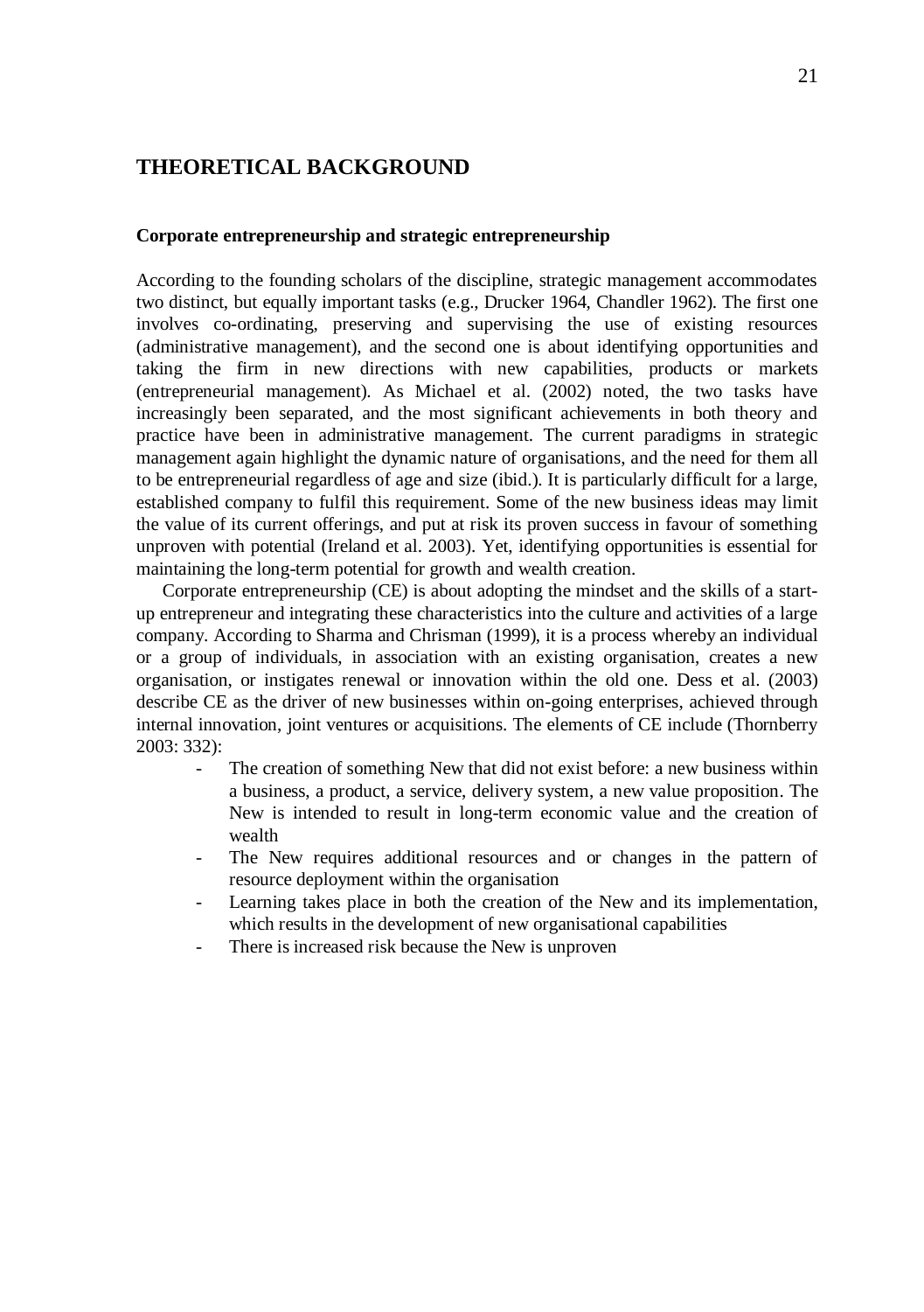# THEORETICAL BACKGROUND

### Corporate entrepreneurship and strategic entrepreneurship

According to the founding scholars of the discipline, strategic management accommodates two distinct, but equally important tasks (e.g., Drucker 1964, Chandler 1962). The first one involves co-ordinating, preserving and supervising the use of existing resources (administrative management), and the second one is about identifying opportunities and taking the firm in new directions with new capabilities, products or markets (entrepreneurial management). As Michael et al. (2002) noted, the two tasks have increasingly been separated, and the most significant achievements in both theory and practice have been in administrative management. The current paradigms in strategic management again highlight the dynamic nature of organisations, and the need for them all to be entrepreneurial regardless of age and size (ibid.). It is particularly difficult for a large, established company to fulfil this requirement. Some of the new business ideas may limit the value of its current offerings, and put at risk its proven success in favour of something unproven with potential (Ireland et al. 2003). Yet, identifying opportunities is essential for maintaining the long-term potential for growth and wealth creation.

Corporate entrepreneurship (CE) is about adopting the mindset and the skills of a start-up entrepreneur and integrating these characteristics into the culture and activities of a large company. According to Sharma and Chrisman (1999), it is a process whereby an individual or a group of individuals, in association with an existing organisation, creates a new organisation, or instigates renewal or innovation within the old one. Dess et al. (2003) describe CE as the driver of new businesses within on-going enterprises, achieved through internal innovation, joint ventures or acquisitions. The elements of CE include (Thornberry 2003: 332):

- The creation of something New that did not exist before: a new business within a business, a product, a service, delivery system, a new value proposition. The New is intended to result in long-term economic value and the creation of wealth
- The New requires additional resources and or changes in the pattern of resource deployment within the organisation
- Learning takes place in both the creation of the New and its implementation, which results in the development of new organisational capabilities
- There is increased risk because the New is unproven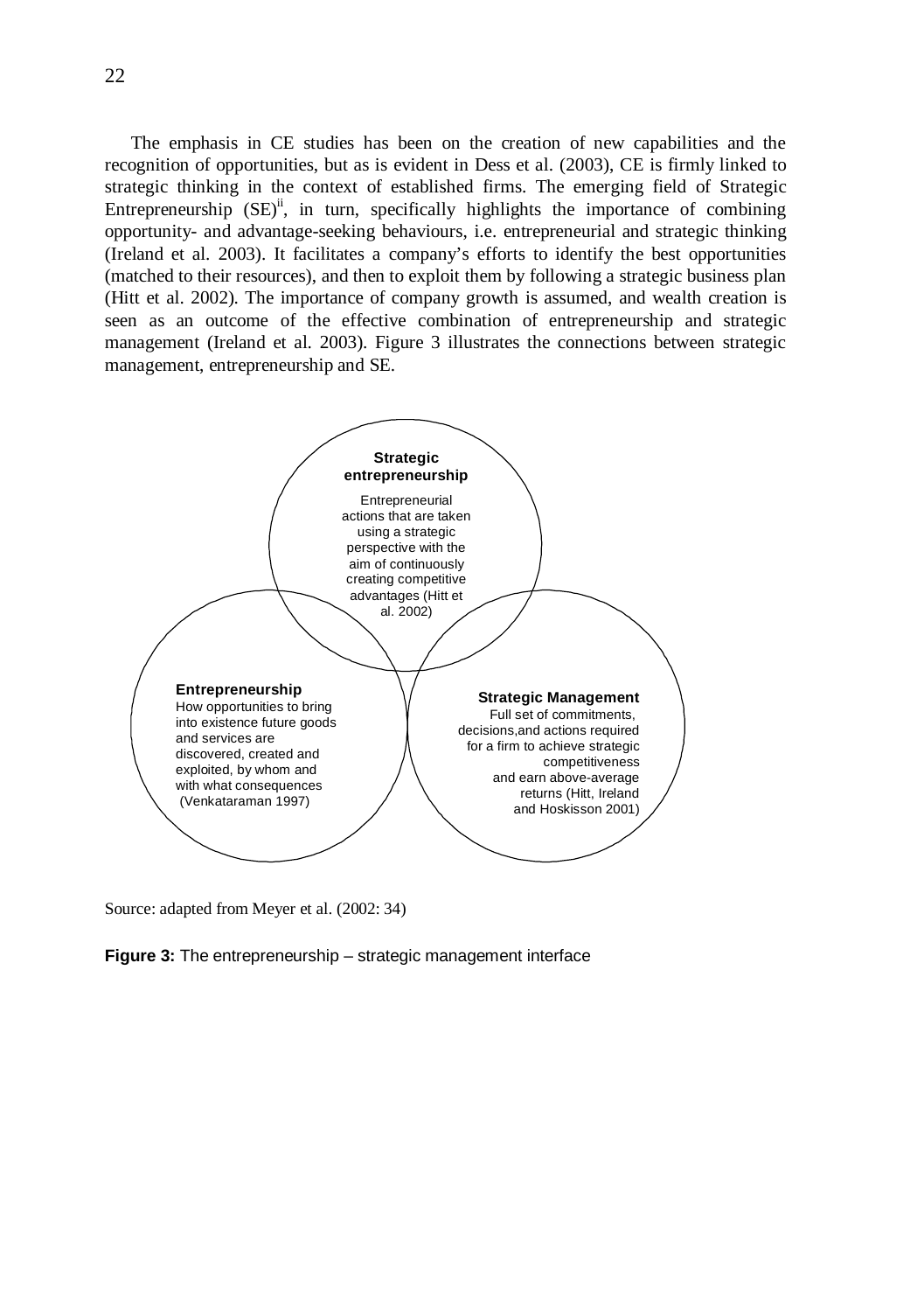The emphasis in CE studies has been on the creation of new capabilities and the recognition of opportunities, but as is evident in Dess et al. (2003), CE is firmly linked to strategic thinking in the context of established firms. The emerging field of Strategic Entrepreneurship (SE)[ii], in turn, specifically highlights the importance of combining opportunity- and advantage-seeking behaviours, i.e. entrepreneurial and strategic thinking (Ireland et al. 2003). It facilitates a company's efforts to identify the best opportunities (matched to their resources), and then to exploit them by following a strategic business plan (Hitt et al. 2002). The importance of company growth is assumed, and wealth creation is seen as an outcome of the effective combination of entrepreneurship and strategic management (Ireland et al. 2003). Figure 3 illustrates the connections between strategic management, entrepreneurship and SE.

**Strategic entrepreneurship**
Entrepreneurial actions that are taken using a strategic perspective with the aim of continuously creating competitive advantages (Hitt et al. 2002)

**Entrepreneurship**
How opportunities to bring into existence future goods and services are discovered, created and exploited, by whom and with what consequences (Venkataraman 1997)

**Strategic Management**
Full set of commitments, decisions,and actions required for a firm to achieve strategic competitiveness and earn above-average returns (Hitt, Ireland and Hoskisson 2001)

Source: adapted from Meyer et al. (2002: 34)

**Figure 3:** The entrepreneurship – strategic management interface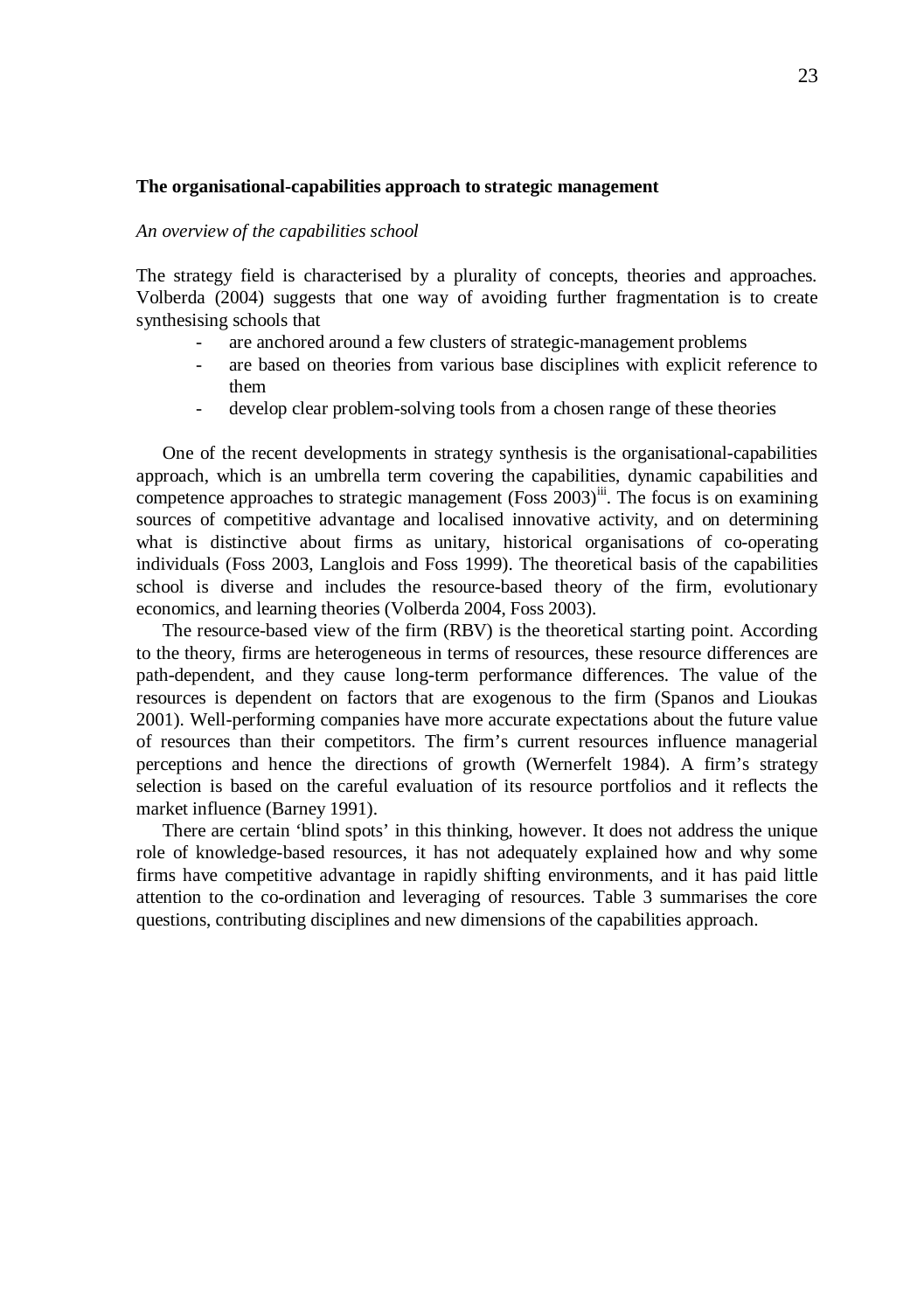**The organisational-capabilities approach to strategic management**

*An overview of the capabilities school*

The strategy field is characterised by a plurality of concepts, theories and approaches. Volberda (2004) suggests that one way of avoiding further fragmentation is to create synthesising schools that

- are anchored around a few clusters of strategic-management problems
- are based on theories from various base disciplines with explicit reference to them
- develop clear problem-solving tools from a chosen range of these theories

One of the recent developments in strategy synthesis is the organisational-capabilities approach, which is an umbrella term covering the capabilities, dynamic capabilities and competence approaches to strategic management (Foss 2003)[iii]. The focus is on examining sources of competitive advantage and localised innovative activity, and on determining what is distinctive about firms as unitary, historical organisations of co-operating individuals (Foss 2003, Langlois and Foss 1999). The theoretical basis of the capabilities school is diverse and includes the resource-based theory of the firm, evolutionary economics, and learning theories (Volberda 2004, Foss 2003).

The resource-based view of the firm (RBV) is the theoretical starting point. According to the theory, firms are heterogeneous in terms of resources, these resource differences are path-dependent, and they cause long-term performance differences. The value of the resources is dependent on factors that are exogenous to the firm (Spanos and Lioukas 2001). Well-performing companies have more accurate expectations about the future value of resources than their competitors. The firm's current resources influence managerial perceptions and hence the directions of growth (Wernerfelt 1984). A firm's strategy selection is based on the careful evaluation of its resource portfolios and it reflects the market influence (Barney 1991).

There are certain 'blind spots' in this thinking, however. It does not address the unique role of knowledge-based resources, it has not adequately explained how and why some firms have competitive advantage in rapidly shifting environments, and it has paid little attention to the co-ordination and leveraging of resources. Table 3 summarises the core questions, contributing disciplines and new dimensions of the capabilities approach.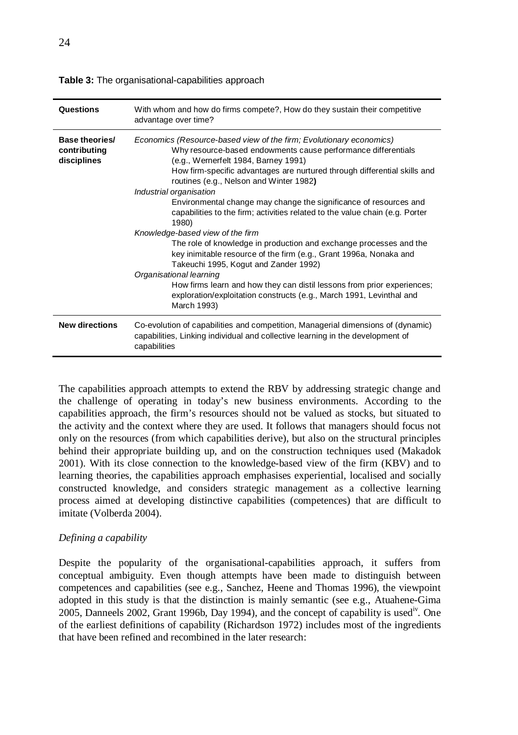**Table 3:** The organisational-capabilities approach

| Questions | With whom and how do firms compete?, How do they sustain their competitive advantage over time? |
|---|---|
| **Base theories/ contributing disciplines** | *Economics (Resource-based view of the firm; Evolutionary economics)*<br>Why resource-based endowments cause performance differentials (e.g., Wernerfelt 1984, Barney 1991)<br>How firm-specific advantages are nurtured through differential skills and routines (e.g., Nelson and Winter 1982)<br>*Industrial organisation*<br>Environmental change may change the significance of resources and capabilities to the firm; activities related to the value chain (e.g. Porter 1980)<br>*Knowledge-based view of the firm*<br>The role of knowledge in production and exchange processes and the key inimitable resource of the firm (e.g., Grant 1996a, Nonaka and Takeuchi 1995, Kogut and Zander 1992)<br>*Organisational learning*<br>How firms learn and how they can distil lessons from prior experiences; exploration/exploitation constructs (e.g., March 1991, Levinthal and March 1993) |
| **New directions** | Co-evolution of capabilities and competition, Managerial dimensions of (dynamic) capabilities, Linking individual and collective learning in the development of capabilities |

The capabilities approach attempts to extend the RBV by addressing strategic change and the challenge of operating in today's new business environments. According to the capabilities approach, the firm's resources should not be valued as stocks, but situated to the activity and the context where they are used. It follows that managers should focus not only on the resources (from which capabilities derive), but also on the structural principles behind their appropriate building up, and on the construction techniques used (Makadok 2001). With its close connection to the knowledge-based view of the firm (KBV) and to learning theories, the capabilities approach emphasises experiential, localised and socially constructed knowledge, and considers strategic management as a collective learning process aimed at developing distinctive capabilities (competences) that are difficult to imitate (Volberda 2004).

*Defining a capability*

Despite the popularity of the organisational-capabilities approach, it suffers from conceptual ambiguity. Even though attempts have been made to distinguish between competences and capabilities (see e.g., Sanchez, Heene and Thomas 1996), the viewpoint adopted in this study is that the distinction is mainly semantic (see e.g., Atuahene-Gima 2005, Danneels 2002, Grant 1996b, Day 1994), and the concept of capability is used[iv]. One of the earliest definitions of capability (Richardson 1972) includes most of the ingredients that have been refined and recombined in the later research: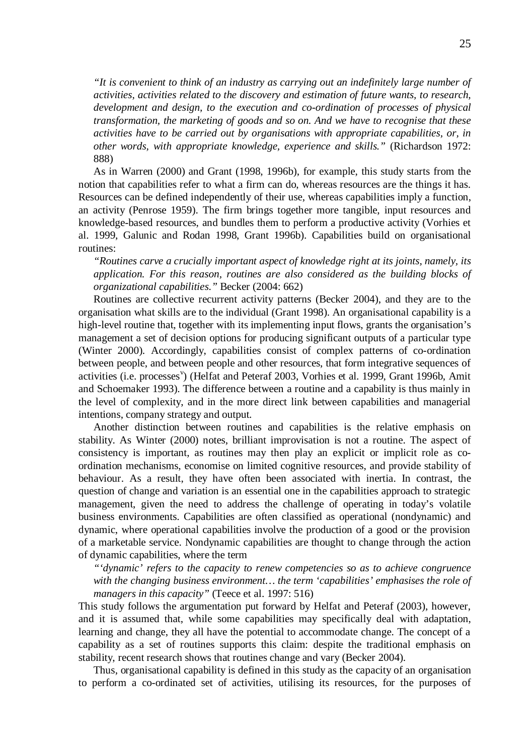*"It is convenient to think of an industry as carrying out an indefinitely large number of activities, activities related to the discovery and estimation of future wants, to research, development and design, to the execution and co-ordination of processes of physical transformation, the marketing of goods and so on. And we have to recognise that these activities have to be carried out by organisations with appropriate capabilities, or, in other words, with appropriate knowledge, experience and skills."* (Richardson 1972: 888)

As in Warren (2000) and Grant (1998, 1996b), for example, this study starts from the notion that capabilities refer to what a firm can do, whereas resources are the things it has. Resources can be defined independently of their use, whereas capabilities imply a function, an activity (Penrose 1959). The firm brings together more tangible, input resources and knowledge-based resources, and bundles them to perform a productive activity (Vorhies et al. 1999, Galunic and Rodan 1998, Grant 1996b). Capabilities build on organisational routines:

*"Routines carve a crucially important aspect of knowledge right at its joints, namely, its application. For this reason, routines are also considered as the building blocks of organizational capabilities."* Becker (2004: 662)

Routines are collective recurrent activity patterns (Becker 2004), and they are to the organisation what skills are to the individual (Grant 1998). An organisational capability is a high-level routine that, together with its implementing input flows, grants the organisation's management a set of decision options for producing significant outputs of a particular type (Winter 2000). Accordingly, capabilities consist of complex patterns of co-ordination between people, and between people and other resources, that form integrative sequences of activities (i.e. processes[v]) (Helfat and Peteraf 2003, Vorhies et al. 1999, Grant 1996b, Amit and Schoemaker 1993). The difference between a routine and a capability is thus mainly in the level of complexity, and in the more direct link between capabilities and managerial intentions, company strategy and output.

Another distinction between routines and capabilities is the relative emphasis on stability. As Winter (2000) notes, brilliant improvisation is not a routine. The aspect of consistency is important, as routines may then play an explicit or implicit role as co-ordination mechanisms, economise on limited cognitive resources, and provide stability of behaviour. As a result, they have often been associated with inertia. In contrast, the question of change and variation is an essential one in the capabilities approach to strategic management, given the need to address the challenge of operating in today's volatile business environments. Capabilities are often classified as operational (nondynamic) and dynamic, where operational capabilities involve the production of a good or the provision of a marketable service. Nondynamic capabilities are thought to change through the action of dynamic capabilities, where the term

*"'dynamic' refers to the capacity to renew competencies so as to achieve congruence with the changing business environment… the term 'capabilities' emphasises the role of managers in this capacity"* (Teece et al. 1997: 516)

This study follows the argumentation put forward by Helfat and Peteraf (2003), however, and it is assumed that, while some capabilities may specifically deal with adaptation, learning and change, they all have the potential to accommodate change. The concept of a capability as a set of routines supports this claim: despite the traditional emphasis on stability, recent research shows that routines change and vary (Becker 2004).

Thus, organisational capability is defined in this study as the capacity of an organisation to perform a co-ordinated set of activities, utilising its resources, for the purposes of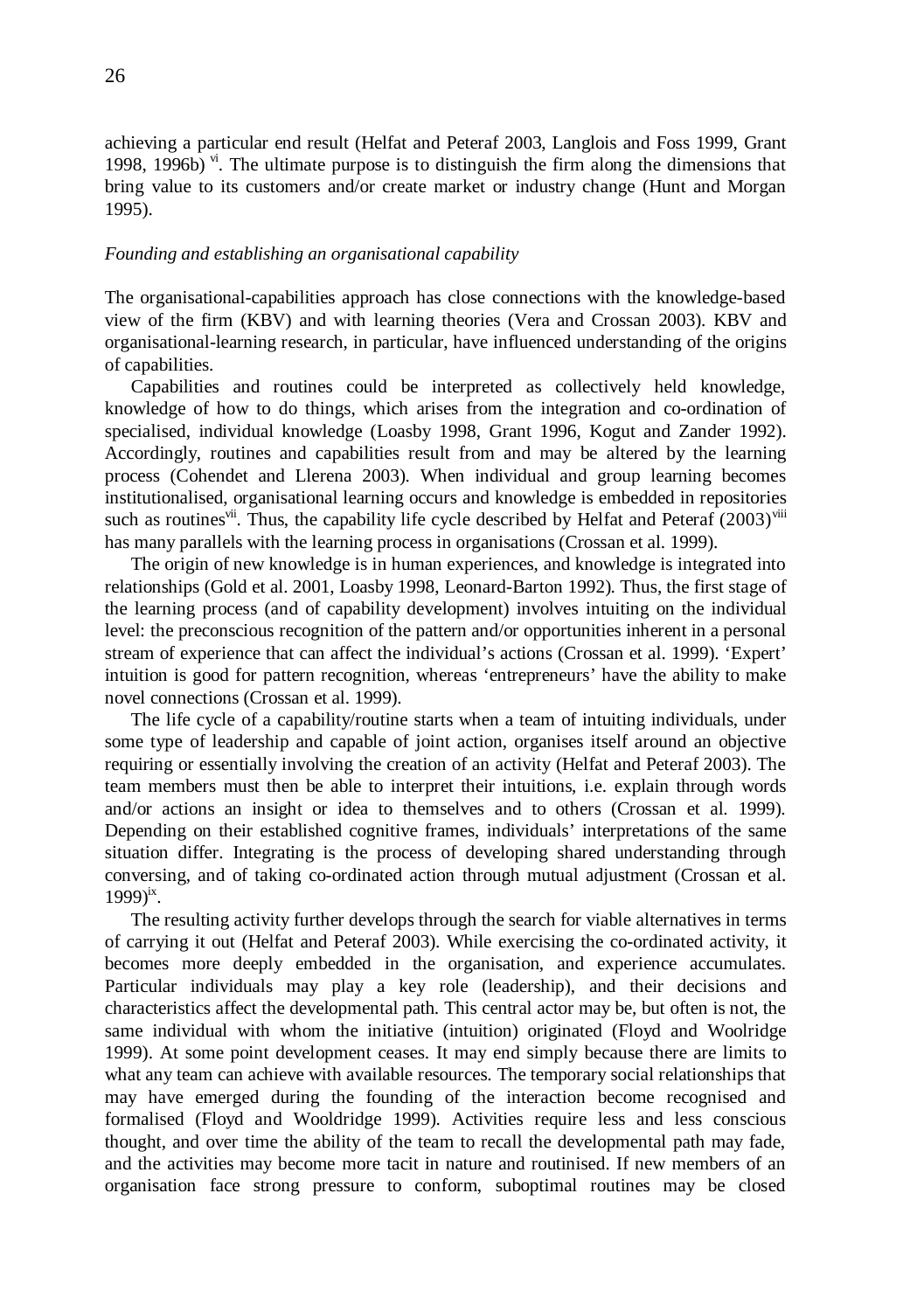achieving a particular end result (Helfat and Peteraf 2003, Langlois and Foss 1999, Grant 1998, 1996b) [vi]. The ultimate purpose is to distinguish the firm along the dimensions that bring value to its customers and/or create market or industry change (Hunt and Morgan 1995).

*Founding and establishing an organisational capability*

The organisational-capabilities approach has close connections with the knowledge-based view of the firm (KBV) and with learning theories (Vera and Crossan 2003). KBV and organisational-learning research, in particular, have influenced understanding of the origins of capabilities.

Capabilities and routines could be interpreted as collectively held knowledge, knowledge of how to do things, which arises from the integration and co-ordination of specialised, individual knowledge (Loasby 1998, Grant 1996, Kogut and Zander 1992). Accordingly, routines and capabilities result from and may be altered by the learning process (Cohendet and Llerena 2003). When individual and group learning becomes institutionalised, organisational learning occurs and knowledge is embedded in repositories such as routines[vii]. Thus, the capability life cycle described by Helfat and Peteraf (2003)[viii] has many parallels with the learning process in organisations (Crossan et al. 1999).

The origin of new knowledge is in human experiences, and knowledge is integrated into relationships (Gold et al. 2001, Loasby 1998, Leonard-Barton 1992). Thus, the first stage of the learning process (and of capability development) involves intuiting on the individual level: the preconscious recognition of the pattern and/or opportunities inherent in a personal stream of experience that can affect the individual's actions (Crossan et al. 1999). 'Expert' intuition is good for pattern recognition, whereas 'entrepreneurs' have the ability to make novel connections (Crossan et al. 1999).

The life cycle of a capability/routine starts when a team of intuiting individuals, under some type of leadership and capable of joint action, organises itself around an objective requiring or essentially involving the creation of an activity (Helfat and Peteraf 2003). The team members must then be able to interpret their intuitions, i.e. explain through words and/or actions an insight or idea to themselves and to others (Crossan et al. 1999). Depending on their established cognitive frames, individuals' interpretations of the same situation differ. Integrating is the process of developing shared understanding through conversing, and of taking co-ordinated action through mutual adjustment (Crossan et al. 1999)[ix].

The resulting activity further develops through the search for viable alternatives in terms of carrying it out (Helfat and Peteraf 2003). While exercising the co-ordinated activity, it becomes more deeply embedded in the organisation, and experience accumulates. Particular individuals may play a key role (leadership), and their decisions and characteristics affect the developmental path. This central actor may be, but often is not, the same individual with whom the initiative (intuition) originated (Floyd and Woolridge 1999). At some point development ceases. It may end simply because there are limits to what any team can achieve with available resources. The temporary social relationships that may have emerged during the founding of the interaction become recognised and formalised (Floyd and Wooldridge 1999). Activities require less and less conscious thought, and over time the ability of the team to recall the developmental path may fade, and the activities may become more tacit in nature and routinised. If new members of an organisation face strong pressure to conform, suboptimal routines may be closed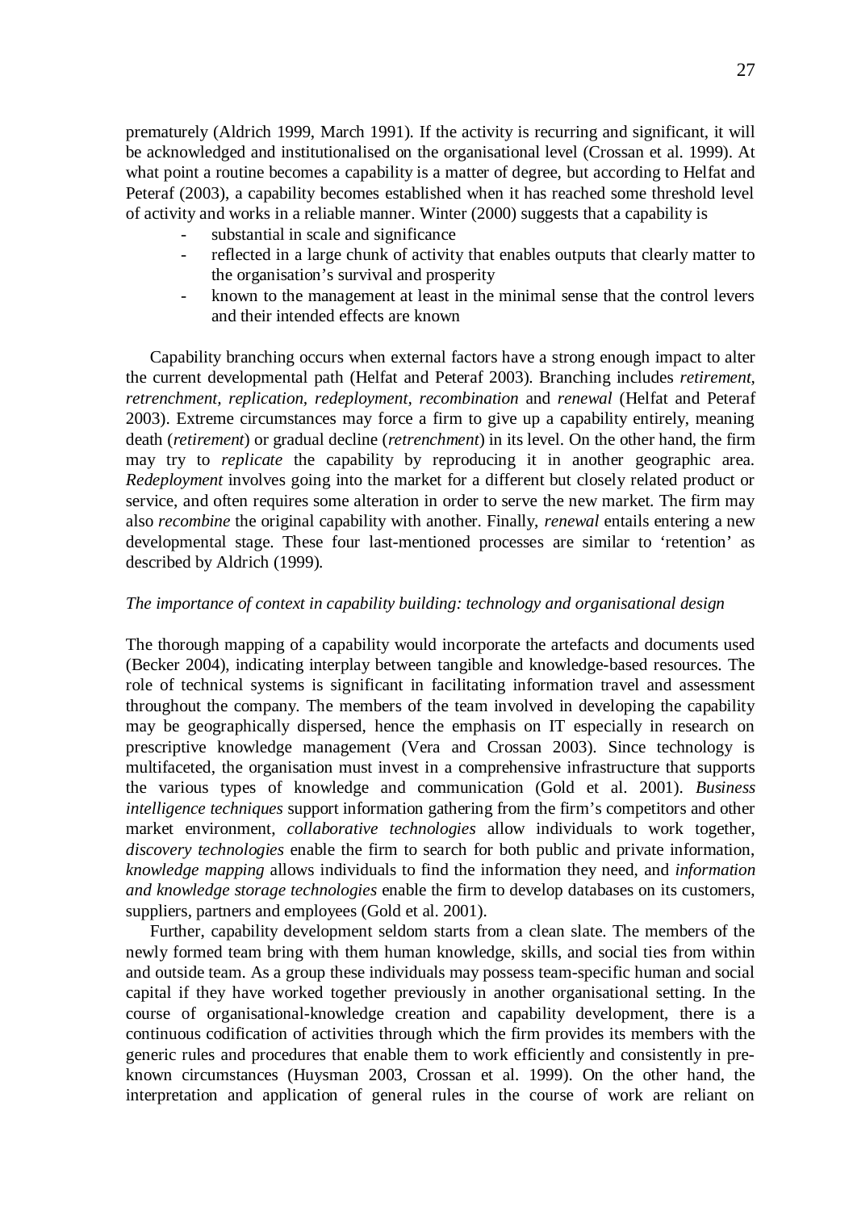prematurely (Aldrich 1999, March 1991). If the activity is recurring and significant, it will be acknowledged and institutionalised on the organisational level (Crossan et al. 1999). At what point a routine becomes a capability is a matter of degree, but according to Helfat and Peteraf (2003), a capability becomes established when it has reached some threshold level of activity and works in a reliable manner. Winter (2000) suggests that a capability is

- substantial in scale and significance
- reflected in a large chunk of activity that enables outputs that clearly matter to the organisation's survival and prosperity
- known to the management at least in the minimal sense that the control levers and their intended effects are known

Capability branching occurs when external factors have a strong enough impact to alter the current developmental path (Helfat and Peteraf 2003). Branching includes *retirement*, *retrenchment*, *replication*, *redeployment*, *recombination* and *renewal* (Helfat and Peteraf 2003). Extreme circumstances may force a firm to give up a capability entirely, meaning death (*retirement*) or gradual decline (*retrenchment*) in its level. On the other hand, the firm may try to *replicate* the capability by reproducing it in another geographic area. *Redeployment* involves going into the market for a different but closely related product or service, and often requires some alteration in order to serve the new market. The firm may also *recombine* the original capability with another. Finally, *renewal* entails entering a new developmental stage. These four last-mentioned processes are similar to 'retention' as described by Aldrich (1999).

*The importance of context in capability building: technology and organisational design*

The thorough mapping of a capability would incorporate the artefacts and documents used (Becker 2004), indicating interplay between tangible and knowledge-based resources. The role of technical systems is significant in facilitating information travel and assessment throughout the company. The members of the team involved in developing the capability may be geographically dispersed, hence the emphasis on IT especially in research on prescriptive knowledge management (Vera and Crossan 2003). Since technology is multifaceted, the organisation must invest in a comprehensive infrastructure that supports the various types of knowledge and communication (Gold et al. 2001). *Business intelligence techniques* support information gathering from the firm's competitors and other market environment, *collaborative technologies* allow individuals to work together, *discovery technologies* enable the firm to search for both public and private information, *knowledge mapping* allows individuals to find the information they need, and *information and knowledge storage technologies* enable the firm to develop databases on its customers, suppliers, partners and employees (Gold et al. 2001).

Further, capability development seldom starts from a clean slate. The members of the newly formed team bring with them human knowledge, skills, and social ties from within and outside team. As a group these individuals may possess team-specific human and social capital if they have worked together previously in another organisational setting. In the course of organisational-knowledge creation and capability development, there is a continuous codification of activities through which the firm provides its members with the generic rules and procedures that enable them to work efficiently and consistently in pre-known circumstances (Huysman 2003, Crossan et al. 1999). On the other hand, the interpretation and application of general rules in the course of work are reliant on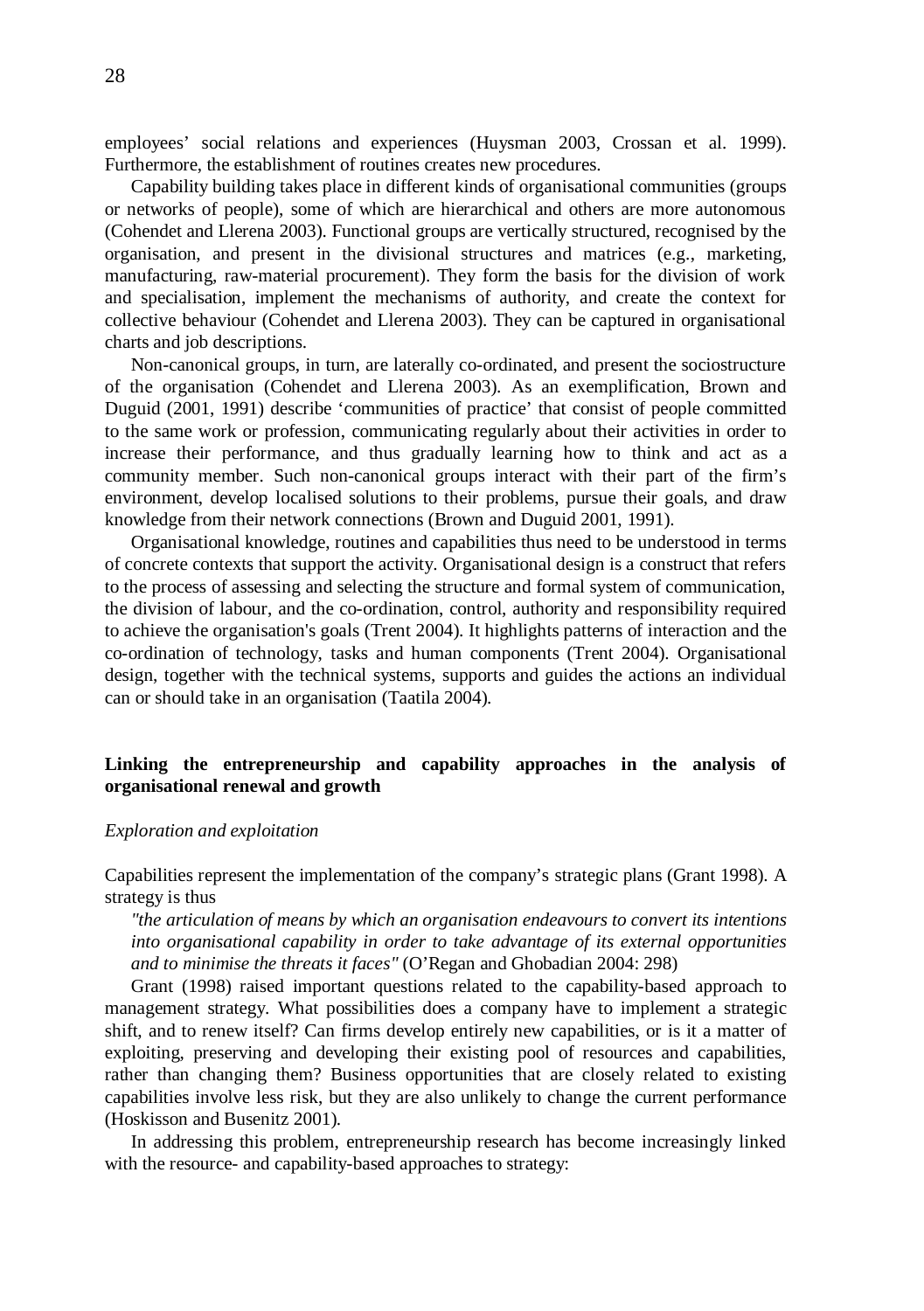employees' social relations and experiences (Huysman 2003, Crossan et al. 1999). Furthermore, the establishment of routines creates new procedures.

Capability building takes place in different kinds of organisational communities (groups or networks of people), some of which are hierarchical and others are more autonomous (Cohendet and Llerena 2003). Functional groups are vertically structured, recognised by the organisation, and present in the divisional structures and matrices (e.g., marketing, manufacturing, raw-material procurement). They form the basis for the division of work and specialisation, implement the mechanisms of authority, and create the context for collective behaviour (Cohendet and Llerena 2003). They can be captured in organisational charts and job descriptions.

Non-canonical groups, in turn, are laterally co-ordinated, and present the sociostructure of the organisation (Cohendet and Llerena 2003). As an exemplification, Brown and Duguid (2001, 1991) describe 'communities of practice' that consist of people committed to the same work or profession, communicating regularly about their activities in order to increase their performance, and thus gradually learning how to think and act as a community member. Such non-canonical groups interact with their part of the firm's environment, develop localised solutions to their problems, pursue their goals, and draw knowledge from their network connections (Brown and Duguid 2001, 1991).

Organisational knowledge, routines and capabilities thus need to be understood in terms of concrete contexts that support the activity. Organisational design is a construct that refers to the process of assessing and selecting the structure and formal system of communication, the division of labour, and the co-ordination, control, authority and responsibility required to achieve the organisation's goals (Trent 2004). It highlights patterns of interaction and the co-ordination of technology, tasks and human components (Trent 2004). Organisational design, together with the technical systems, supports and guides the actions an individual can or should take in an organisation (Taatila 2004).

## Linking the entrepreneurship and capability approaches in the analysis of organisational renewal and growth

### *Exploration and exploitation*

Capabilities represent the implementation of the company's strategic plans (Grant 1998). A strategy is thus

> *"the articulation of means by which an organisation endeavours to convert its intentions into organisational capability in order to take advantage of its external opportunities and to minimise the threats it faces"* (O'Regan and Ghobadian 2004: 298)

Grant (1998) raised important questions related to the capability-based approach to management strategy. What possibilities does a company have to implement a strategic shift, and to renew itself? Can firms develop entirely new capabilities, or is it a matter of exploiting, preserving and developing their existing pool of resources and capabilities, rather than changing them? Business opportunities that are closely related to existing capabilities involve less risk, but they are also unlikely to change the current performance (Hoskisson and Busenitz 2001).

In addressing this problem, entrepreneurship research has become increasingly linked with the resource- and capability-based approaches to strategy: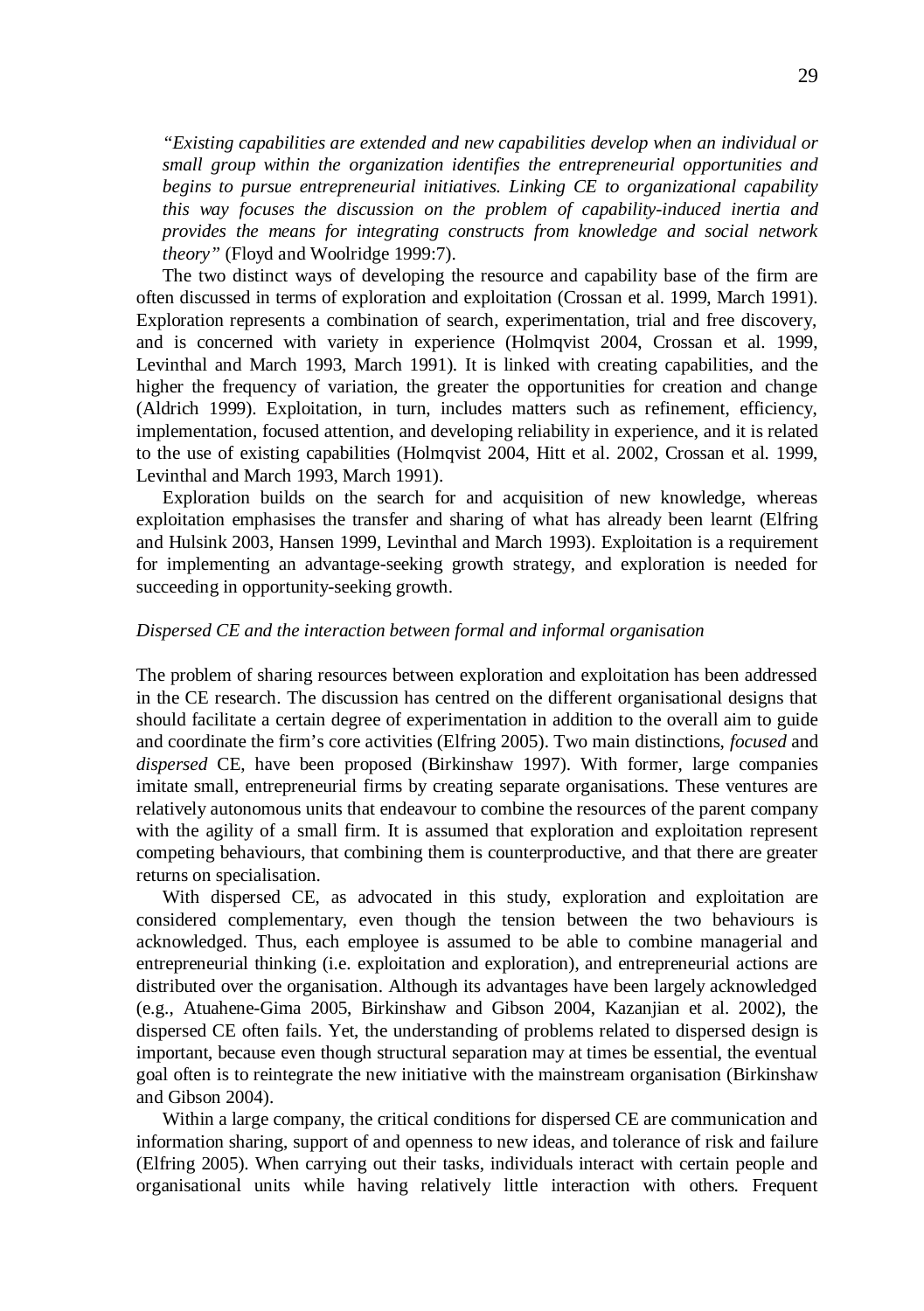*"Existing capabilities are extended and new capabilities develop when an individual or small group within the organization identifies the entrepreneurial opportunities and begins to pursue entrepreneurial initiatives. Linking CE to organizational capability this way focuses the discussion on the problem of capability-induced inertia and provides the means for integrating constructs from knowledge and social network theory"* (Floyd and Woolridge 1999:7).

The two distinct ways of developing the resource and capability base of the firm are often discussed in terms of exploration and exploitation (Crossan et al. 1999, March 1991). Exploration represents a combination of search, experimentation, trial and free discovery, and is concerned with variety in experience (Holmqvist 2004, Crossan et al. 1999, Levinthal and March 1993, March 1991). It is linked with creating capabilities, and the higher the frequency of variation, the greater the opportunities for creation and change (Aldrich 1999). Exploitation, in turn, includes matters such as refinement, efficiency, implementation, focused attention, and developing reliability in experience, and it is related to the use of existing capabilities (Holmqvist 2004, Hitt et al. 2002, Crossan et al. 1999, Levinthal and March 1993, March 1991).

Exploration builds on the search for and acquisition of new knowledge, whereas exploitation emphasises the transfer and sharing of what has already been learnt (Elfring and Hulsink 2003, Hansen 1999, Levinthal and March 1993). Exploitation is a requirement for implementing an advantage-seeking growth strategy, and exploration is needed for succeeding in opportunity-seeking growth.

*Dispersed CE and the interaction between formal and informal organisation*

The problem of sharing resources between exploration and exploitation has been addressed in the CE research. The discussion has centred on the different organisational designs that should facilitate a certain degree of experimentation in addition to the overall aim to guide and coordinate the firm's core activities (Elfring 2005). Two main distinctions, *focused* and *dispersed* CE, have been proposed (Birkinshaw 1997). With former, large companies imitate small, entrepreneurial firms by creating separate organisations. These ventures are relatively autonomous units that endeavour to combine the resources of the parent company with the agility of a small firm. It is assumed that exploration and exploitation represent competing behaviours, that combining them is counterproductive, and that there are greater returns on specialisation.

With dispersed CE, as advocated in this study, exploration and exploitation are considered complementary, even though the tension between the two behaviours is acknowledged. Thus, each employee is assumed to be able to combine managerial and entrepreneurial thinking (i.e. exploitation and exploration), and entrepreneurial actions are distributed over the organisation. Although its advantages have been largely acknowledged (e.g., Atuahene-Gima 2005, Birkinshaw and Gibson 2004, Kazanjian et al. 2002), the dispersed CE often fails. Yet, the understanding of problems related to dispersed design is important, because even though structural separation may at times be essential, the eventual goal often is to reintegrate the new initiative with the mainstream organisation (Birkinshaw and Gibson 2004).

Within a large company, the critical conditions for dispersed CE are communication and information sharing, support of and openness to new ideas, and tolerance of risk and failure (Elfring 2005). When carrying out their tasks, individuals interact with certain people and organisational units while having relatively little interaction with others. Frequent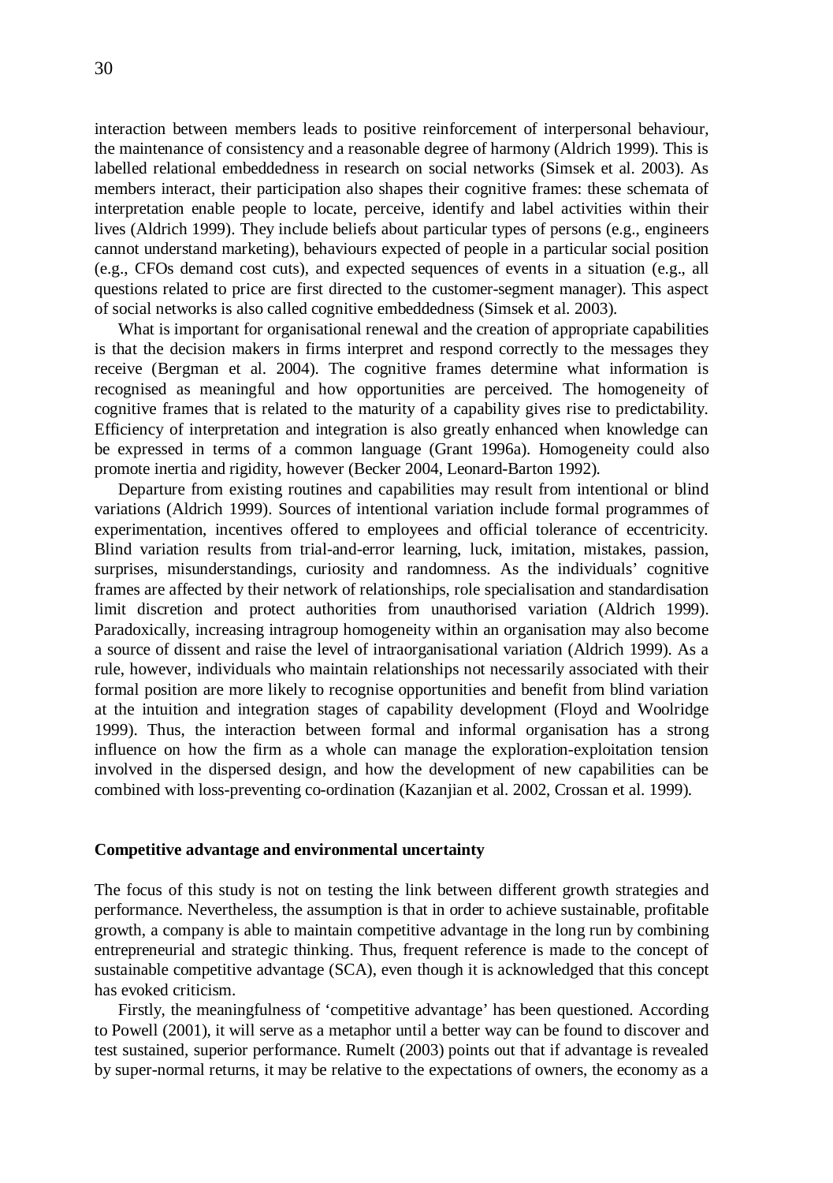interaction between members leads to positive reinforcement of interpersonal behaviour, the maintenance of consistency and a reasonable degree of harmony (Aldrich 1999). This is labelled relational embeddedness in research on social networks (Simsek et al. 2003). As members interact, their participation also shapes their cognitive frames: these schemata of interpretation enable people to locate, perceive, identify and label activities within their lives (Aldrich 1999). They include beliefs about particular types of persons (e.g., engineers cannot understand marketing), behaviours expected of people in a particular social position (e.g., CFOs demand cost cuts), and expected sequences of events in a situation (e.g., all questions related to price are first directed to the customer-segment manager). This aspect of social networks is also called cognitive embeddedness (Simsek et al. 2003).

What is important for organisational renewal and the creation of appropriate capabilities is that the decision makers in firms interpret and respond correctly to the messages they receive (Bergman et al. 2004). The cognitive frames determine what information is recognised as meaningful and how opportunities are perceived. The homogeneity of cognitive frames that is related to the maturity of a capability gives rise to predictability. Efficiency of interpretation and integration is also greatly enhanced when knowledge can be expressed in terms of a common language (Grant 1996a). Homogeneity could also promote inertia and rigidity, however (Becker 2004, Leonard-Barton 1992).

Departure from existing routines and capabilities may result from intentional or blind variations (Aldrich 1999). Sources of intentional variation include formal programmes of experimentation, incentives offered to employees and official tolerance of eccentricity. Blind variation results from trial-and-error learning, luck, imitation, mistakes, passion, surprises, misunderstandings, curiosity and randomness. As the individuals' cognitive frames are affected by their network of relationships, role specialisation and standardisation limit discretion and protect authorities from unauthorised variation (Aldrich 1999). Paradoxically, increasing intragroup homogeneity within an organisation may also become a source of dissent and raise the level of intraorganisational variation (Aldrich 1999). As a rule, however, individuals who maintain relationships not necessarily associated with their formal position are more likely to recognise opportunities and benefit from blind variation at the intuition and integration stages of capability development (Floyd and Woolridge 1999). Thus, the interaction between formal and informal organisation has a strong influence on how the firm as a whole can manage the exploration-exploitation tension involved in the dispersed design, and how the development of new capabilities can be combined with loss-preventing co-ordination (Kazanjian et al. 2002, Crossan et al. 1999).

### Competitive advantage and environmental uncertainty

The focus of this study is not on testing the link between different growth strategies and performance. Nevertheless, the assumption is that in order to achieve sustainable, profitable growth, a company is able to maintain competitive advantage in the long run by combining entrepreneurial and strategic thinking. Thus, frequent reference is made to the concept of sustainable competitive advantage (SCA), even though it is acknowledged that this concept has evoked criticism.

Firstly, the meaningfulness of 'competitive advantage' has been questioned. According to Powell (2001), it will serve as a metaphor until a better way can be found to discover and test sustained, superior performance. Rumelt (2003) points out that if advantage is revealed by super-normal returns, it may be relative to the expectations of owners, the economy as a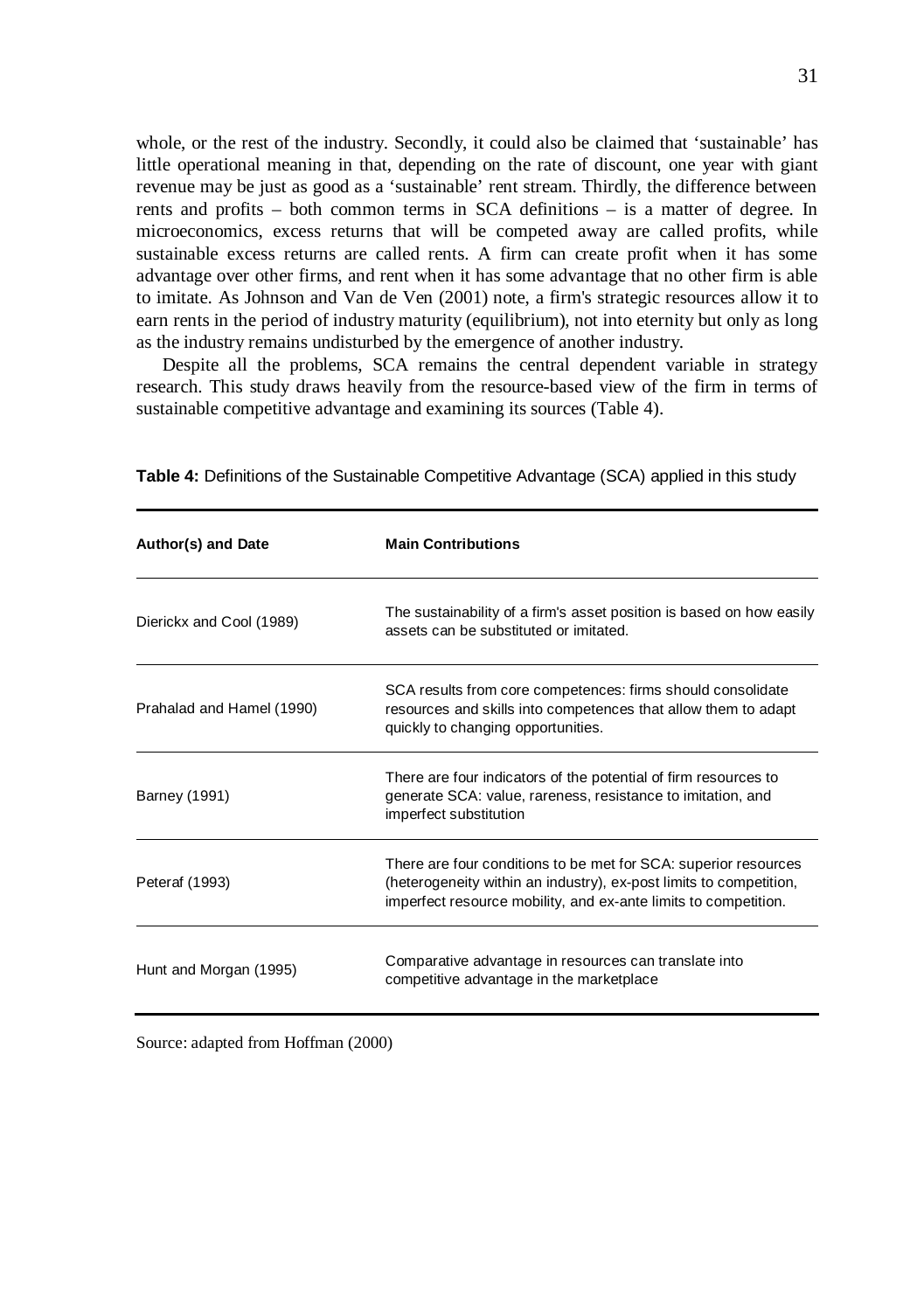whole, or the rest of the industry. Secondly, it could also be claimed that 'sustainable' has little operational meaning in that, depending on the rate of discount, one year with giant revenue may be just as good as a 'sustainable' rent stream. Thirdly, the difference between rents and profits – both common terms in SCA definitions – is a matter of degree. In microeconomics, excess returns that will be competed away are called profits, while sustainable excess returns are called rents. A firm can create profit when it has some advantage over other firms, and rent when it has some advantage that no other firm is able to imitate. As Johnson and Van de Ven (2001) note, a firm's strategic resources allow it to earn rents in the period of industry maturity (equilibrium), not into eternity but only as long as the industry remains undisturbed by the emergence of another industry.

Despite all the problems, SCA remains the central dependent variable in strategy research. This study draws heavily from the resource-based view of the firm in terms of sustainable competitive advantage and examining its sources (Table 4).

**Table 4:** Definitions of the Sustainable Competitive Advantage (SCA) applied in this study

| Author(s) and Date | Main Contributions |
|---|---|
| Dierickx and Cool (1989) | The sustainability of a firm's asset position is based on how easily assets can be substituted or imitated. |
| Prahalad and Hamel (1990) | SCA results from core competences: firms should consolidate resources and skills into competences that allow them to adapt quickly to changing opportunities. |
| Barney (1991) | There are four indicators of the potential of firm resources to generate SCA: value, rareness, resistance to imitation, and imperfect substitution |
| Peteraf (1993) | There are four conditions to be met for SCA: superior resources (heterogeneity within an industry), ex-post limits to competition, imperfect resource mobility, and ex-ante limits to competition. |
| Hunt and Morgan (1995) | Comparative advantage in resources can translate into competitive advantage in the marketplace |

Source: adapted from Hoffman (2000)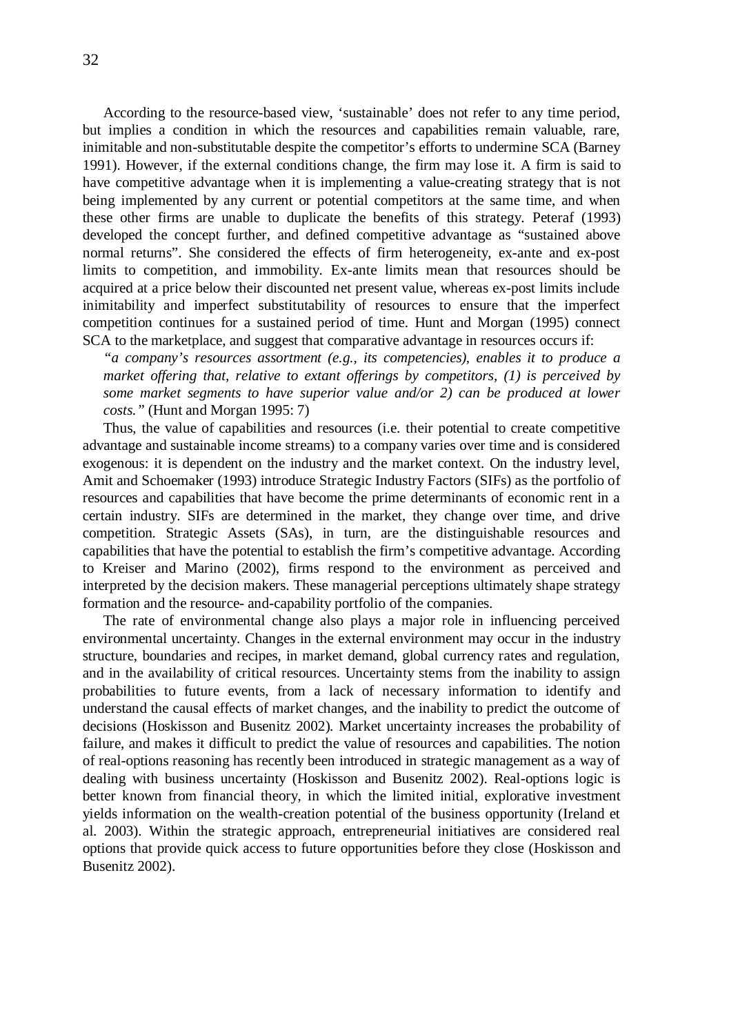According to the resource-based view, 'sustainable' does not refer to any time period, but implies a condition in which the resources and capabilities remain valuable, rare, inimitable and non-substitutable despite the competitor's efforts to undermine SCA (Barney 1991). However, if the external conditions change, the firm may lose it. A firm is said to have competitive advantage when it is implementing a value-creating strategy that is not being implemented by any current or potential competitors at the same time, and when these other firms are unable to duplicate the benefits of this strategy. Peteraf (1993) developed the concept further, and defined competitive advantage as "sustained above normal returns". She considered the effects of firm heterogeneity, ex-ante and ex-post limits to competition, and immobility. Ex-ante limits mean that resources should be acquired at a price below their discounted net present value, whereas ex-post limits include inimitability and imperfect substitutability of resources to ensure that the imperfect competition continues for a sustained period of time. Hunt and Morgan (1995) connect SCA to the marketplace, and suggest that comparative advantage in resources occurs if:

*"a company's resources assortment (e.g., its competencies), enables it to produce a market offering that, relative to extant offerings by competitors, (1) is perceived by some market segments to have superior value and/or 2) can be produced at lower costs."* (Hunt and Morgan 1995: 7)

Thus, the value of capabilities and resources (i.e. their potential to create competitive advantage and sustainable income streams) to a company varies over time and is considered exogenous: it is dependent on the industry and the market context. On the industry level, Amit and Schoemaker (1993) introduce Strategic Industry Factors (SIFs) as the portfolio of resources and capabilities that have become the prime determinants of economic rent in a certain industry. SIFs are determined in the market, they change over time, and drive competition. Strategic Assets (SAs), in turn, are the distinguishable resources and capabilities that have the potential to establish the firm's competitive advantage. According to Kreiser and Marino (2002), firms respond to the environment as perceived and interpreted by the decision makers. These managerial perceptions ultimately shape strategy formation and the resource- and-capability portfolio of the companies.

The rate of environmental change also plays a major role in influencing perceived environmental uncertainty. Changes in the external environment may occur in the industry structure, boundaries and recipes, in market demand, global currency rates and regulation, and in the availability of critical resources. Uncertainty stems from the inability to assign probabilities to future events, from a lack of necessary information to identify and understand the causal effects of market changes, and the inability to predict the outcome of decisions (Hoskisson and Busenitz 2002). Market uncertainty increases the probability of failure, and makes it difficult to predict the value of resources and capabilities. The notion of real-options reasoning has recently been introduced in strategic management as a way of dealing with business uncertainty (Hoskisson and Busenitz 2002). Real-options logic is better known from financial theory, in which the limited initial, explorative investment yields information on the wealth-creation potential of the business opportunity (Ireland et al. 2003). Within the strategic approach, entrepreneurial initiatives are considered real options that provide quick access to future opportunities before they close (Hoskisson and Busenitz 2002).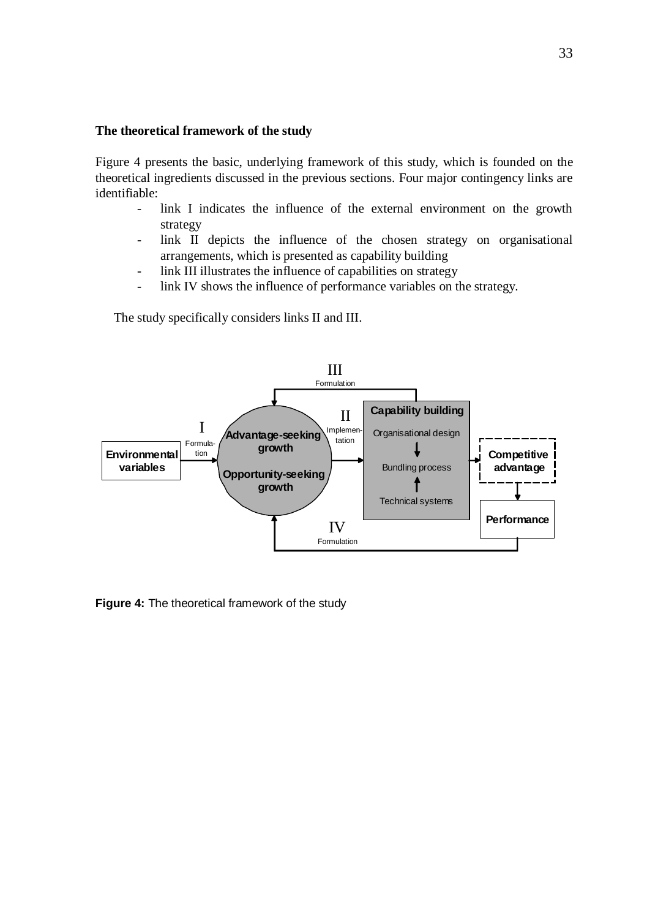**The theoretical framework of the study**

Figure 4 presents the basic, underlying framework of this study, which is founded on the theoretical ingredients discussed in the previous sections. Four major contingency links are identifiable:

- link I indicates the influence of the external environment on the growth strategy
- link II depicts the influence of the chosen strategy on organisational arrangements, which is presented as capability building
- link III illustrates the influence of capabilities on strategy
- link IV shows the influence of performance variables on the strategy.

The study specifically considers links II and III.

**Figure 4:** The theoretical framework of the study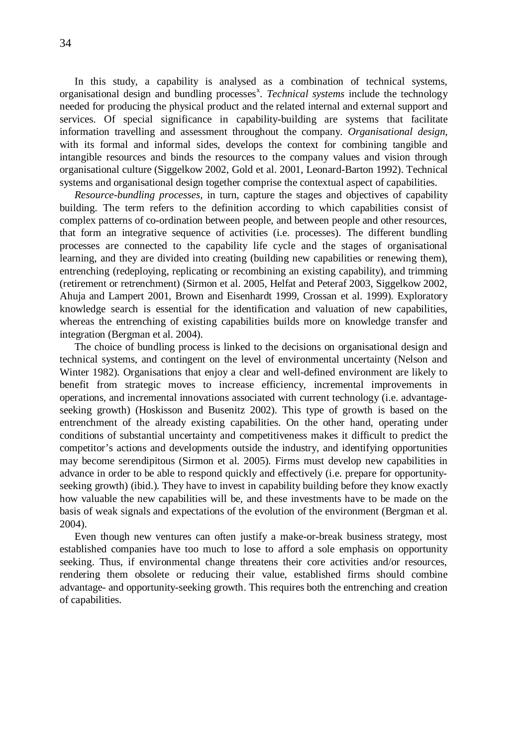In this study, a capability is analysed as a combination of technical systems, organisational design and bundling processes[x]. *Technical systems* include the technology needed for producing the physical product and the related internal and external support and services. Of special significance in capability-building are systems that facilitate information travelling and assessment throughout the company. *Organisational design*, with its formal and informal sides, develops the context for combining tangible and intangible resources and binds the resources to the company values and vision through organisational culture (Siggelkow 2002, Gold et al. 2001, Leonard-Barton 1992). Technical systems and organisational design together comprise the contextual aspect of capabilities.

*Resource-bundling processes*, in turn, capture the stages and objectives of capability building. The term refers to the definition according to which capabilities consist of complex patterns of co-ordination between people, and between people and other resources, that form an integrative sequence of activities (i.e. processes). The different bundling processes are connected to the capability life cycle and the stages of organisational learning, and they are divided into creating (building new capabilities or renewing them), entrenching (redeploying, replicating or recombining an existing capability), and trimming (retirement or retrenchment) (Sirmon et al. 2005, Helfat and Peteraf 2003, Siggelkow 2002, Ahuja and Lampert 2001, Brown and Eisenhardt 1999, Crossan et al. 1999). Exploratory knowledge search is essential for the identification and valuation of new capabilities, whereas the entrenching of existing capabilities builds more on knowledge transfer and integration (Bergman et al. 2004).

The choice of bundling process is linked to the decisions on organisational design and technical systems, and contingent on the level of environmental uncertainty (Nelson and Winter 1982). Organisations that enjoy a clear and well-defined environment are likely to benefit from strategic moves to increase efficiency, incremental improvements in operations, and incremental innovations associated with current technology (i.e. advantage-seeking growth) (Hoskisson and Busenitz 2002). This type of growth is based on the entrenchment of the already existing capabilities. On the other hand, operating under conditions of substantial uncertainty and competitiveness makes it difficult to predict the competitor's actions and developments outside the industry, and identifying opportunities may become serendipitous (Sirmon et al. 2005). Firms must develop new capabilities in advance in order to be able to respond quickly and effectively (i.e. prepare for opportunity-seeking growth) (ibid.). They have to invest in capability building before they know exactly how valuable the new capabilities will be, and these investments have to be made on the basis of weak signals and expectations of the evolution of the environment (Bergman et al. 2004).

Even though new ventures can often justify a make-or-break business strategy, most established companies have too much to lose to afford a sole emphasis on opportunity seeking. Thus, if environmental change threatens their core activities and/or resources, rendering them obsolete or reducing their value, established firms should combine advantage- and opportunity-seeking growth. This requires both the entrenching and creation of capabilities.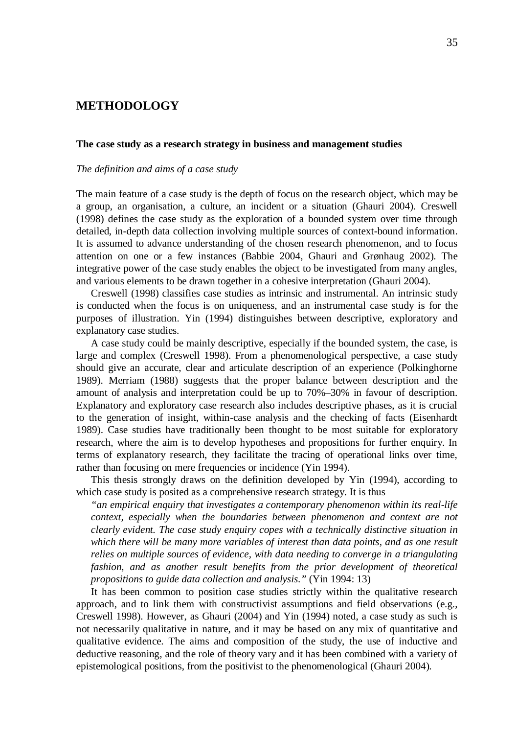# METHODOLOGY

## The case study as a research strategy in business and management studies

### *The definition and aims of a case study*

The main feature of a case study is the depth of focus on the research object, which may be a group, an organisation, a culture, an incident or a situation (Ghauri 2004). Creswell (1998) defines the case study as the exploration of a bounded system over time through detailed, in-depth data collection involving multiple sources of context-bound information. It is assumed to advance understanding of the chosen research phenomenon, and to focus attention on one or a few instances (Babbie 2004, Ghauri and Grønhaug 2002). The integrative power of the case study enables the object to be investigated from many angles, and various elements to be drawn together in a cohesive interpretation (Ghauri 2004).

Creswell (1998) classifies case studies as intrinsic and instrumental. An intrinsic study is conducted when the focus is on uniqueness, and an instrumental case study is for the purposes of illustration. Yin (1994) distinguishes between descriptive, exploratory and explanatory case studies.

A case study could be mainly descriptive, especially if the bounded system, the case, is large and complex (Creswell 1998). From a phenomenological perspective, a case study should give an accurate, clear and articulate description of an experience (Polkinghorne 1989). Merriam (1988) suggests that the proper balance between description and the amount of analysis and interpretation could be up to 70%–30% in favour of description. Explanatory and exploratory case research also includes descriptive phases, as it is crucial to the generation of insight, within-case analysis and the checking of facts (Eisenhardt 1989). Case studies have traditionally been thought to be most suitable for exploratory research, where the aim is to develop hypotheses and propositions for further enquiry. In terms of explanatory research, they facilitate the tracing of operational links over time, rather than focusing on mere frequencies or incidence (Yin 1994).

This thesis strongly draws on the definition developed by Yin (1994), according to which case study is posited as a comprehensive research strategy. It is thus

> *"an empirical enquiry that investigates a contemporary phenomenon within its real-life context, especially when the boundaries between phenomenon and context are not clearly evident. The case study enquiry copes with a technically distinctive situation in which there will be many more variables of interest than data points, and as one result relies on multiple sources of evidence, with data needing to converge in a triangulating fashion, and as another result benefits from the prior development of theoretical propositions to guide data collection and analysis."* (Yin 1994: 13)

It has been common to position case studies strictly within the qualitative research approach, and to link them with constructivist assumptions and field observations (e.g., Creswell 1998). However, as Ghauri (2004) and Yin (1994) noted, a case study as such is not necessarily qualitative in nature, and it may be based on any mix of quantitative and qualitative evidence. The aims and composition of the study, the use of inductive and deductive reasoning, and the role of theory vary and it has been combined with a variety of epistemological positions, from the positivist to the phenomenological (Ghauri 2004).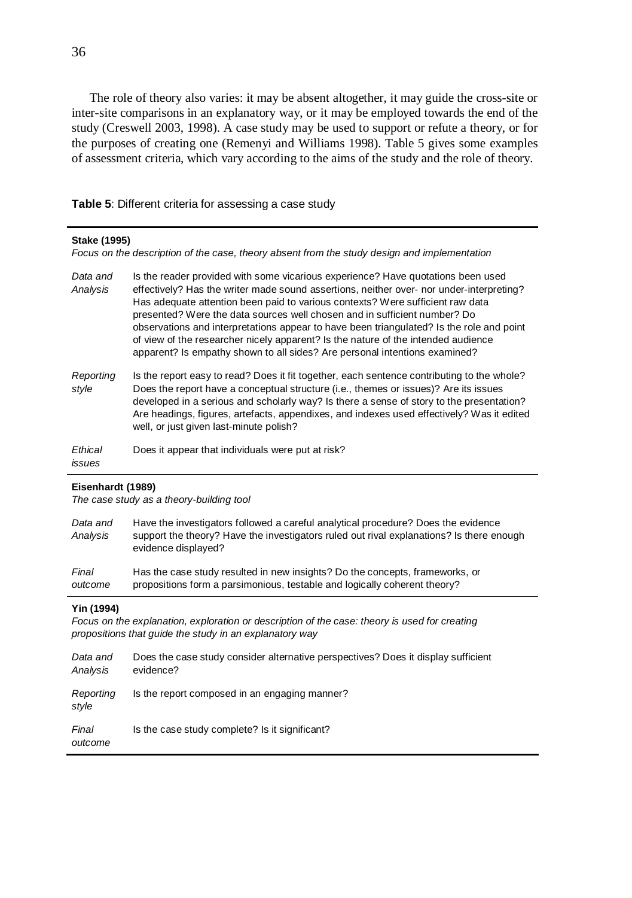The role of theory also varies: it may be absent altogether, it may guide the cross-site or inter-site comparisons in an explanatory way, or it may be employed towards the end of the study (Creswell 2003, 1998). A case study may be used to support or refute a theory, or for the purposes of creating one (Remenyi and Williams 1998). Table 5 gives some examples of assessment criteria, which vary according to the aims of the study and the role of theory.

**Table 5**: Different criteria for assessing a case study

| | |
|---|---|
| **Stake (1995)**<br>*Focus on the description of the case, theory absent from the study design and implementation* | |
| *Data and Analysis* | Is the reader provided with some vicarious experience? Have quotations been used effectively? Has the writer made sound assertions, neither over- nor under-interpreting? Has adequate attention been paid to various contexts? Were sufficient raw data presented? Were the data sources well chosen and in sufficient number? Do observations and interpretations appear to have been triangulated? Is the role and point of view of the researcher nicely apparent? Is the nature of the intended audience apparent? Is empathy shown to all sides? Are personal intentions examined? |
| *Reporting style* | Is the report easy to read? Does it fit together, each sentence contributing to the whole? Does the report have a conceptual structure (i.e., themes or issues)? Are its issues developed in a serious and scholarly way? Is there a sense of story to the presentation? Are headings, figures, artefacts, appendixes, and indexes used effectively? Was it edited well, or just given last-minute polish? |
| *Ethical issues* | Does it appear that individuals were put at risk? |
| **Eisenhardt (1989)**<br>*The case study as a theory-building tool* | |
| *Data and Analysis* | Have the investigators followed a careful analytical procedure? Does the evidence support the theory? Have the investigators ruled out rival explanations? Is there enough evidence displayed? |
| *Final outcome* | Has the case study resulted in new insights? Do the concepts, frameworks, or propositions form a parsimonious, testable and logically coherent theory? |
| **Yin (1994)**<br>*Focus on the explanation, exploration or description of the case: theory is used for creating propositions that guide the study in an explanatory way* | |
| *Data and Analysis* | Does the case study consider alternative perspectives? Does it display sufficient evidence? |
| *Reporting style* | Is the report composed in an engaging manner? |
| *Final outcome* | Is the case study complete? Is it significant? |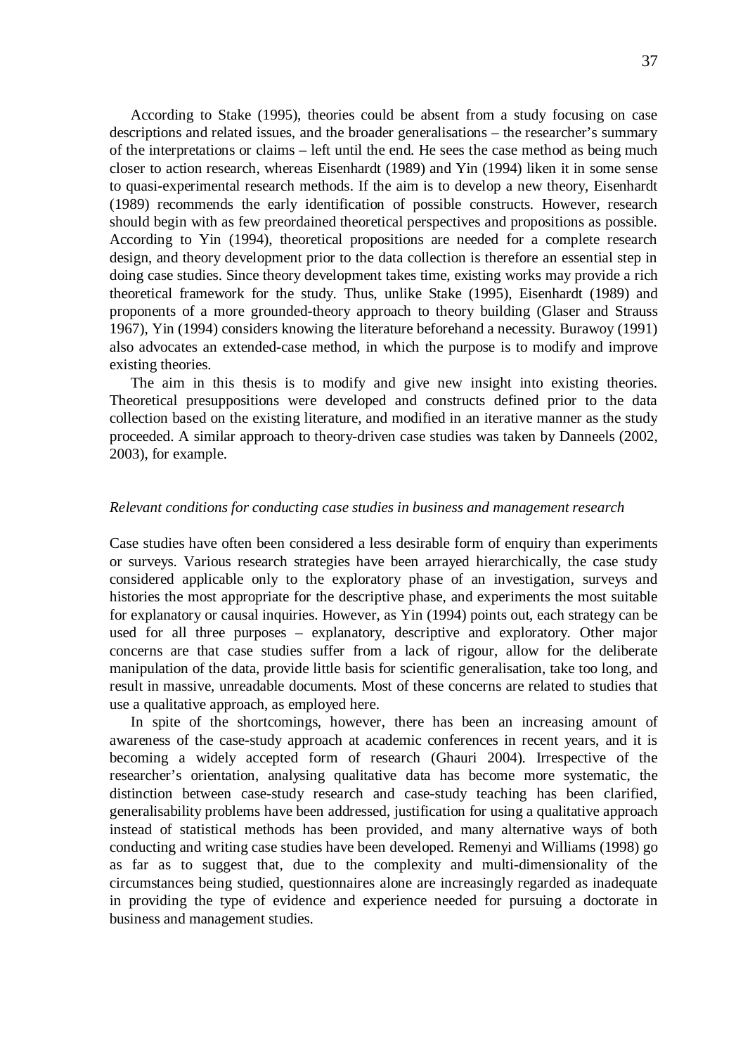According to Stake (1995), theories could be absent from a study focusing on case descriptions and related issues, and the broader generalisations – the researcher's summary of the interpretations or claims – left until the end. He sees the case method as being much closer to action research, whereas Eisenhardt (1989) and Yin (1994) liken it in some sense to quasi-experimental research methods. If the aim is to develop a new theory, Eisenhardt (1989) recommends the early identification of possible constructs. However, research should begin with as few preordained theoretical perspectives and propositions as possible. According to Yin (1994), theoretical propositions are needed for a complete research design, and theory development prior to the data collection is therefore an essential step in doing case studies. Since theory development takes time, existing works may provide a rich theoretical framework for the study. Thus, unlike Stake (1995), Eisenhardt (1989) and proponents of a more grounded-theory approach to theory building (Glaser and Strauss 1967), Yin (1994) considers knowing the literature beforehand a necessity. Burawoy (1991) also advocates an extended-case method, in which the purpose is to modify and improve existing theories.

The aim in this thesis is to modify and give new insight into existing theories. Theoretical presuppositions were developed and constructs defined prior to the data collection based on the existing literature, and modified in an iterative manner as the study proceeded. A similar approach to theory-driven case studies was taken by Danneels (2002, 2003), for example.

*Relevant conditions for conducting case studies in business and management research*

Case studies have often been considered a less desirable form of enquiry than experiments or surveys. Various research strategies have been arrayed hierarchically, the case study considered applicable only to the exploratory phase of an investigation, surveys and histories the most appropriate for the descriptive phase, and experiments the most suitable for explanatory or causal inquiries. However, as Yin (1994) points out, each strategy can be used for all three purposes – explanatory, descriptive and exploratory. Other major concerns are that case studies suffer from a lack of rigour, allow for the deliberate manipulation of the data, provide little basis for scientific generalisation, take too long, and result in massive, unreadable documents. Most of these concerns are related to studies that use a qualitative approach, as employed here.

In spite of the shortcomings, however, there has been an increasing amount of awareness of the case-study approach at academic conferences in recent years, and it is becoming a widely accepted form of research (Ghauri 2004). Irrespective of the researcher's orientation, analysing qualitative data has become more systematic, the distinction between case-study research and case-study teaching has been clarified, generalisability problems have been addressed, justification for using a qualitative approach instead of statistical methods has been provided, and many alternative ways of both conducting and writing case studies have been developed. Remenyi and Williams (1998) go as far as to suggest that, due to the complexity and multi-dimensionality of the circumstances being studied, questionnaires alone are increasingly regarded as inadequate in providing the type of evidence and experience needed for pursuing a doctorate in business and management studies.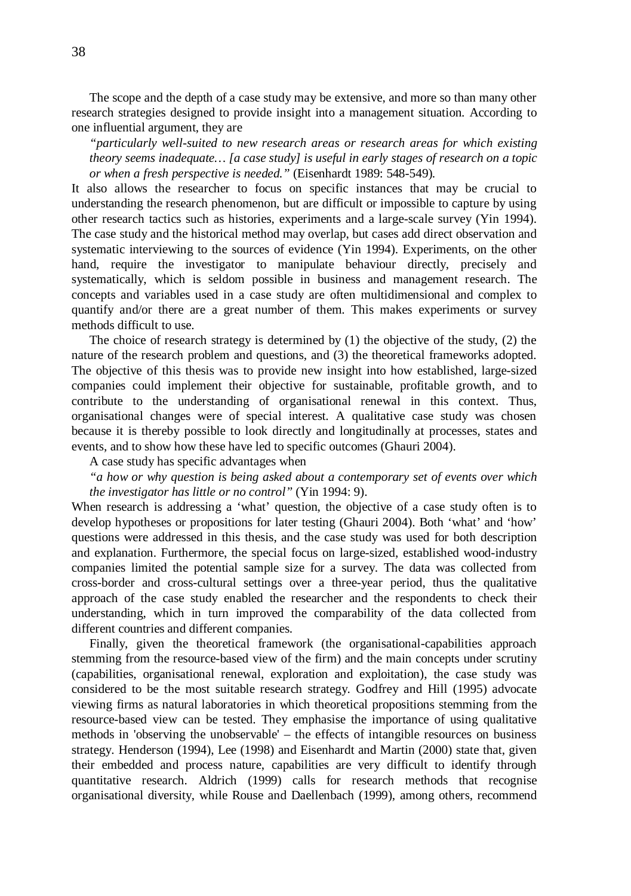The scope and the depth of a case study may be extensive, and more so than many other research strategies designed to provide insight into a management situation. According to one influential argument, they are

> *"particularly well-suited to new research areas or research areas for which existing theory seems inadequate… [a case study] is useful in early stages of research on a topic or when a fresh perspective is needed."* (Eisenhardt 1989: 548-549).

It also allows the researcher to focus on specific instances that may be crucial to understanding the research phenomenon, but are difficult or impossible to capture by using other research tactics such as histories, experiments and a large-scale survey (Yin 1994). The case study and the historical method may overlap, but cases add direct observation and systematic interviewing to the sources of evidence (Yin 1994). Experiments, on the other hand, require the investigator to manipulate behaviour directly, precisely and systematically, which is seldom possible in business and management research. The concepts and variables used in a case study are often multidimensional and complex to quantify and/or there are a great number of them. This makes experiments or survey methods difficult to use.

The choice of research strategy is determined by (1) the objective of the study, (2) the nature of the research problem and questions, and (3) the theoretical frameworks adopted. The objective of this thesis was to provide new insight into how established, large-sized companies could implement their objective for sustainable, profitable growth, and to contribute to the understanding of organisational renewal in this context. Thus, organisational changes were of special interest. A qualitative case study was chosen because it is thereby possible to look directly and longitudinally at processes, states and events, and to show how these have led to specific outcomes (Ghauri 2004).

A case study has specific advantages when

> *"a how or why question is being asked about a contemporary set of events over which the investigator has little or no control"* (Yin 1994: 9).

When research is addressing a 'what' question, the objective of a case study often is to develop hypotheses or propositions for later testing (Ghauri 2004). Both 'what' and 'how' questions were addressed in this thesis, and the case study was used for both description and explanation. Furthermore, the special focus on large-sized, established wood-industry companies limited the potential sample size for a survey. The data was collected from cross-border and cross-cultural settings over a three-year period, thus the qualitative approach of the case study enabled the researcher and the respondents to check their understanding, which in turn improved the comparability of the data collected from different countries and different companies.

Finally, given the theoretical framework (the organisational-capabilities approach stemming from the resource-based view of the firm) and the main concepts under scrutiny (capabilities, organisational renewal, exploration and exploitation), the case study was considered to be the most suitable research strategy. Godfrey and Hill (1995) advocate viewing firms as natural laboratories in which theoretical propositions stemming from the resource-based view can be tested. They emphasise the importance of using qualitative methods in 'observing the unobservable' – the effects of intangible resources on business strategy. Henderson (1994), Lee (1998) and Eisenhardt and Martin (2000) state that, given their embedded and process nature, capabilities are very difficult to identify through quantitative research. Aldrich (1999) calls for research methods that recognise organisational diversity, while Rouse and Daellenbach (1999), among others, recommend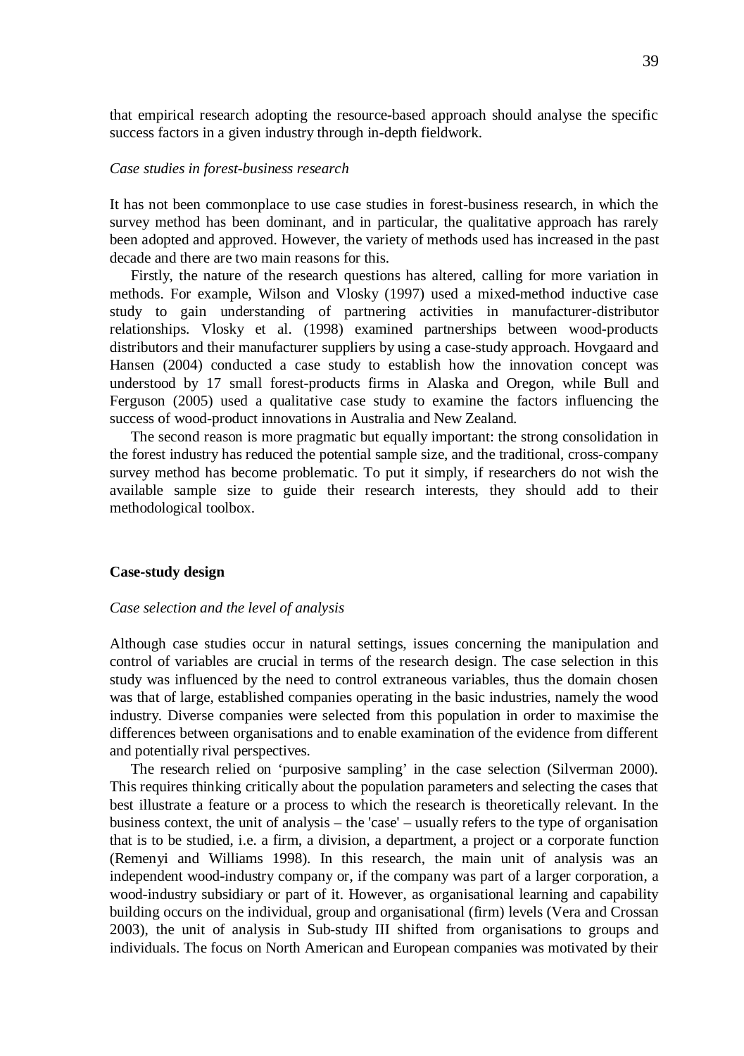that empirical research adopting the resource-based approach should analyse the specific success factors in a given industry through in-depth fieldwork.

*Case studies in forest-business research*

It has not been commonplace to use case studies in forest-business research, in which the survey method has been dominant, and in particular, the qualitative approach has rarely been adopted and approved. However, the variety of methods used has increased in the past decade and there are two main reasons for this.

Firstly, the nature of the research questions has altered, calling for more variation in methods. For example, Wilson and Vlosky (1997) used a mixed-method inductive case study to gain understanding of partnering activities in manufacturer-distributor relationships. Vlosky et al. (1998) examined partnerships between wood-products distributors and their manufacturer suppliers by using a case-study approach. Hovgaard and Hansen (2004) conducted a case study to establish how the innovation concept was understood by 17 small forest-products firms in Alaska and Oregon, while Bull and Ferguson (2005) used a qualitative case study to examine the factors influencing the success of wood-product innovations in Australia and New Zealand.

The second reason is more pragmatic but equally important: the strong consolidation in the forest industry has reduced the potential sample size, and the traditional, cross-company survey method has become problematic. To put it simply, if researchers do not wish the available sample size to guide their research interests, they should add to their methodological toolbox.

## Case-study design

*Case selection and the level of analysis*

Although case studies occur in natural settings, issues concerning the manipulation and control of variables are crucial in terms of the research design. The case selection in this study was influenced by the need to control extraneous variables, thus the domain chosen was that of large, established companies operating in the basic industries, namely the wood industry. Diverse companies were selected from this population in order to maximise the differences between organisations and to enable examination of the evidence from different and potentially rival perspectives.

The research relied on 'purposive sampling' in the case selection (Silverman 2000). This requires thinking critically about the population parameters and selecting the cases that best illustrate a feature or a process to which the research is theoretically relevant. In the business context, the unit of analysis – the 'case' – usually refers to the type of organisation that is to be studied, i.e. a firm, a division, a department, a project or a corporate function (Remenyi and Williams 1998). In this research, the main unit of analysis was an independent wood-industry company or, if the company was part of a larger corporation, a wood-industry subsidiary or part of it. However, as organisational learning and capability building occurs on the individual, group and organisational (firm) levels (Vera and Crossan 2003), the unit of analysis in Sub-study III shifted from organisations to groups and individuals. The focus on North American and European companies was motivated by their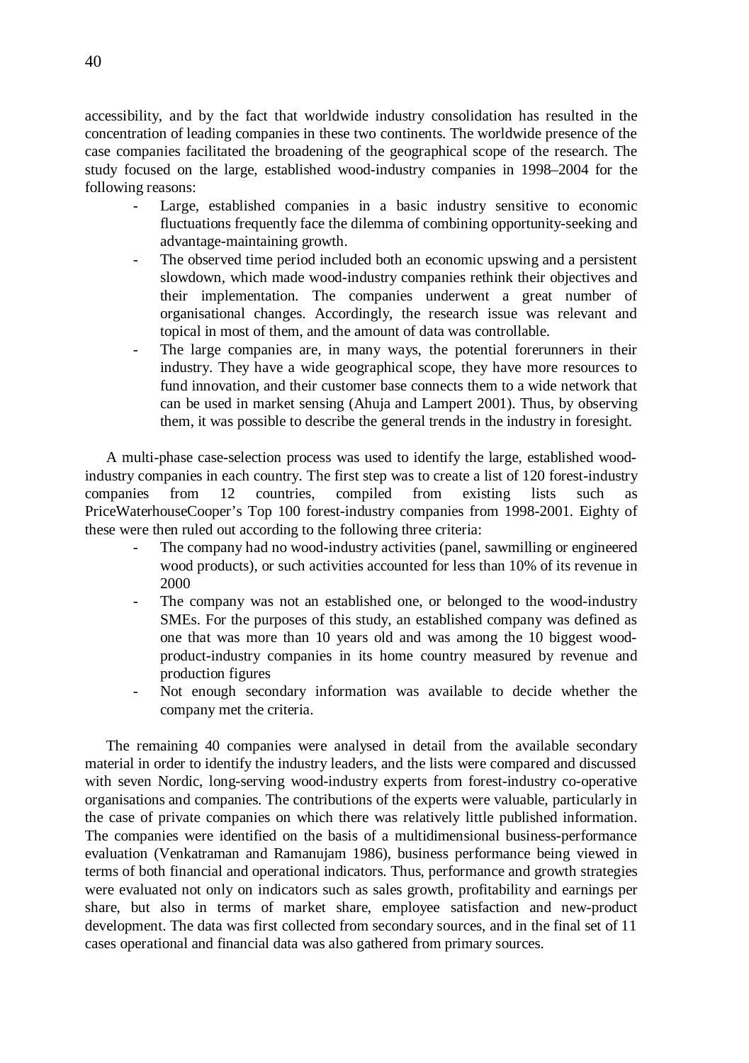accessibility, and by the fact that worldwide industry consolidation has resulted in the concentration of leading companies in these two continents. The worldwide presence of the case companies facilitated the broadening of the geographical scope of the research. The study focused on the large, established wood-industry companies in 1998–2004 for the following reasons:

- Large, established companies in a basic industry sensitive to economic fluctuations frequently face the dilemma of combining opportunity-seeking and advantage-maintaining growth.
- The observed time period included both an economic upswing and a persistent slowdown, which made wood-industry companies rethink their objectives and their implementation. The companies underwent a great number of organisational changes. Accordingly, the research issue was relevant and topical in most of them, and the amount of data was controllable.
- The large companies are, in many ways, the potential forerunners in their industry. They have a wide geographical scope, they have more resources to fund innovation, and their customer base connects them to a wide network that can be used in market sensing (Ahuja and Lampert 2001). Thus, by observing them, it was possible to describe the general trends in the industry in foresight.

A multi-phase case-selection process was used to identify the large, established wood-industry companies in each country. The first step was to create a list of 120 forest-industry companies from 12 countries, compiled from existing lists such as PriceWaterhouseCooper's Top 100 forest-industry companies from 1998-2001. Eighty of these were then ruled out according to the following three criteria:

- The company had no wood-industry activities (panel, sawmilling or engineered wood products), or such activities accounted for less than 10% of its revenue in 2000
- The company was not an established one, or belonged to the wood-industry SMEs. For the purposes of this study, an established company was defined as one that was more than 10 years old and was among the 10 biggest wood-product-industry companies in its home country measured by revenue and production figures
- Not enough secondary information was available to decide whether the company met the criteria.

The remaining 40 companies were analysed in detail from the available secondary material in order to identify the industry leaders, and the lists were compared and discussed with seven Nordic, long-serving wood-industry experts from forest-industry co-operative organisations and companies. The contributions of the experts were valuable, particularly in the case of private companies on which there was relatively little published information. The companies were identified on the basis of a multidimensional business-performance evaluation (Venkatraman and Ramanujam 1986), business performance being viewed in terms of both financial and operational indicators. Thus, performance and growth strategies were evaluated not only on indicators such as sales growth, profitability and earnings per share, but also in terms of market share, employee satisfaction and new-product development. The data was first collected from secondary sources, and in the final set of 11 cases operational and financial data was also gathered from primary sources.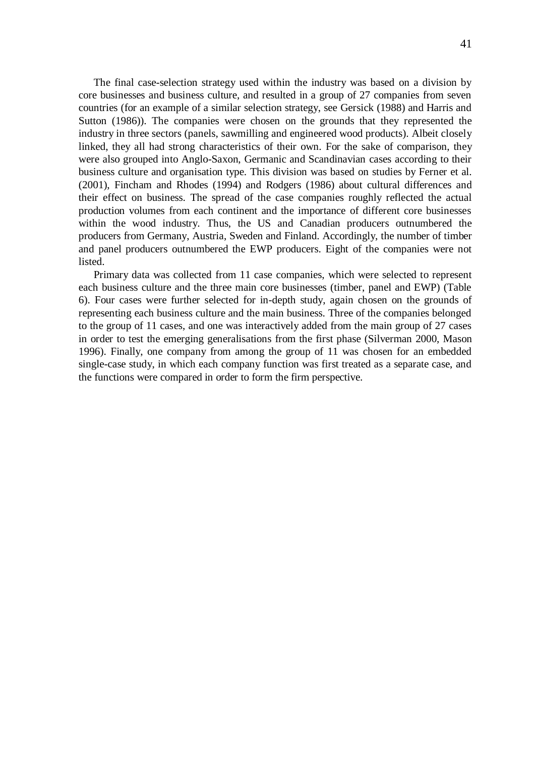The final case-selection strategy used within the industry was based on a division by core businesses and business culture, and resulted in a group of 27 companies from seven countries (for an example of a similar selection strategy, see Gersick (1988) and Harris and Sutton (1986)). The companies were chosen on the grounds that they represented the industry in three sectors (panels, sawmilling and engineered wood products). Albeit closely linked, they all had strong characteristics of their own. For the sake of comparison, they were also grouped into Anglo-Saxon, Germanic and Scandinavian cases according to their business culture and organisation type. This division was based on studies by Ferner et al. (2001), Fincham and Rhodes (1994) and Rodgers (1986) about cultural differences and their effect on business. The spread of the case companies roughly reflected the actual production volumes from each continent and the importance of different core businesses within the wood industry. Thus, the US and Canadian producers outnumbered the producers from Germany, Austria, Sweden and Finland. Accordingly, the number of timber and panel producers outnumbered the EWP producers. Eight of the companies were not listed.

Primary data was collected from 11 case companies, which were selected to represent each business culture and the three main core businesses (timber, panel and EWP) (Table 6). Four cases were further selected for in-depth study, again chosen on the grounds of representing each business culture and the main business. Three of the companies belonged to the group of 11 cases, and one was interactively added from the main group of 27 cases in order to test the emerging generalisations from the first phase (Silverman 2000, Mason 1996). Finally, one company from among the group of 11 was chosen for an embedded single-case study, in which each company function was first treated as a separate case, and the functions were compared in order to form the firm perspective.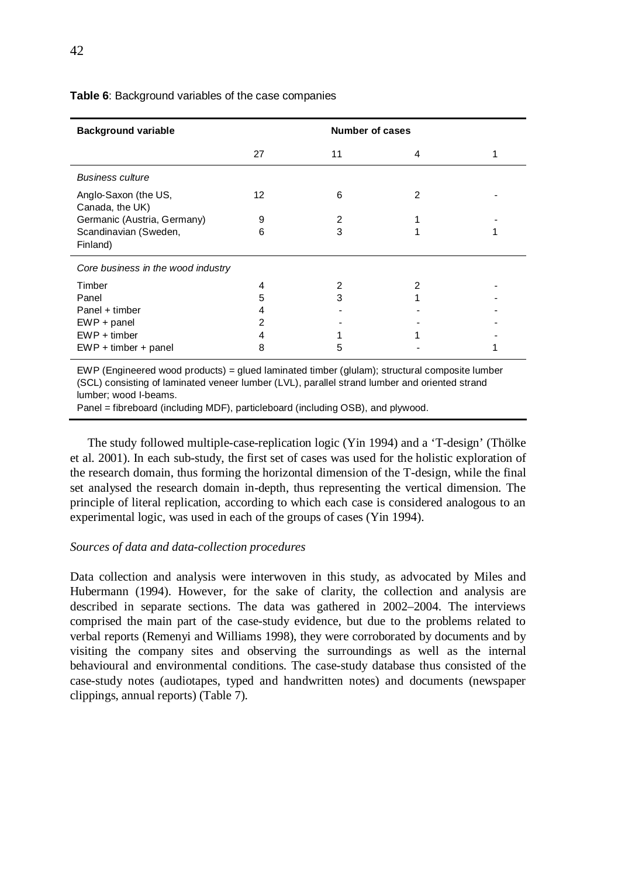**Table 6**: Background variables of the case companies

| Background variable | Number of cases | | | |
|---|---|---|---|---|
| | 27 | 11 | 4 | 1 |
| *Business culture* | | | | |
| Anglo-Saxon (the US, Canada, the UK) | 12 | 6 | 2 | - |
| Germanic (Austria, Germany) | 9 | 2 | 1 | - |
| Scandinavian (Sweden, Finland) | 6 | 3 | 1 | 1 |
| *Core business in the wood industry* | | | | |
| Timber | 4 | 2 | 2 | - |
| Panel | 5 | 3 | 1 | - |
| Panel + timber | 4 | - | - | - |
| EWP + panel | 2 | - | - | - |
| EWP + timber | 4 | 1 | 1 | - |
| EWP + timber + panel | 8 | 5 | - | 1 |

EWP (Engineered wood products) = glued laminated timber (glulam); structural composite lumber (SCL) consisting of laminated veneer lumber (LVL), parallel strand lumber and oriented strand lumber; wood I-beams.
Panel = fibreboard (including MDF), particleboard (including OSB), and plywood.

The study followed multiple-case-replication logic (Yin 1994) and a 'T-design' (Thölke et al. 2001). In each sub-study, the first set of cases was used for the holistic exploration of the research domain, thus forming the horizontal dimension of the T-design, while the final set analysed the research domain in-depth, thus representing the vertical dimension. The principle of literal replication, according to which each case is considered analogous to an experimental logic, was used in each of the groups of cases (Yin 1994).

*Sources of data and data-collection procedures*

Data collection and analysis were interwoven in this study, as advocated by Miles and Hubermann (1994). However, for the sake of clarity, the collection and analysis are described in separate sections. The data was gathered in 2002–2004. The interviews comprised the main part of the case-study evidence, but due to the problems related to verbal reports (Remenyi and Williams 1998), they were corroborated by documents and by visiting the company sites and observing the surroundings as well as the internal behavioural and environmental conditions. The case-study database thus consisted of the case-study notes (audiotapes, typed and handwritten notes) and documents (newspaper clippings, annual reports) (Table 7).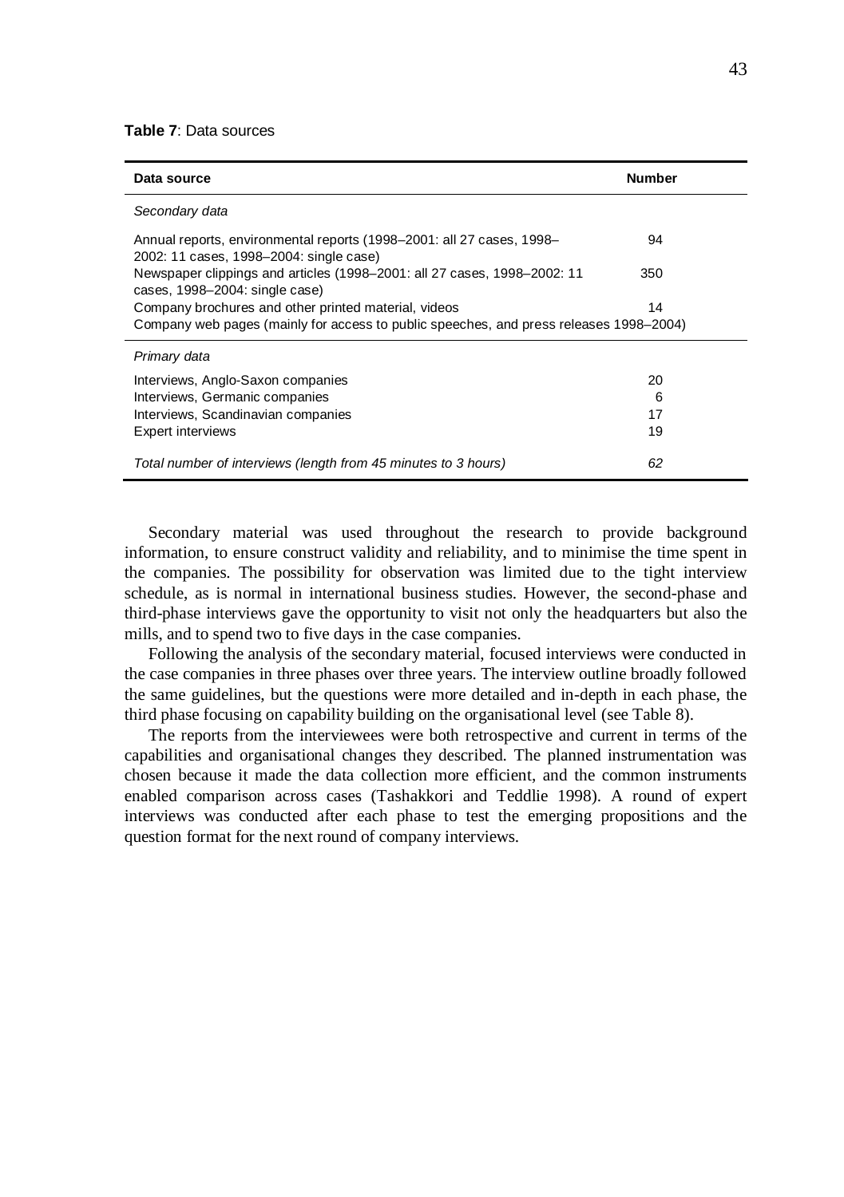**Table 7**: Data sources

| Data source | Number |
|---|---|
| *Secondary data* | |
| Annual reports, environmental reports (1998–2001: all 27 cases, 1998–2002: 11 cases, 1998–2004: single case) | 94 |
| Newspaper clippings and articles (1998–2001: all 27 cases, 1998–2002: 11 cases, 1998–2004: single case) | 350 |
| Company brochures and other printed material, videos | 14 |
| Company web pages (mainly for access to public speeches, and press releases 1998–2004) | |
| *Primary data* | |
| Interviews, Anglo-Saxon companies | 20 |
| Interviews, Germanic companies | 6 |
| Interviews, Scandinavian companies | 17 |
| Expert interviews | 19 |
| *Total number of interviews (length from 45 minutes to 3 hours)* | *62* |

Secondary material was used throughout the research to provide background information, to ensure construct validity and reliability, and to minimise the time spent in the companies. The possibility for observation was limited due to the tight interview schedule, as is normal in international business studies. However, the second-phase and third-phase interviews gave the opportunity to visit not only the headquarters but also the mills, and to spend two to five days in the case companies.

Following the analysis of the secondary material, focused interviews were conducted in the case companies in three phases over three years. The interview outline broadly followed the same guidelines, but the questions were more detailed and in-depth in each phase, the third phase focusing on capability building on the organisational level (see Table 8).

The reports from the interviewees were both retrospective and current in terms of the capabilities and organisational changes they described. The planned instrumentation was chosen because it made the data collection more efficient, and the common instruments enabled comparison across cases (Tashakkori and Teddlie 1998). A round of expert interviews was conducted after each phase to test the emerging propositions and the question format for the next round of company interviews.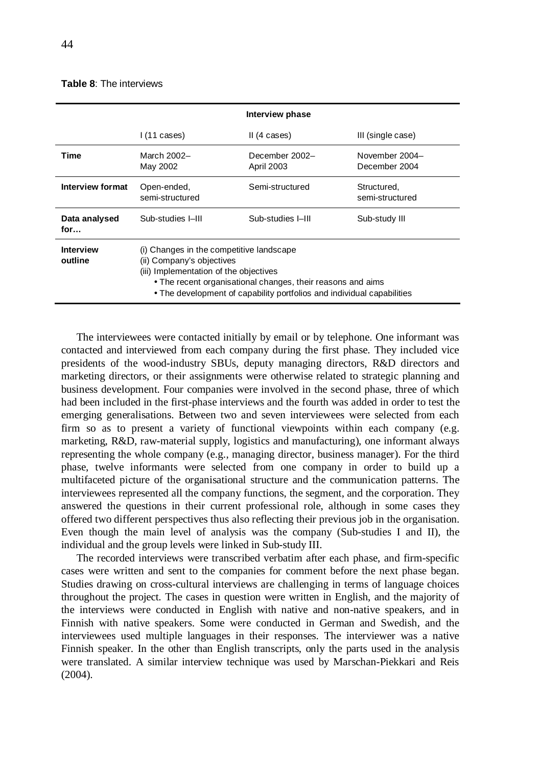**Table 8**: The interviews

| | Interview phase | | |
|---|---|---|---|
| | I (11 cases) | II (4 cases) | III (single case) |
| **Time** | March 2002–May 2002 | December 2002–April 2003 | November 2004–December 2004 |
| **Interview format** | Open-ended, semi-structured | Semi-structured | Structured, semi-structured |
| **Data analysed for…** | Sub-studies I–III | Sub-studies I–III | Sub-study III |
| **Interview outline** | (i) Changes in the competitive landscape<br>(ii) Company's objectives<br>(iii) Implementation of the objectives<br>• The recent organisational changes, their reasons and aims<br>• The development of capability portfolios and individual capabilities | | |

The interviewees were contacted initially by email or by telephone. One informant was contacted and interviewed from each company during the first phase. They included vice presidents of the wood-industry SBUs, deputy managing directors, R&D directors and marketing directors, or their assignments were otherwise related to strategic planning and business development. Four companies were involved in the second phase, three of which had been included in the first-phase interviews and the fourth was added in order to test the emerging generalisations. Between two and seven interviewees were selected from each firm so as to present a variety of functional viewpoints within each company (e.g. marketing, R&D, raw-material supply, logistics and manufacturing), one informant always representing the whole company (e.g., managing director, business manager). For the third phase, twelve informants were selected from one company in order to build up a multifaceted picture of the organisational structure and the communication patterns. The interviewees represented all the company functions, the segment, and the corporation. They answered the questions in their current professional role, although in some cases they offered two different perspectives thus also reflecting their previous job in the organisation. Even though the main level of analysis was the company (Sub-studies I and II), the individual and the group levels were linked in Sub-study III.

The recorded interviews were transcribed verbatim after each phase, and firm-specific cases were written and sent to the companies for comment before the next phase began. Studies drawing on cross-cultural interviews are challenging in terms of language choices throughout the project. The cases in question were written in English, and the majority of the interviews were conducted in English with native and non-native speakers, and in Finnish with native speakers. Some were conducted in German and Swedish, and the interviewees used multiple languages in their responses. The interviewer was a native Finnish speaker. In the other than English transcripts, only the parts used in the analysis were translated. A similar interview technique was used by Marschan-Piekkari and Reis (2004).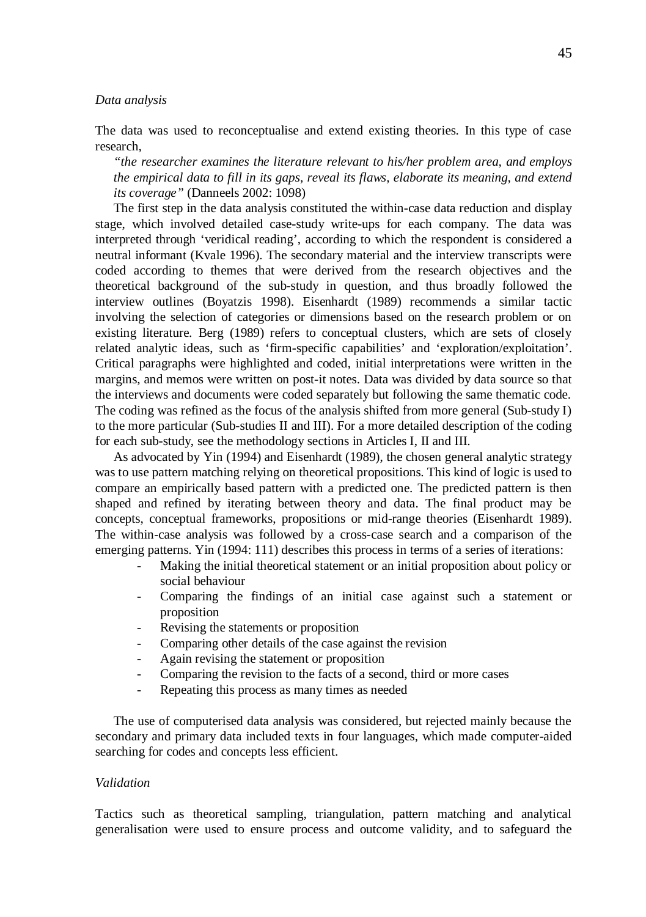*Data analysis*

The data was used to reconceptualise and extend existing theories. In this type of case research,

> *"the researcher examines the literature relevant to his/her problem area, and employs the empirical data to fill in its gaps, reveal its flaws, elaborate its meaning, and extend its coverage"* (Danneels 2002: 1098)

The first step in the data analysis constituted the within-case data reduction and display stage, which involved detailed case-study write-ups for each company. The data was interpreted through 'veridical reading', according to which the respondent is considered a neutral informant (Kvale 1996). The secondary material and the interview transcripts were coded according to themes that were derived from the research objectives and the theoretical background of the sub-study in question, and thus broadly followed the interview outlines (Boyatzis 1998). Eisenhardt (1989) recommends a similar tactic involving the selection of categories or dimensions based on the research problem or on existing literature. Berg (1989) refers to conceptual clusters, which are sets of closely related analytic ideas, such as 'firm-specific capabilities' and 'exploration/exploitation'. Critical paragraphs were highlighted and coded, initial interpretations were written in the margins, and memos were written on post-it notes. Data was divided by data source so that the interviews and documents were coded separately but following the same thematic code. The coding was refined as the focus of the analysis shifted from more general (Sub-study I) to the more particular (Sub-studies II and III). For a more detailed description of the coding for each sub-study, see the methodology sections in Articles I, II and III.

As advocated by Yin (1994) and Eisenhardt (1989), the chosen general analytic strategy was to use pattern matching relying on theoretical propositions. This kind of logic is used to compare an empirically based pattern with a predicted one. The predicted pattern is then shaped and refined by iterating between theory and data. The final product may be concepts, conceptual frameworks, propositions or mid-range theories (Eisenhardt 1989). The within-case analysis was followed by a cross-case search and a comparison of the emerging patterns. Yin (1994: 111) describes this process in terms of a series of iterations:

- Making the initial theoretical statement or an initial proposition about policy or social behaviour
- Comparing the findings of an initial case against such a statement or proposition
- Revising the statements or proposition
- Comparing other details of the case against the revision
- Again revising the statement or proposition
- Comparing the revision to the facts of a second, third or more cases
- Repeating this process as many times as needed

The use of computerised data analysis was considered, but rejected mainly because the secondary and primary data included texts in four languages, which made computer-aided searching for codes and concepts less efficient.

*Validation*

Tactics such as theoretical sampling, triangulation, pattern matching and analytical generalisation were used to ensure process and outcome validity, and to safeguard the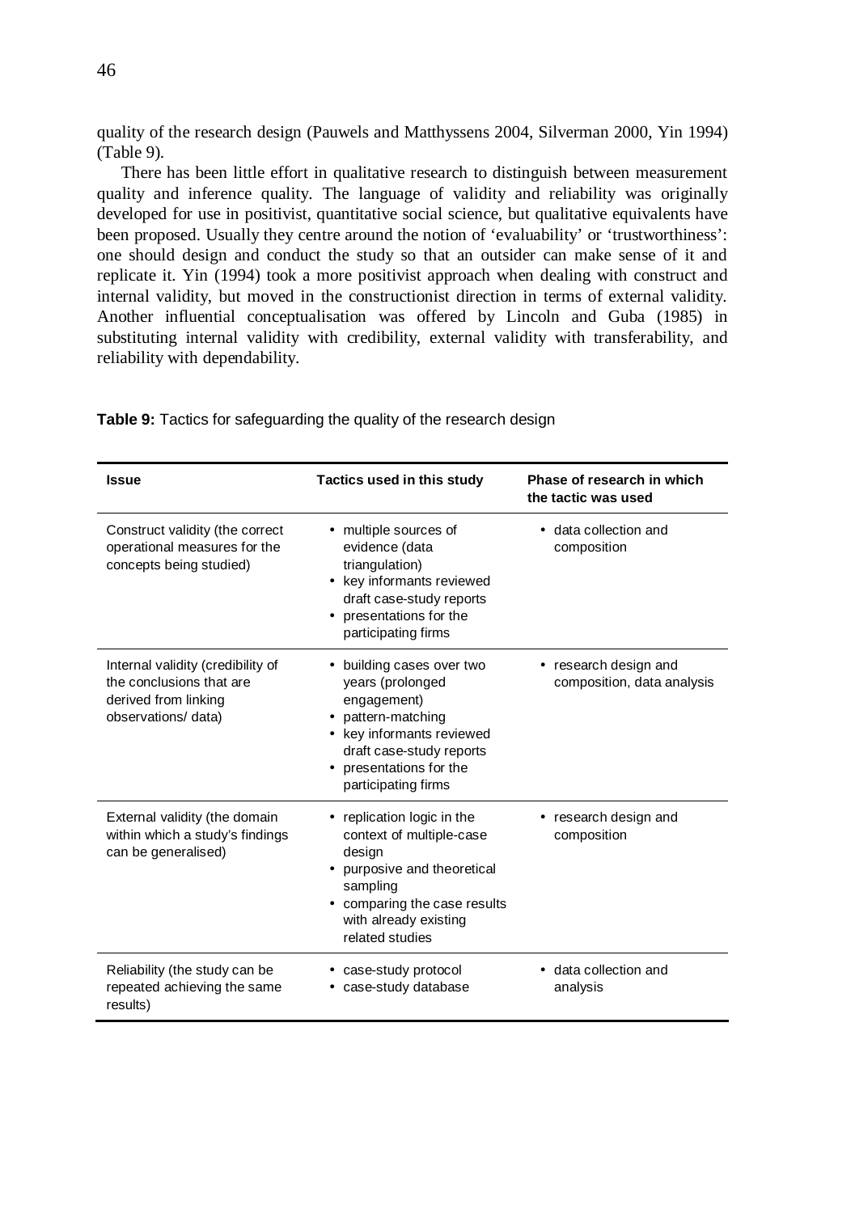quality of the research design (Pauwels and Matthyssens 2004, Silverman 2000, Yin 1994) (Table 9).

There has been little effort in qualitative research to distinguish between measurement quality and inference quality. The language of validity and reliability was originally developed for use in positivist, quantitative social science, but qualitative equivalents have been proposed. Usually they centre around the notion of 'evaluability' or 'trustworthiness': one should design and conduct the study so that an outsider can make sense of it and replicate it. Yin (1994) took a more positivist approach when dealing with construct and internal validity, but moved in the constructionist direction in terms of external validity. Another influential conceptualisation was offered by Lincoln and Guba (1985) in substituting internal validity with credibility, external validity with transferability, and reliability with dependability.

**Table 9:** Tactics for safeguarding the quality of the research design

| Issue | Tactics used in this study | Phase of research in which the tactic was used |
|---|---|---|
| Construct validity (the correct operational measures for the concepts being studied) | • multiple sources of evidence (data triangulation)<br>• key informants reviewed draft case-study reports<br>• presentations for the participating firms | • data collection and composition |
| Internal validity (credibility of the conclusions that are derived from linking observations/ data) | • building cases over two years (prolonged engagement)<br>• pattern-matching<br>• key informants reviewed draft case-study reports<br>• presentations for the participating firms | • research design and composition, data analysis |
| External validity (the domain within which a study's findings can be generalised) | • replication logic in the context of multiple-case design<br>• purposive and theoretical sampling<br>• comparing the case results with already existing related studies | • research design and composition |
| Reliability (the study can be repeated achieving the same results) | • case-study protocol<br>• case-study database | • data collection and analysis |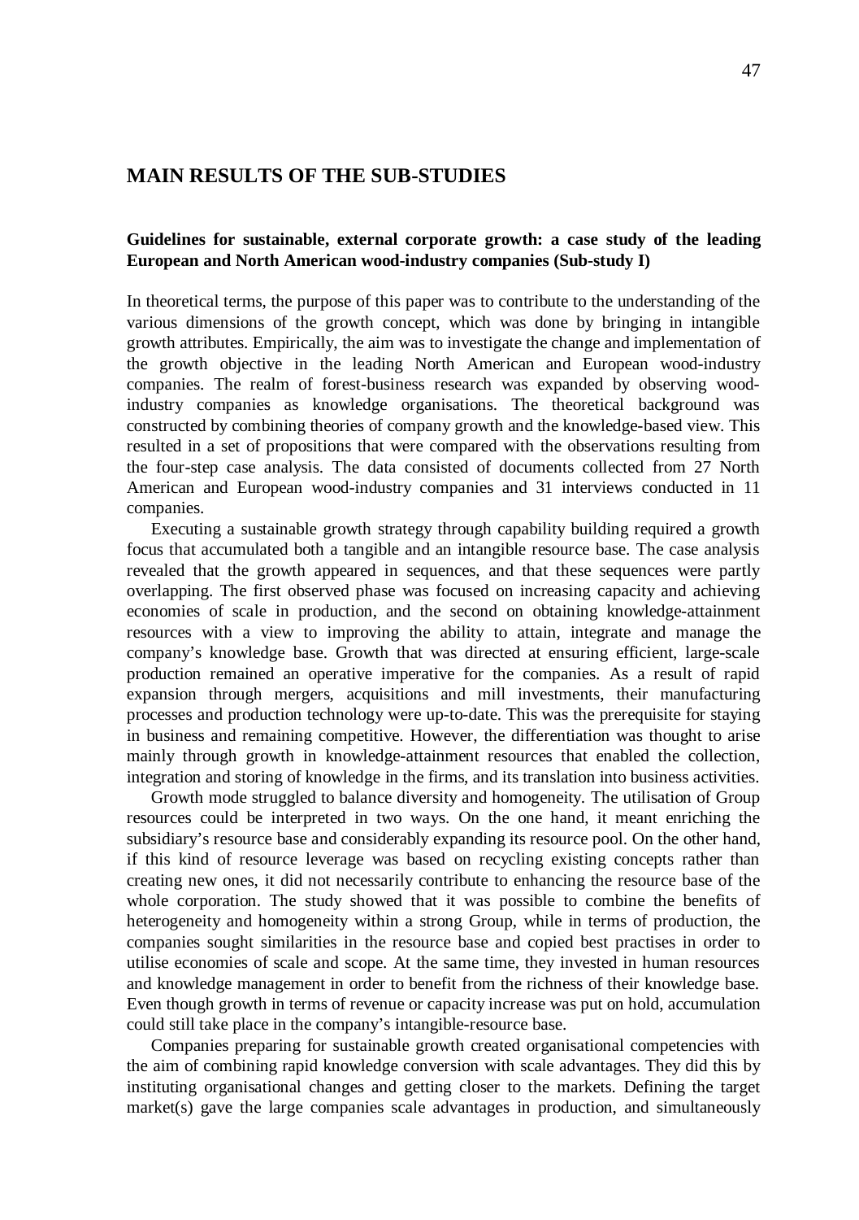# MAIN RESULTS OF THE SUB-STUDIES

## Guidelines for sustainable, external corporate growth: a case study of the leading European and North American wood-industry companies (Sub-study I)

In theoretical terms, the purpose of this paper was to contribute to the understanding of the various dimensions of the growth concept, which was done by bringing in intangible growth attributes. Empirically, the aim was to investigate the change and implementation of the growth objective in the leading North American and European wood-industry companies. The realm of forest-business research was expanded by observing wood-industry companies as knowledge organisations. The theoretical background was constructed by combining theories of company growth and the knowledge-based view. This resulted in a set of propositions that were compared with the observations resulting from the four-step case analysis. The data consisted of documents collected from 27 North American and European wood-industry companies and 31 interviews conducted in 11 companies.

Executing a sustainable growth strategy through capability building required a growth focus that accumulated both a tangible and an intangible resource base. The case analysis revealed that the growth appeared in sequences, and that these sequences were partly overlapping. The first observed phase was focused on increasing capacity and achieving economies of scale in production, and the second on obtaining knowledge-attainment resources with a view to improving the ability to attain, integrate and manage the company's knowledge base. Growth that was directed at ensuring efficient, large-scale production remained an operative imperative for the companies. As a result of rapid expansion through mergers, acquisitions and mill investments, their manufacturing processes and production technology were up-to-date. This was the prerequisite for staying in business and remaining competitive. However, the differentiation was thought to arise mainly through growth in knowledge-attainment resources that enabled the collection, integration and storing of knowledge in the firms, and its translation into business activities.

Growth mode struggled to balance diversity and homogeneity. The utilisation of Group resources could be interpreted in two ways. On the one hand, it meant enriching the subsidiary's resource base and considerably expanding its resource pool. On the other hand, if this kind of resource leverage was based on recycling existing concepts rather than creating new ones, it did not necessarily contribute to enhancing the resource base of the whole corporation. The study showed that it was possible to combine the benefits of heterogeneity and homogeneity within a strong Group, while in terms of production, the companies sought similarities in the resource base and copied best practises in order to utilise economies of scale and scope. At the same time, they invested in human resources and knowledge management in order to benefit from the richness of their knowledge base. Even though growth in terms of revenue or capacity increase was put on hold, accumulation could still take place in the company's intangible-resource base.

Companies preparing for sustainable growth created organisational competencies with the aim of combining rapid knowledge conversion with scale advantages. They did this by instituting organisational changes and getting closer to the markets. Defining the target market(s) gave the large companies scale advantages in production, and simultaneously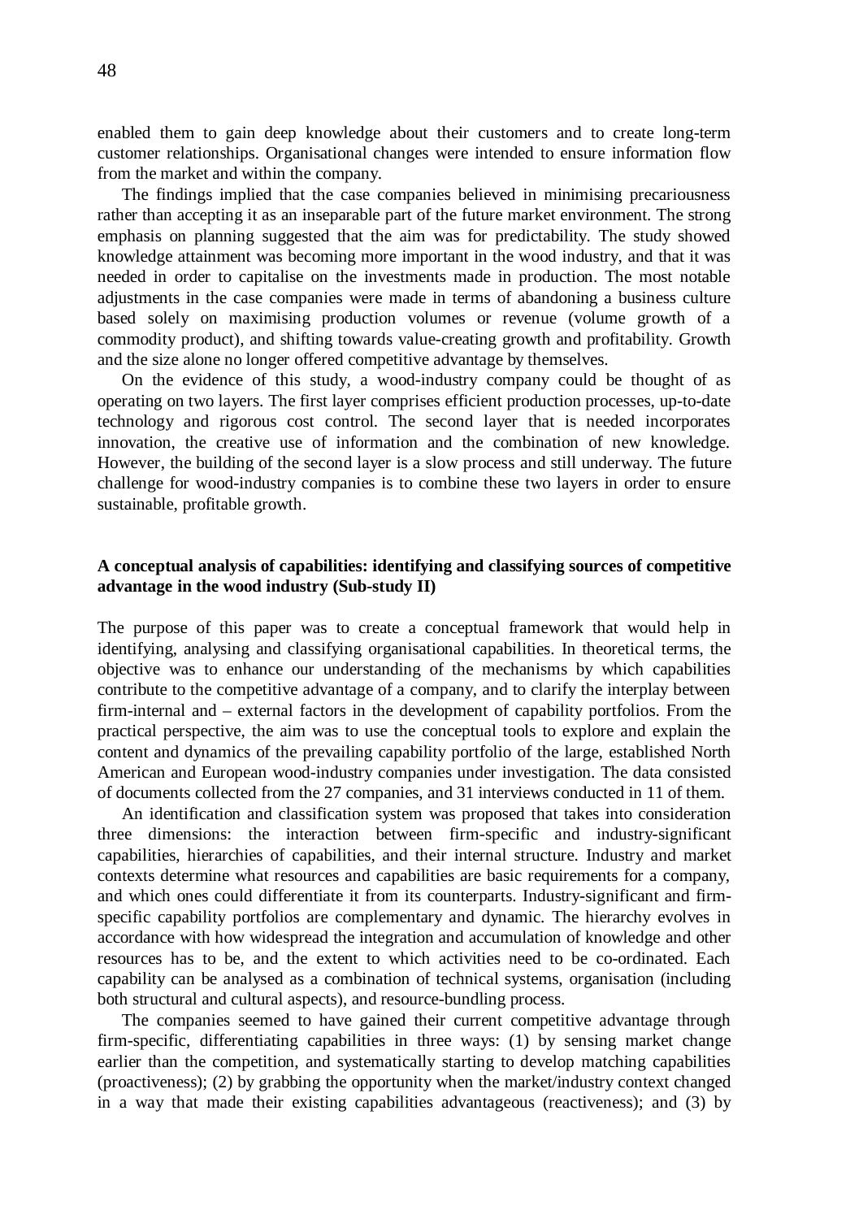enabled them to gain deep knowledge about their customers and to create long-term customer relationships. Organisational changes were intended to ensure information flow from the market and within the company.

The findings implied that the case companies believed in minimising precariousness rather than accepting it as an inseparable part of the future market environment. The strong emphasis on planning suggested that the aim was for predictability. The study showed knowledge attainment was becoming more important in the wood industry, and that it was needed in order to capitalise on the investments made in production. The most notable adjustments in the case companies were made in terms of abandoning a business culture based solely on maximising production volumes or revenue (volume growth of a commodity product), and shifting towards value-creating growth and profitability. Growth and the size alone no longer offered competitive advantage by themselves.

On the evidence of this study, a wood-industry company could be thought of as operating on two layers. The first layer comprises efficient production processes, up-to-date technology and rigorous cost control. The second layer that is needed incorporates innovation, the creative use of information and the combination of new knowledge. However, the building of the second layer is a slow process and still underway. The future challenge for wood-industry companies is to combine these two layers in order to ensure sustainable, profitable growth.

**A conceptual analysis of capabilities: identifying and classifying sources of competitive advantage in the wood industry (Sub-study II)**

The purpose of this paper was to create a conceptual framework that would help in identifying, analysing and classifying organisational capabilities. In theoretical terms, the objective was to enhance our understanding of the mechanisms by which capabilities contribute to the competitive advantage of a company, and to clarify the interplay between firm-internal and – external factors in the development of capability portfolios. From the practical perspective, the aim was to use the conceptual tools to explore and explain the content and dynamics of the prevailing capability portfolio of the large, established North American and European wood-industry companies under investigation. The data consisted of documents collected from the 27 companies, and 31 interviews conducted in 11 of them.

An identification and classification system was proposed that takes into consideration three dimensions: the interaction between firm-specific and industry-significant capabilities, hierarchies of capabilities, and their internal structure. Industry and market contexts determine what resources and capabilities are basic requirements for a company, and which ones could differentiate it from its counterparts. Industry-significant and firm-specific capability portfolios are complementary and dynamic. The hierarchy evolves in accordance with how widespread the integration and accumulation of knowledge and other resources has to be, and the extent to which activities need to be co-ordinated. Each capability can be analysed as a combination of technical systems, organisation (including both structural and cultural aspects), and resource-bundling process.

The companies seemed to have gained their current competitive advantage through firm-specific, differentiating capabilities in three ways: (1) by sensing market change earlier than the competition, and systematically starting to develop matching capabilities (proactiveness); (2) by grabbing the opportunity when the market/industry context changed in a way that made their existing capabilities advantageous (reactiveness); and (3) by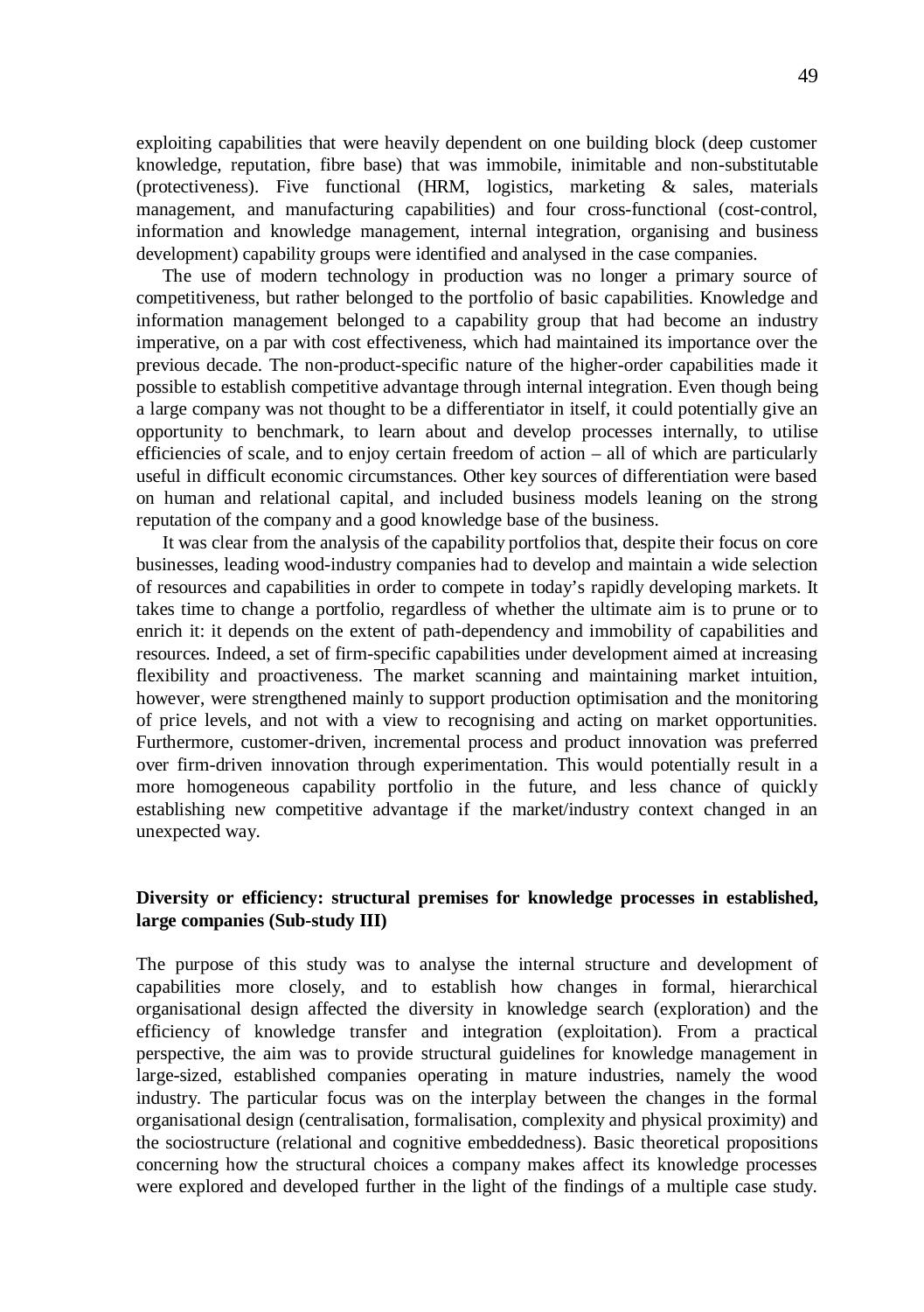exploiting capabilities that were heavily dependent on one building block (deep customer knowledge, reputation, fibre base) that was immobile, inimitable and non-substitutable (protectiveness). Five functional (HRM, logistics, marketing & sales, materials management, and manufacturing capabilities) and four cross-functional (cost-control, information and knowledge management, internal integration, organising and business development) capability groups were identified and analysed in the case companies.

The use of modern technology in production was no longer a primary source of competitiveness, but rather belonged to the portfolio of basic capabilities. Knowledge and information management belonged to a capability group that had become an industry imperative, on a par with cost effectiveness, which had maintained its importance over the previous decade. The non-product-specific nature of the higher-order capabilities made it possible to establish competitive advantage through internal integration. Even though being a large company was not thought to be a differentiator in itself, it could potentially give an opportunity to benchmark, to learn about and develop processes internally, to utilise efficiencies of scale, and to enjoy certain freedom of action – all of which are particularly useful in difficult economic circumstances. Other key sources of differentiation were based on human and relational capital, and included business models leaning on the strong reputation of the company and a good knowledge base of the business.

It was clear from the analysis of the capability portfolios that, despite their focus on core businesses, leading wood-industry companies had to develop and maintain a wide selection of resources and capabilities in order to compete in today's rapidly developing markets. It takes time to change a portfolio, regardless of whether the ultimate aim is to prune or to enrich it: it depends on the extent of path-dependency and immobility of capabilities and resources. Indeed, a set of firm-specific capabilities under development aimed at increasing flexibility and proactiveness. The market scanning and maintaining market intuition, however, were strengthened mainly to support production optimisation and the monitoring of price levels, and not with a view to recognising and acting on market opportunities. Furthermore, customer-driven, incremental process and product innovation was preferred over firm-driven innovation through experimentation. This would potentially result in a more homogeneous capability portfolio in the future, and less chance of quickly establishing new competitive advantage if the market/industry context changed in an unexpected way.

### Diversity or efficiency: structural premises for knowledge processes in established, large companies (Sub-study III)

The purpose of this study was to analyse the internal structure and development of capabilities more closely, and to establish how changes in formal, hierarchical organisational design affected the diversity in knowledge search (exploration) and the efficiency of knowledge transfer and integration (exploitation). From a practical perspective, the aim was to provide structural guidelines for knowledge management in large-sized, established companies operating in mature industries, namely the wood industry. The particular focus was on the interplay between the changes in the formal organisational design (centralisation, formalisation, complexity and physical proximity) and the sociostructure (relational and cognitive embeddedness). Basic theoretical propositions concerning how the structural choices a company makes affect its knowledge processes were explored and developed further in the light of the findings of a multiple case study.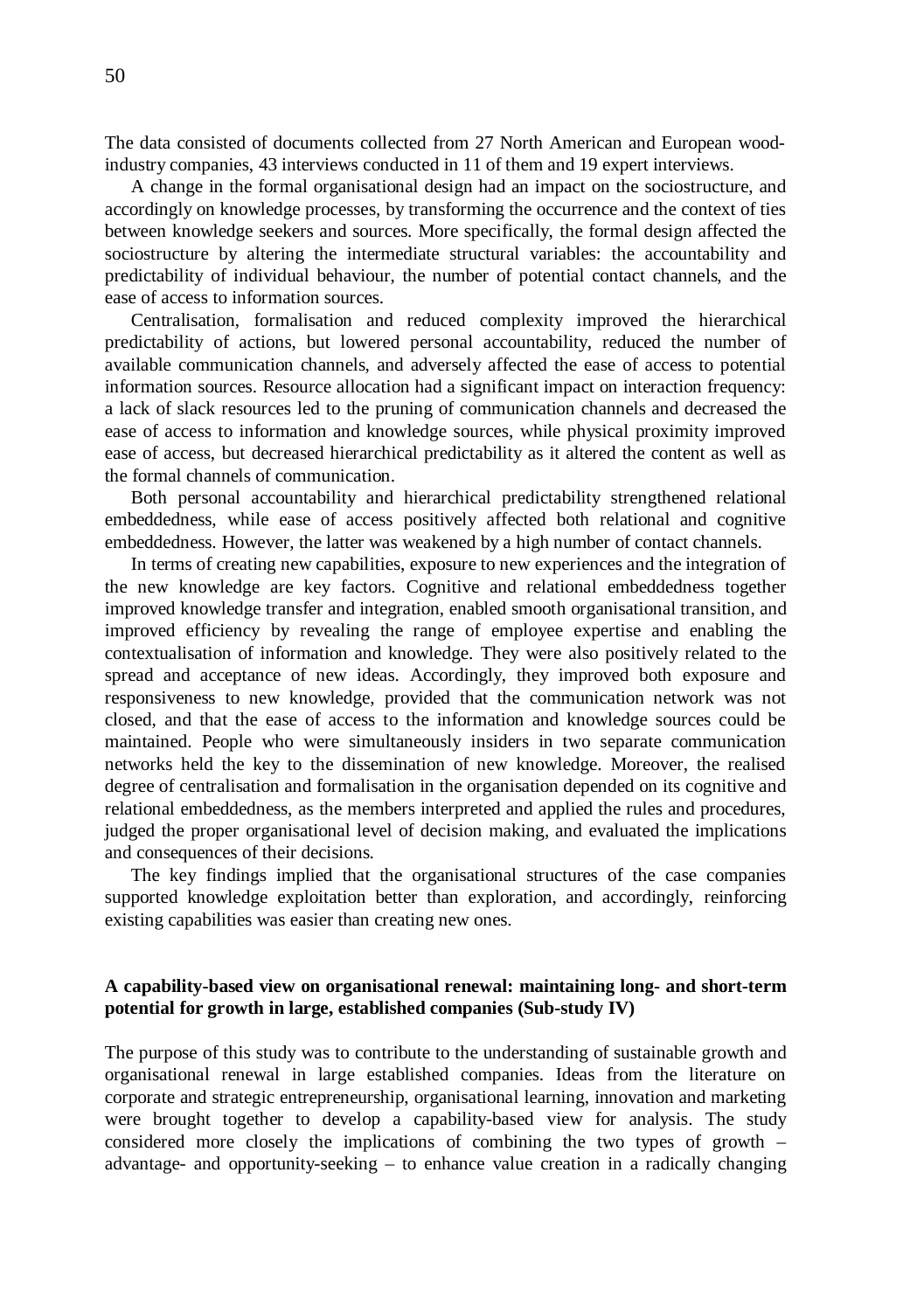The data consisted of documents collected from 27 North American and European wood-industry companies, 43 interviews conducted in 11 of them and 19 expert interviews.

A change in the formal organisational design had an impact on the sociostructure, and accordingly on knowledge processes, by transforming the occurrence and the context of ties between knowledge seekers and sources. More specifically, the formal design affected the sociostructure by altering the intermediate structural variables: the accountability and predictability of individual behaviour, the number of potential contact channels, and the ease of access to information sources.

Centralisation, formalisation and reduced complexity improved the hierarchical predictability of actions, but lowered personal accountability, reduced the number of available communication channels, and adversely affected the ease of access to potential information sources. Resource allocation had a significant impact on interaction frequency: a lack of slack resources led to the pruning of communication channels and decreased the ease of access to information and knowledge sources, while physical proximity improved ease of access, but decreased hierarchical predictability as it altered the content as well as the formal channels of communication.

Both personal accountability and hierarchical predictability strengthened relational embeddedness, while ease of access positively affected both relational and cognitive embeddedness. However, the latter was weakened by a high number of contact channels.

In terms of creating new capabilities, exposure to new experiences and the integration of the new knowledge are key factors. Cognitive and relational embeddedness together improved knowledge transfer and integration, enabled smooth organisational transition, and improved efficiency by revealing the range of employee expertise and enabling the contextualisation of information and knowledge. They were also positively related to the spread and acceptance of new ideas. Accordingly, they improved both exposure and responsiveness to new knowledge, provided that the communication network was not closed, and that the ease of access to the information and knowledge sources could be maintained. People who were simultaneously insiders in two separate communication networks held the key to the dissemination of new knowledge. Moreover, the realised degree of centralisation and formalisation in the organisation depended on its cognitive and relational embeddedness, as the members interpreted and applied the rules and procedures, judged the proper organisational level of decision making, and evaluated the implications and consequences of their decisions.

The key findings implied that the organisational structures of the case companies supported knowledge exploitation better than exploration, and accordingly, reinforcing existing capabilities was easier than creating new ones.

**A capability-based view on organisational renewal: maintaining long- and short-term potential for growth in large, established companies (Sub-study IV)**

The purpose of this study was to contribute to the understanding of sustainable growth and organisational renewal in large established companies. Ideas from the literature on corporate and strategic entrepreneurship, organisational learning, innovation and marketing were brought together to develop a capability-based view for analysis. The study considered more closely the implications of combining the two types of growth – advantage- and opportunity-seeking – to enhance value creation in a radically changing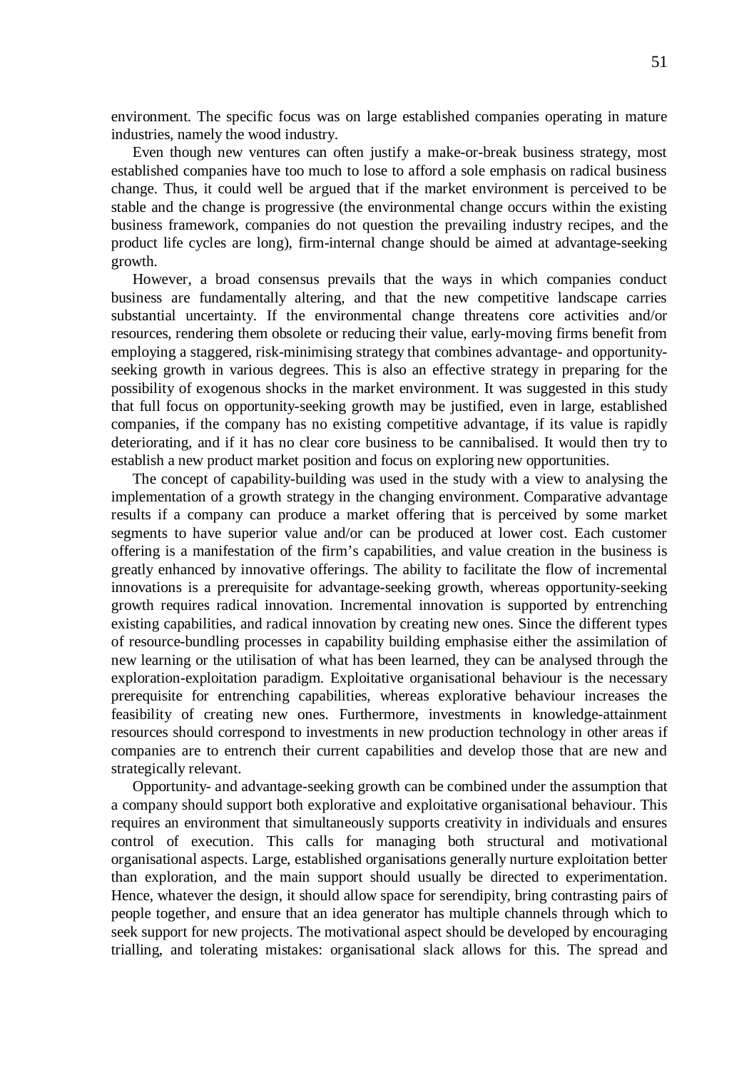environment. The specific focus was on large established companies operating in mature industries, namely the wood industry.

Even though new ventures can often justify a make-or-break business strategy, most established companies have too much to lose to afford a sole emphasis on radical business change. Thus, it could well be argued that if the market environment is perceived to be stable and the change is progressive (the environmental change occurs within the existing business framework, companies do not question the prevailing industry recipes, and the product life cycles are long), firm-internal change should be aimed at advantage-seeking growth.

However, a broad consensus prevails that the ways in which companies conduct business are fundamentally altering, and that the new competitive landscape carries substantial uncertainty. If the environmental change threatens core activities and/or resources, rendering them obsolete or reducing their value, early-moving firms benefit from employing a staggered, risk-minimising strategy that combines advantage- and opportunity-seeking growth in various degrees. This is also an effective strategy in preparing for the possibility of exogenous shocks in the market environment. It was suggested in this study that full focus on opportunity-seeking growth may be justified, even in large, established companies, if the company has no existing competitive advantage, if its value is rapidly deteriorating, and if it has no clear core business to be cannibalised. It would then try to establish a new product market position and focus on exploring new opportunities.

The concept of capability-building was used in the study with a view to analysing the implementation of a growth strategy in the changing environment. Comparative advantage results if a company can produce a market offering that is perceived by some market segments to have superior value and/or can be produced at lower cost. Each customer offering is a manifestation of the firm's capabilities, and value creation in the business is greatly enhanced by innovative offerings. The ability to facilitate the flow of incremental innovations is a prerequisite for advantage-seeking growth, whereas opportunity-seeking growth requires radical innovation. Incremental innovation is supported by entrenching existing capabilities, and radical innovation by creating new ones. Since the different types of resource-bundling processes in capability building emphasise either the assimilation of new learning or the utilisation of what has been learned, they can be analysed through the exploration-exploitation paradigm. Exploitative organisational behaviour is the necessary prerequisite for entrenching capabilities, whereas explorative behaviour increases the feasibility of creating new ones. Furthermore, investments in knowledge-attainment resources should correspond to investments in new production technology in other areas if companies are to entrench their current capabilities and develop those that are new and strategically relevant.

Opportunity- and advantage-seeking growth can be combined under the assumption that a company should support both explorative and exploitative organisational behaviour. This requires an environment that simultaneously supports creativity in individuals and ensures control of execution. This calls for managing both structural and motivational organisational aspects. Large, established organisations generally nurture exploitation better than exploration, and the main support should usually be directed to experimentation. Hence, whatever the design, it should allow space for serendipity, bring contrasting pairs of people together, and ensure that an idea generator has multiple channels through which to seek support for new projects. The motivational aspect should be developed by encouraging trialling, and tolerating mistakes: organisational slack allows for this. The spread and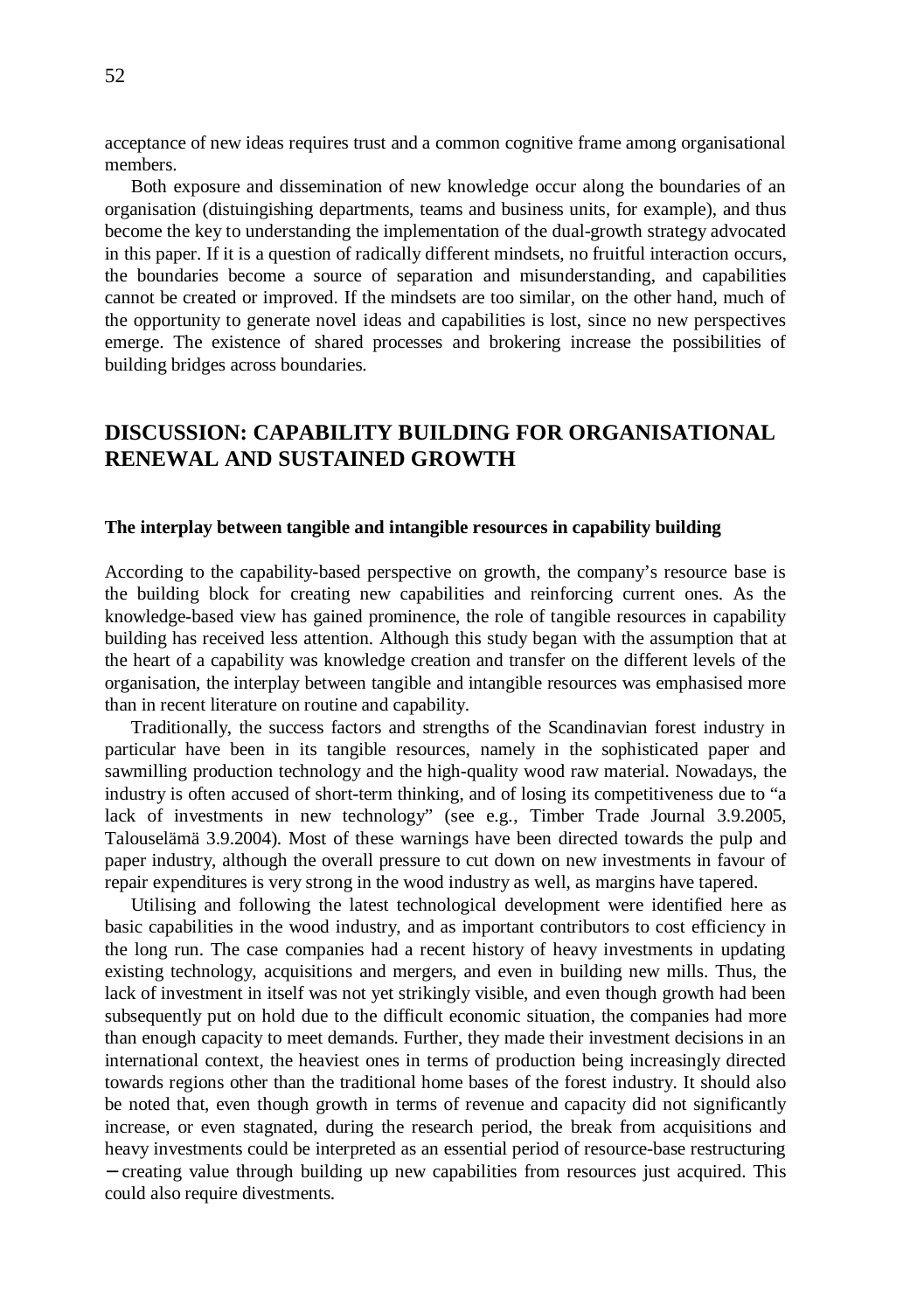acceptance of new ideas requires trust and a common cognitive frame among organisational members.

Both exposure and dissemination of new knowledge occur along the boundaries of an organisation (distuingishing departments, teams and business units, for example), and thus become the key to understanding the implementation of the dual-growth strategy advocated in this paper. If it is a question of radically different mindsets, no fruitful interaction occurs, the boundaries become a source of separation and misunderstanding, and capabilities cannot be created or improved. If the mindsets are too similar, on the other hand, much of the opportunity to generate novel ideas and capabilities is lost, since no new perspectives emerge. The existence of shared processes and brokering increase the possibilities of building bridges across boundaries.

## DISCUSSION: CAPABILITY BUILDING FOR ORGANISATIONAL RENEWAL AND SUSTAINED GROWTH

### The interplay between tangible and intangible resources in capability building

According to the capability-based perspective on growth, the company's resource base is the building block for creating new capabilities and reinforcing current ones. As the knowledge-based view has gained prominence, the role of tangible resources in capability building has received less attention. Although this study began with the assumption that at the heart of a capability was knowledge creation and transfer on the different levels of the organisation, the interplay between tangible and intangible resources was emphasised more than in recent literature on routine and capability.

Traditionally, the success factors and strengths of the Scandinavian forest industry in particular have been in its tangible resources, namely in the sophisticated paper and sawmilling production technology and the high-quality wood raw material. Nowadays, the industry is often accused of short-term thinking, and of losing its competitiveness due to "a lack of investments in new technology" (see e.g., Timber Trade Journal 3.9.2005, Talouselämä 3.9.2004). Most of these warnings have been directed towards the pulp and paper industry, although the overall pressure to cut down on new investments in favour of repair expenditures is very strong in the wood industry as well, as margins have tapered.

Utilising and following the latest technological development were identified here as basic capabilities in the wood industry, and as important contributors to cost efficiency in the long run. The case companies had a recent history of heavy investments in updating existing technology, acquisitions and mergers, and even in building new mills. Thus, the lack of investment in itself was not yet strikingly visible, and even though growth had been subsequently put on hold due to the difficult economic situation, the companies had more than enough capacity to meet demands. Further, they made their investment decisions in an international context, the heaviest ones in terms of production being increasingly directed towards regions other than the traditional home bases of the forest industry. It should also be noted that, even though growth in terms of revenue and capacity did not significantly increase, or even stagnated, during the research period, the break from acquisitions and heavy investments could be interpreted as an essential period of resource-base restructuring – creating value through building up new capabilities from resources just acquired. This could also require divestments.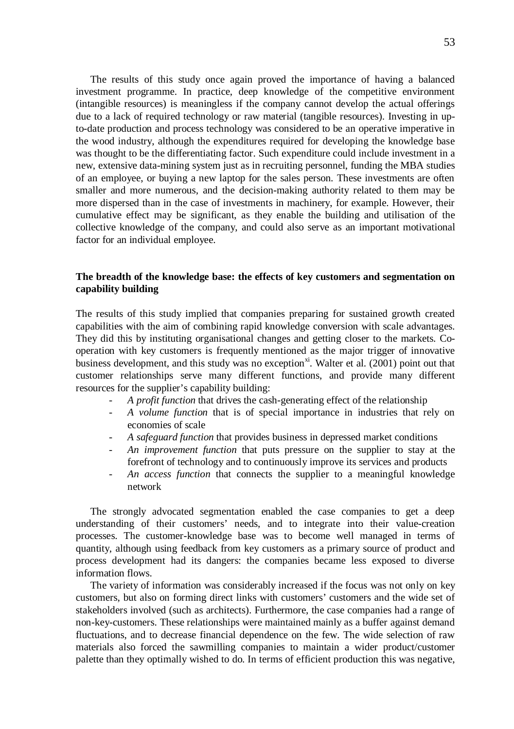The results of this study once again proved the importance of having a balanced investment programme. In practice, deep knowledge of the competitive environment (intangible resources) is meaningless if the company cannot develop the actual offerings due to a lack of required technology or raw material (tangible resources). Investing in up-to-date production and process technology was considered to be an operative imperative in the wood industry, although the expenditures required for developing the knowledge base was thought to be the differentiating factor. Such expenditure could include investment in a new, extensive data-mining system just as in recruiting personnel, funding the MBA studies of an employee, or buying a new laptop for the sales person. These investments are often smaller and more numerous, and the decision-making authority related to them may be more dispersed than in the case of investments in machinery, for example. However, their cumulative effect may be significant, as they enable the building and utilisation of the collective knowledge of the company, and could also serve as an important motivational factor for an individual employee.

**The breadth of the knowledge base: the effects of key customers and segmentation on capability building**

The results of this study implied that companies preparing for sustained growth created capabilities with the aim of combining rapid knowledge conversion with scale advantages. They did this by instituting organisational changes and getting closer to the markets. Co-operation with key customers is frequently mentioned as the major trigger of innovative business development, and this study was no exception[xi]. Walter et al. (2001) point out that customer relationships serve many different functions, and provide many different resources for the supplier's capability building:

- *A profit function* that drives the cash-generating effect of the relationship
- *A volume function* that is of special importance in industries that rely on economies of scale
- *A safeguard function* that provides business in depressed market conditions
- *An improvement function* that puts pressure on the supplier to stay at the forefront of technology and to continuously improve its services and products
- *An access function* that connects the supplier to a meaningful knowledge network

The strongly advocated segmentation enabled the case companies to get a deep understanding of their customers' needs, and to integrate into their value-creation processes. The customer-knowledge base was to become well managed in terms of quantity, although using feedback from key customers as a primary source of product and process development had its dangers: the companies became less exposed to diverse information flows.

The variety of information was considerably increased if the focus was not only on key customers, but also on forming direct links with customers' customers and the wide set of stakeholders involved (such as architects). Furthermore, the case companies had a range of non-key-customers. These relationships were maintained mainly as a buffer against demand fluctuations, and to decrease financial dependence on the few. The wide selection of raw materials also forced the sawmilling companies to maintain a wider product/customer palette than they optimally wished to do. In terms of efficient production this was negative,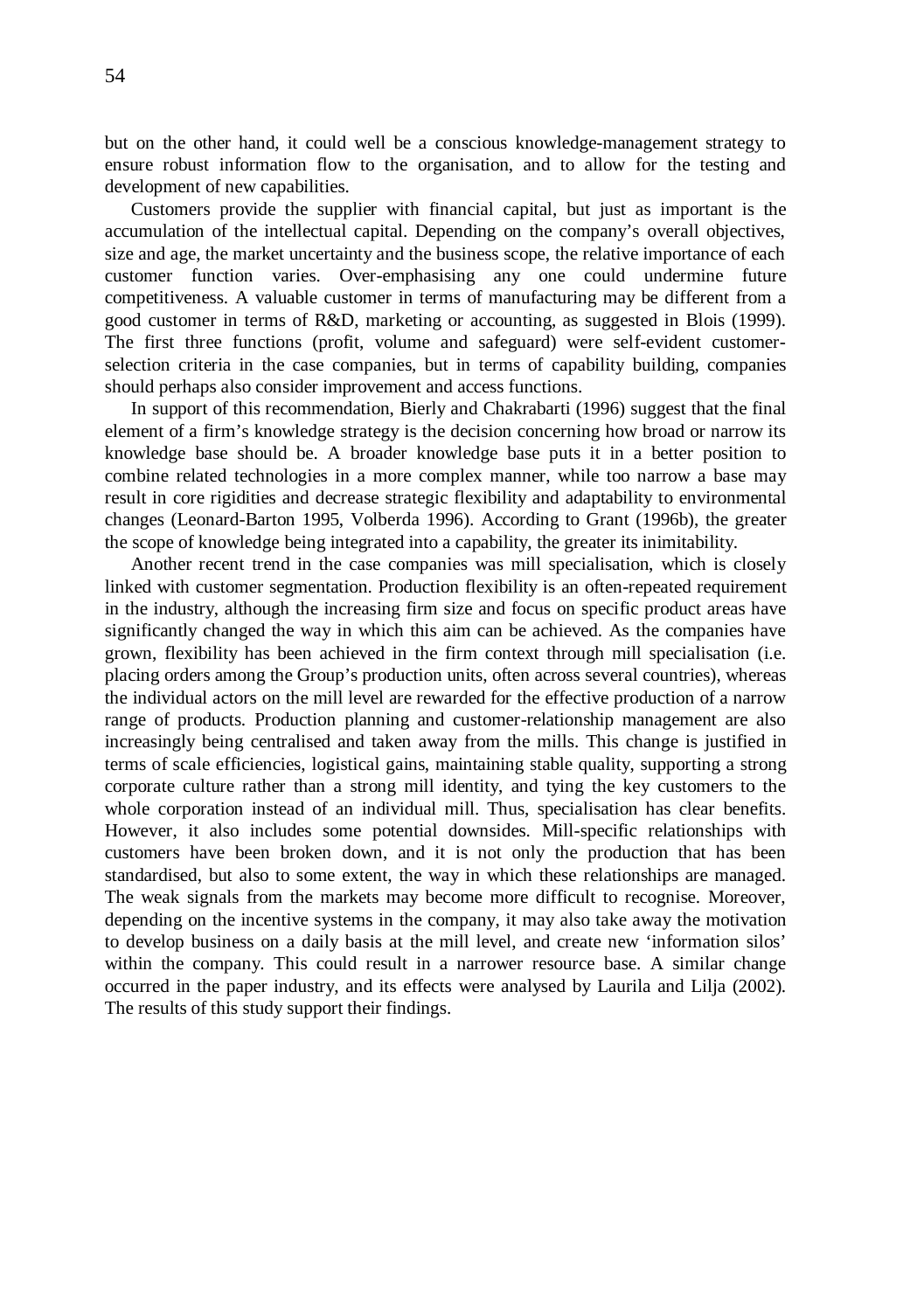but on the other hand, it could well be a conscious knowledge-management strategy to ensure robust information flow to the organisation, and to allow for the testing and development of new capabilities.

Customers provide the supplier with financial capital, but just as important is the accumulation of the intellectual capital. Depending on the company's overall objectives, size and age, the market uncertainty and the business scope, the relative importance of each customer function varies. Over-emphasising any one could undermine future competitiveness. A valuable customer in terms of manufacturing may be different from a good customer in terms of R&D, marketing or accounting, as suggested in Blois (1999). The first three functions (profit, volume and safeguard) were self-evident customer-selection criteria in the case companies, but in terms of capability building, companies should perhaps also consider improvement and access functions.

In support of this recommendation, Bierly and Chakrabarti (1996) suggest that the final element of a firm's knowledge strategy is the decision concerning how broad or narrow its knowledge base should be. A broader knowledge base puts it in a better position to combine related technologies in a more complex manner, while too narrow a base may result in core rigidities and decrease strategic flexibility and adaptability to environmental changes (Leonard-Barton 1995, Volberda 1996). According to Grant (1996b), the greater the scope of knowledge being integrated into a capability, the greater its inimitability.

Another recent trend in the case companies was mill specialisation, which is closely linked with customer segmentation. Production flexibility is an often-repeated requirement in the industry, although the increasing firm size and focus on specific product areas have significantly changed the way in which this aim can be achieved. As the companies have grown, flexibility has been achieved in the firm context through mill specialisation (i.e. placing orders among the Group's production units, often across several countries), whereas the individual actors on the mill level are rewarded for the effective production of a narrow range of products. Production planning and customer-relationship management are also increasingly being centralised and taken away from the mills. This change is justified in terms of scale efficiencies, logistical gains, maintaining stable quality, supporting a strong corporate culture rather than a strong mill identity, and tying the key customers to the whole corporation instead of an individual mill. Thus, specialisation has clear benefits. However, it also includes some potential downsides. Mill-specific relationships with customers have been broken down, and it is not only the production that has been standardised, but also to some extent, the way in which these relationships are managed. The weak signals from the markets may become more difficult to recognise. Moreover, depending on the incentive systems in the company, it may also take away the motivation to develop business on a daily basis at the mill level, and create new 'information silos' within the company. This could result in a narrower resource base. A similar change occurred in the paper industry, and its effects were analysed by Laurila and Lilja (2002). The results of this study support their findings.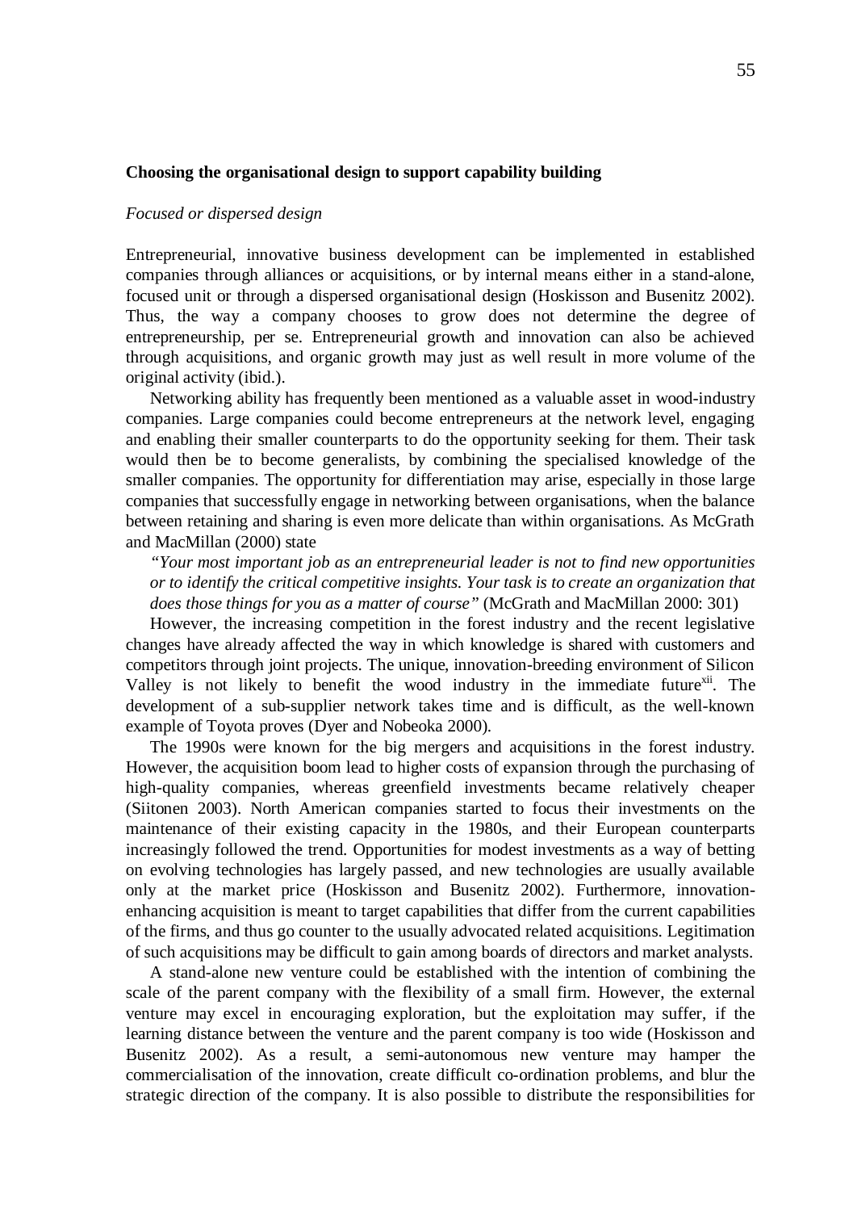### Choosing the organisational design to support capability building

*Focused or dispersed design*

Entrepreneurial, innovative business development can be implemented in established companies through alliances or acquisitions, or by internal means either in a stand-alone, focused unit or through a dispersed organisational design (Hoskisson and Busenitz 2002). Thus, the way a company chooses to grow does not determine the degree of entrepreneurship, per se. Entrepreneurial growth and innovation can also be achieved through acquisitions, and organic growth may just as well result in more volume of the original activity (ibid.).

Networking ability has frequently been mentioned as a valuable asset in wood-industry companies. Large companies could become entrepreneurs at the network level, engaging and enabling their smaller counterparts to do the opportunity seeking for them. Their task would then be to become generalists, by combining the specialised knowledge of the smaller companies. The opportunity for differentiation may arise, especially in those large companies that successfully engage in networking between organisations, when the balance between retaining and sharing is even more delicate than within organisations. As McGrath and MacMillan (2000) state

*"Your most important job as an entrepreneurial leader is not to find new opportunities or to identify the critical competitive insights. Your task is to create an organization that does those things for you as a matter of course"* (McGrath and MacMillan 2000: 301)

However, the increasing competition in the forest industry and the recent legislative changes have already affected the way in which knowledge is shared with customers and competitors through joint projects. The unique, innovation-breeding environment of Silicon Valley is not likely to benefit the wood industry in the immediate future[xii]. The development of a sub-supplier network takes time and is difficult, as the well-known example of Toyota proves (Dyer and Nobeoka 2000).

The 1990s were known for the big mergers and acquisitions in the forest industry. However, the acquisition boom lead to higher costs of expansion through the purchasing of high-quality companies, whereas greenfield investments became relatively cheaper (Siitonen 2003). North American companies started to focus their investments on the maintenance of their existing capacity in the 1980s, and their European counterparts increasingly followed the trend. Opportunities for modest investments as a way of betting on evolving technologies has largely passed, and new technologies are usually available only at the market price (Hoskisson and Busenitz 2002). Furthermore, innovation-enhancing acquisition is meant to target capabilities that differ from the current capabilities of the firms, and thus go counter to the usually advocated related acquisitions. Legitimation of such acquisitions may be difficult to gain among boards of directors and market analysts.

A stand-alone new venture could be established with the intention of combining the scale of the parent company with the flexibility of a small firm. However, the external venture may excel in encouraging exploration, but the exploitation may suffer, if the learning distance between the venture and the parent company is too wide (Hoskisson and Busenitz 2002). As a result, a semi-autonomous new venture may hamper the commercialisation of the innovation, create difficult co-ordination problems, and blur the strategic direction of the company. It is also possible to distribute the responsibilities for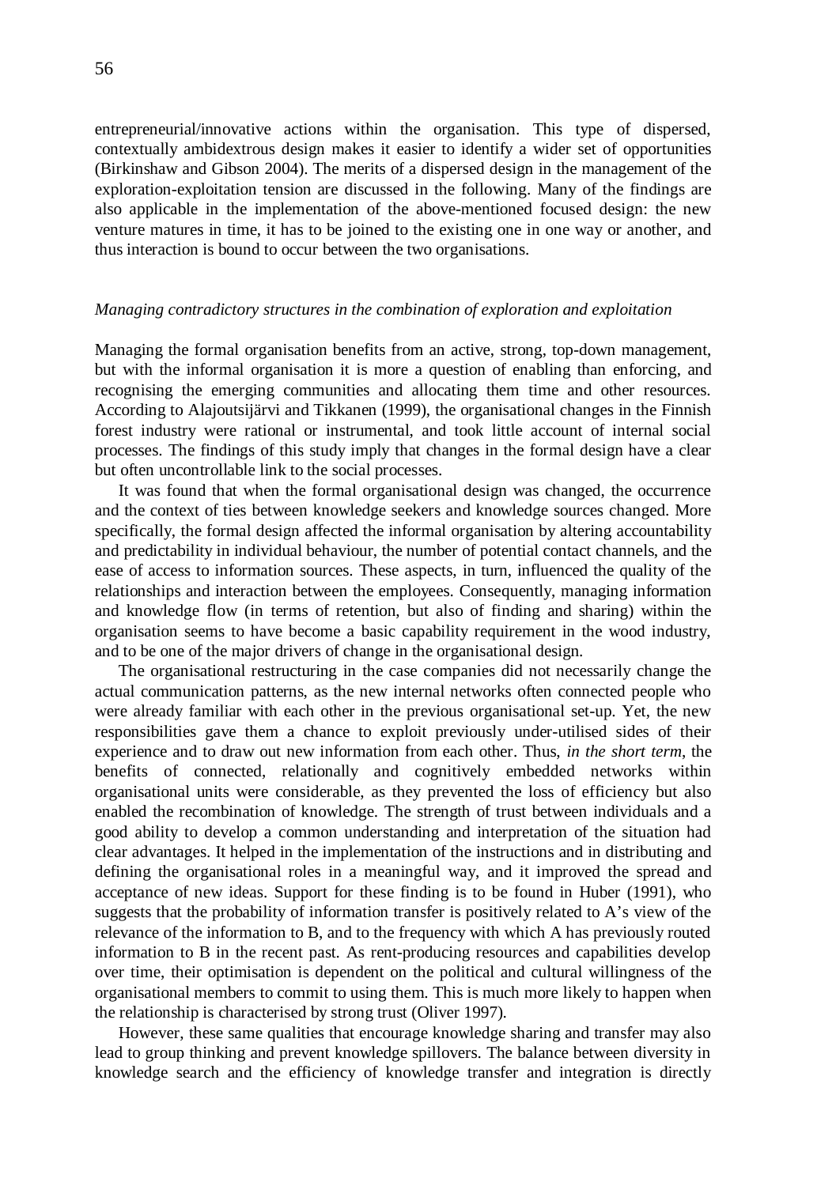entrepreneurial/innovative actions within the organisation. This type of dispersed, contextually ambidextrous design makes it easier to identify a wider set of opportunities (Birkinshaw and Gibson 2004). The merits of a dispersed design in the management of the exploration-exploitation tension are discussed in the following. Many of the findings are also applicable in the implementation of the above-mentioned focused design: the new venture matures in time, it has to be joined to the existing one in one way or another, and thus interaction is bound to occur between the two organisations.

*Managing contradictory structures in the combination of exploration and exploitation*

Managing the formal organisation benefits from an active, strong, top-down management, but with the informal organisation it is more a question of enabling than enforcing, and recognising the emerging communities and allocating them time and other resources. According to Alajoutsijärvi and Tikkanen (1999), the organisational changes in the Finnish forest industry were rational or instrumental, and took little account of internal social processes. The findings of this study imply that changes in the formal design have a clear but often uncontrollable link to the social processes.

It was found that when the formal organisational design was changed, the occurrence and the context of ties between knowledge seekers and knowledge sources changed. More specifically, the formal design affected the informal organisation by altering accountability and predictability in individual behaviour, the number of potential contact channels, and the ease of access to information sources. These aspects, in turn, influenced the quality of the relationships and interaction between the employees. Consequently, managing information and knowledge flow (in terms of retention, but also of finding and sharing) within the organisation seems to have become a basic capability requirement in the wood industry, and to be one of the major drivers of change in the organisational design.

The organisational restructuring in the case companies did not necessarily change the actual communication patterns, as the new internal networks often connected people who were already familiar with each other in the previous organisational set-up. Yet, the new responsibilities gave them a chance to exploit previously under-utilised sides of their experience and to draw out new information from each other. Thus, *in the short term*, the benefits of connected, relationally and cognitively embedded networks within organisational units were considerable, as they prevented the loss of efficiency but also enabled the recombination of knowledge. The strength of trust between individuals and a good ability to develop a common understanding and interpretation of the situation had clear advantages. It helped in the implementation of the instructions and in distributing and defining the organisational roles in a meaningful way, and it improved the spread and acceptance of new ideas. Support for these finding is to be found in Huber (1991), who suggests that the probability of information transfer is positively related to A's view of the relevance of the information to B, and to the frequency with which A has previously routed information to B in the recent past. As rent-producing resources and capabilities develop over time, their optimisation is dependent on the political and cultural willingness of the organisational members to commit to using them. This is much more likely to happen when the relationship is characterised by strong trust (Oliver 1997).

However, these same qualities that encourage knowledge sharing and transfer may also lead to group thinking and prevent knowledge spillovers. The balance between diversity in knowledge search and the efficiency of knowledge transfer and integration is directly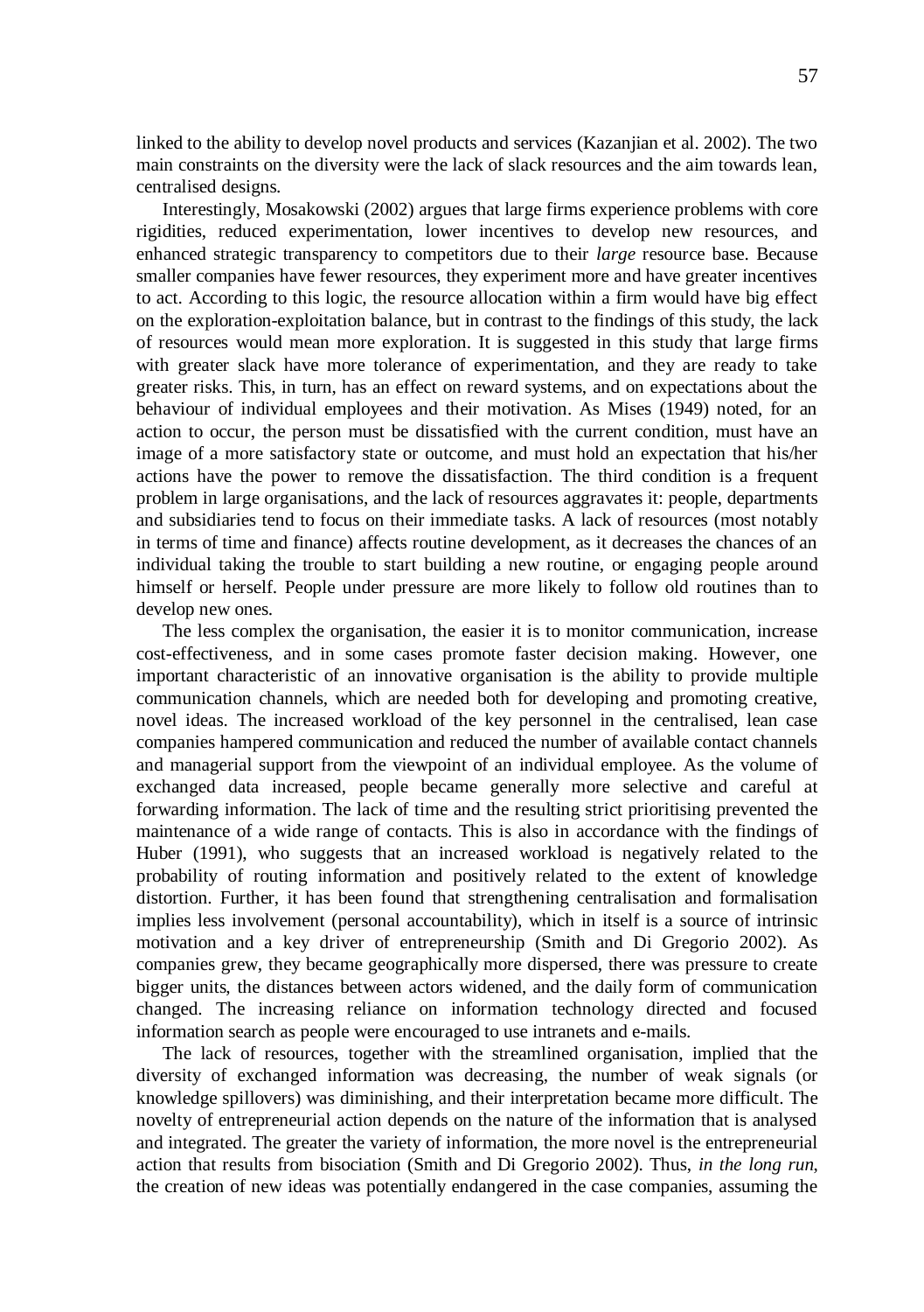linked to the ability to develop novel products and services (Kazanjian et al. 2002). The two main constraints on the diversity were the lack of slack resources and the aim towards lean, centralised designs.

Interestingly, Mosakowski (2002) argues that large firms experience problems with core rigidities, reduced experimentation, lower incentives to develop new resources, and enhanced strategic transparency to competitors due to their *large* resource base. Because smaller companies have fewer resources, they experiment more and have greater incentives to act. According to this logic, the resource allocation within a firm would have big effect on the exploration-exploitation balance, but in contrast to the findings of this study, the lack of resources would mean more exploration. It is suggested in this study that large firms with greater slack have more tolerance of experimentation, and they are ready to take greater risks. This, in turn, has an effect on reward systems, and on expectations about the behaviour of individual employees and their motivation. As Mises (1949) noted, for an action to occur, the person must be dissatisfied with the current condition, must have an image of a more satisfactory state or outcome, and must hold an expectation that his/her actions have the power to remove the dissatisfaction. The third condition is a frequent problem in large organisations, and the lack of resources aggravates it: people, departments and subsidiaries tend to focus on their immediate tasks. A lack of resources (most notably in terms of time and finance) affects routine development, as it decreases the chances of an individual taking the trouble to start building a new routine, or engaging people around himself or herself. People under pressure are more likely to follow old routines than to develop new ones.

The less complex the organisation, the easier it is to monitor communication, increase cost-effectiveness, and in some cases promote faster decision making. However, one important characteristic of an innovative organisation is the ability to provide multiple communication channels, which are needed both for developing and promoting creative, novel ideas. The increased workload of the key personnel in the centralised, lean case companies hampered communication and reduced the number of available contact channels and managerial support from the viewpoint of an individual employee. As the volume of exchanged data increased, people became generally more selective and careful at forwarding information. The lack of time and the resulting strict prioritising prevented the maintenance of a wide range of contacts. This is also in accordance with the findings of Huber (1991), who suggests that an increased workload is negatively related to the probability of routing information and positively related to the extent of knowledge distortion. Further, it has been found that strengthening centralisation and formalisation implies less involvement (personal accountability), which in itself is a source of intrinsic motivation and a key driver of entrepreneurship (Smith and Di Gregorio 2002). As companies grew, they became geographically more dispersed, there was pressure to create bigger units, the distances between actors widened, and the daily form of communication changed. The increasing reliance on information technology directed and focused information search as people were encouraged to use intranets and e-mails.

The lack of resources, together with the streamlined organisation, implied that the diversity of exchanged information was decreasing, the number of weak signals (or knowledge spillovers) was diminishing, and their interpretation became more difficult. The novelty of entrepreneurial action depends on the nature of the information that is analysed and integrated. The greater the variety of information, the more novel is the entrepreneurial action that results from bisociation (Smith and Di Gregorio 2002). Thus, *in the long run*, the creation of new ideas was potentially endangered in the case companies, assuming the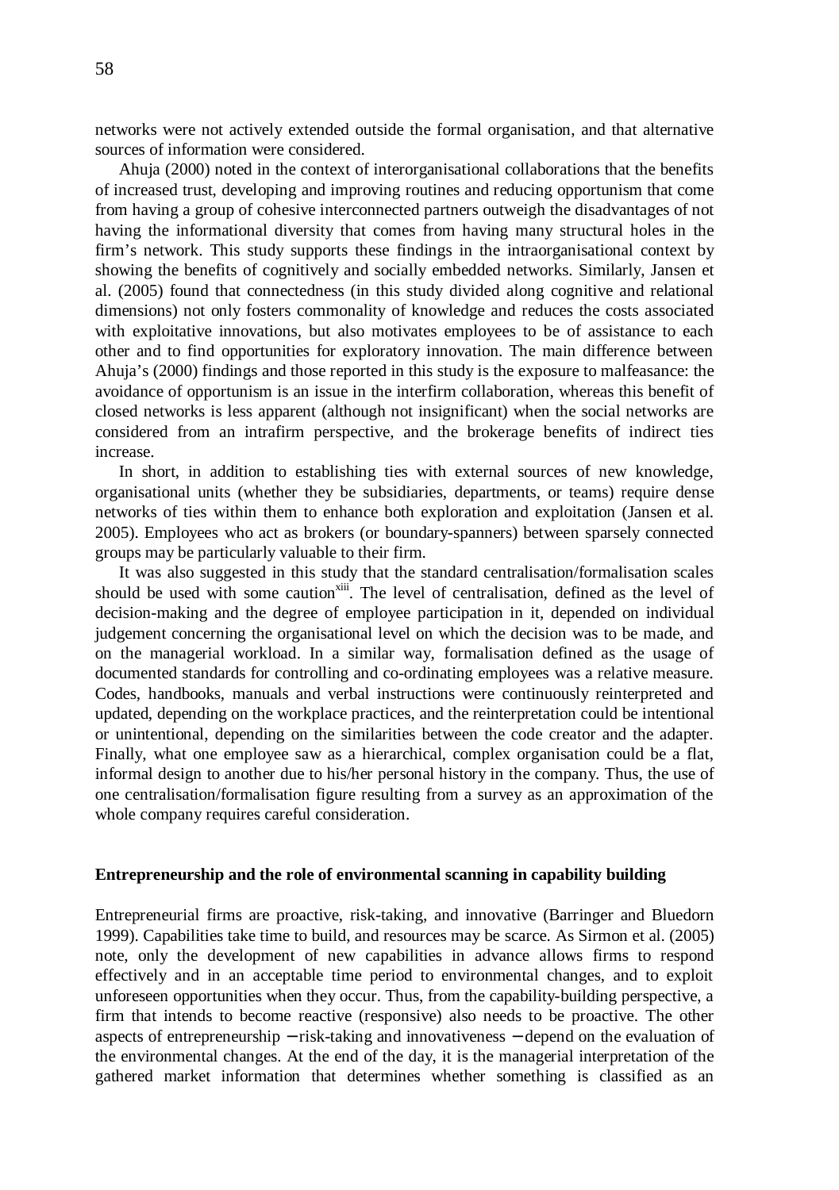networks were not actively extended outside the formal organisation, and that alternative sources of information were considered.

Ahuja (2000) noted in the context of interorganisational collaborations that the benefits of increased trust, developing and improving routines and reducing opportunism that come from having a group of cohesive interconnected partners outweigh the disadvantages of not having the informational diversity that comes from having many structural holes in the firm's network. This study supports these findings in the intraorganisational context by showing the benefits of cognitively and socially embedded networks. Similarly, Jansen et al. (2005) found that connectedness (in this study divided along cognitive and relational dimensions) not only fosters commonality of knowledge and reduces the costs associated with exploitative innovations, but also motivates employees to be of assistance to each other and to find opportunities for exploratory innovation. The main difference between Ahuja's (2000) findings and those reported in this study is the exposure to malfeasance: the avoidance of opportunism is an issue in the interfirm collaboration, whereas this benefit of closed networks is less apparent (although not insignificant) when the social networks are considered from an intrafirm perspective, and the brokerage benefits of indirect ties increase.

In short, in addition to establishing ties with external sources of new knowledge, organisational units (whether they be subsidiaries, departments, or teams) require dense networks of ties within them to enhance both exploration and exploitation (Jansen et al. 2005). Employees who act as brokers (or boundary-spanners) between sparsely connected groups may be particularly valuable to their firm.

It was also suggested in this study that the standard centralisation/formalisation scales should be used with some caution[xiii]. The level of centralisation, defined as the level of decision-making and the degree of employee participation in it, depended on individual judgement concerning the organisational level on which the decision was to be made, and on the managerial workload. In a similar way, formalisation defined as the usage of documented standards for controlling and co-ordinating employees was a relative measure. Codes, handbooks, manuals and verbal instructions were continuously reinterpreted and updated, depending on the workplace practices, and the reinterpretation could be intentional or unintentional, depending on the similarities between the code creator and the adapter. Finally, what one employee saw as a hierarchical, complex organisation could be a flat, informal design to another due to his/her personal history in the company. Thus, the use of one centralisation/formalisation figure resulting from a survey as an approximation of the whole company requires careful consideration.

### Entrepreneurship and the role of environmental scanning in capability building

Entrepreneurial firms are proactive, risk-taking, and innovative (Barringer and Bluedorn 1999). Capabilities take time to build, and resources may be scarce. As Sirmon et al. (2005) note, only the development of new capabilities in advance allows firms to respond effectively and in an acceptable time period to environmental changes, and to exploit unforeseen opportunities when they occur. Thus, from the capability-building perspective, a firm that intends to become reactive (responsive) also needs to be proactive. The other aspects of entrepreneurship – risk-taking and innovativeness – depend on the evaluation of the environmental changes. At the end of the day, it is the managerial interpretation of the gathered market information that determines whether something is classified as an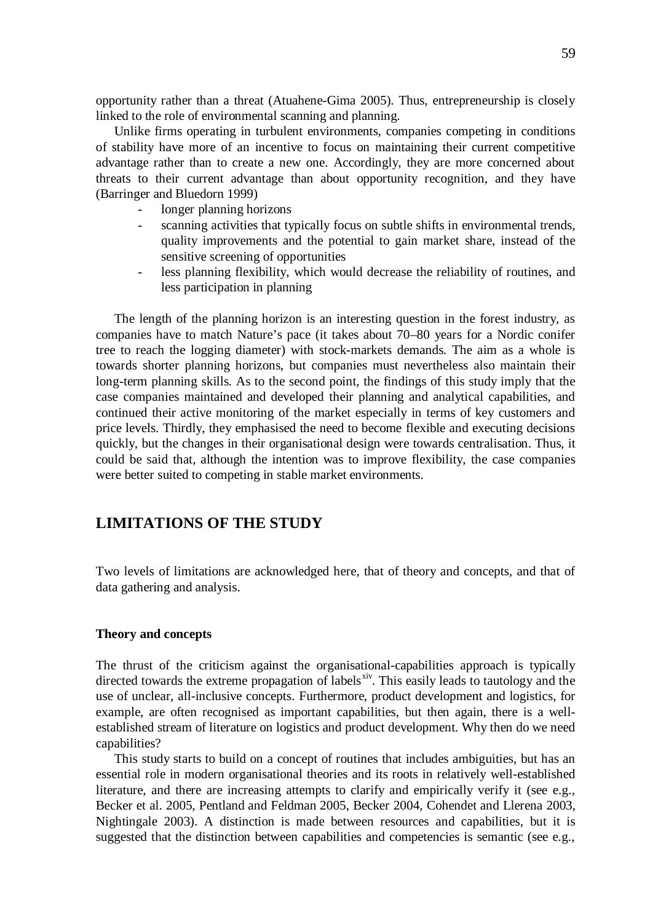opportunity rather than a threat (Atuahene-Gima 2005). Thus, entrepreneurship is closely linked to the role of environmental scanning and planning.

Unlike firms operating in turbulent environments, companies competing in conditions of stability have more of an incentive to focus on maintaining their current competitive advantage rather than to create a new one. Accordingly, they are more concerned about threats to their current advantage than about opportunity recognition, and they have (Barringer and Bluedorn 1999)

- longer planning horizons
- scanning activities that typically focus on subtle shifts in environmental trends, quality improvements and the potential to gain market share, instead of the sensitive screening of opportunities
- less planning flexibility, which would decrease the reliability of routines, and less participation in planning

The length of the planning horizon is an interesting question in the forest industry, as companies have to match Nature's pace (it takes about 70–80 years for a Nordic conifer tree to reach the logging diameter) with stock-markets demands. The aim as a whole is towards shorter planning horizons, but companies must nevertheless also maintain their long-term planning skills. As to the second point, the findings of this study imply that the case companies maintained and developed their planning and analytical capabilities, and continued their active monitoring of the market especially in terms of key customers and price levels. Thirdly, they emphasised the need to become flexible and executing decisions quickly, but the changes in their organisational design were towards centralisation. Thus, it could be said that, although the intention was to improve flexibility, the case companies were better suited to competing in stable market environments.

## LIMITATIONS OF THE STUDY

Two levels of limitations are acknowledged here, that of theory and concepts, and that of data gathering and analysis.

### Theory and concepts

The thrust of the criticism against the organisational-capabilities approach is typically directed towards the extreme propagation of labels[xiv]. This easily leads to tautology and the use of unclear, all-inclusive concepts. Furthermore, product development and logistics, for example, are often recognised as important capabilities, but then again, there is a well-established stream of literature on logistics and product development. Why then do we need capabilities?

This study starts to build on a concept of routines that includes ambiguities, but has an essential role in modern organisational theories and its roots in relatively well-established literature, and there are increasing attempts to clarify and empirically verify it (see e.g., Becker et al. 2005, Pentland and Feldman 2005, Becker 2004, Cohendet and Llerena 2003, Nightingale 2003). A distinction is made between resources and capabilities, but it is suggested that the distinction between capabilities and competencies is semantic (see e.g.,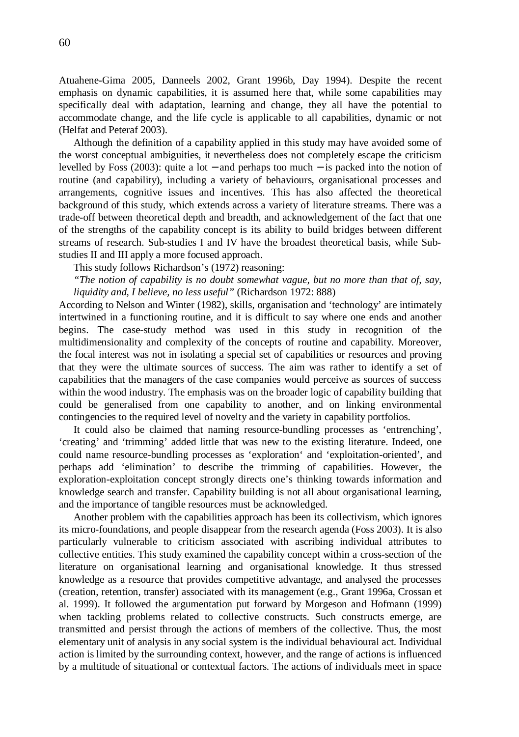Atuahene-Gima 2005, Danneels 2002, Grant 1996b, Day 1994). Despite the recent emphasis on dynamic capabilities, it is assumed here that, while some capabilities may specifically deal with adaptation, learning and change, they all have the potential to accommodate change, and the life cycle is applicable to all capabilities, dynamic or not (Helfat and Peteraf 2003).

Although the definition of a capability applied in this study may have avoided some of the worst conceptual ambiguities, it nevertheless does not completely escape the criticism levelled by Foss (2003): quite a lot − and perhaps too much − is packed into the notion of routine (and capability), including a variety of behaviours, organisational processes and arrangements, cognitive issues and incentives. This has also affected the theoretical background of this study, which extends across a variety of literature streams. There was a trade-off between theoretical depth and breadth, and acknowledgement of the fact that one of the strengths of the capability concept is its ability to build bridges between different streams of research. Sub-studies I and IV have the broadest theoretical basis, while Sub-studies II and III apply a more focused approach.

This study follows Richardson's (1972) reasoning:

*"The notion of capability is no doubt somewhat vague, but no more than that of, say, liquidity and, I believe, no less useful"* (Richardson 1972: 888)

According to Nelson and Winter (1982), skills, organisation and 'technology' are intimately intertwined in a functioning routine, and it is difficult to say where one ends and another begins. The case-study method was used in this study in recognition of the multidimensionality and complexity of the concepts of routine and capability. Moreover, the focal interest was not in isolating a special set of capabilities or resources and proving that they were the ultimate sources of success. The aim was rather to identify a set of capabilities that the managers of the case companies would perceive as sources of success within the wood industry. The emphasis was on the broader logic of capability building that could be generalised from one capability to another, and on linking environmental contingencies to the required level of novelty and the variety in capability portfolios.

It could also be claimed that naming resource-bundling processes as 'entrenching', 'creating' and 'trimming' added little that was new to the existing literature. Indeed, one could name resource-bundling processes as 'exploration' and 'exploitation-oriented', and perhaps add 'elimination' to describe the trimming of capabilities. However, the exploration-exploitation concept strongly directs one's thinking towards information and knowledge search and transfer. Capability building is not all about organisational learning, and the importance of tangible resources must be acknowledged.

Another problem with the capabilities approach has been its collectivism, which ignores its micro-foundations, and people disappear from the research agenda (Foss 2003). It is also particularly vulnerable to criticism associated with ascribing individual attributes to collective entities. This study examined the capability concept within a cross-section of the literature on organisational learning and organisational knowledge. It thus stressed knowledge as a resource that provides competitive advantage, and analysed the processes (creation, retention, transfer) associated with its management (e.g., Grant 1996a, Crossan et al. 1999). It followed the argumentation put forward by Morgeson and Hofmann (1999) when tackling problems related to collective constructs. Such constructs emerge, are transmitted and persist through the actions of members of the collective. Thus, the most elementary unit of analysis in any social system is the individual behavioural act. Individual action is limited by the surrounding context, however, and the range of actions is influenced by a multitude of situational or contextual factors. The actions of individuals meet in space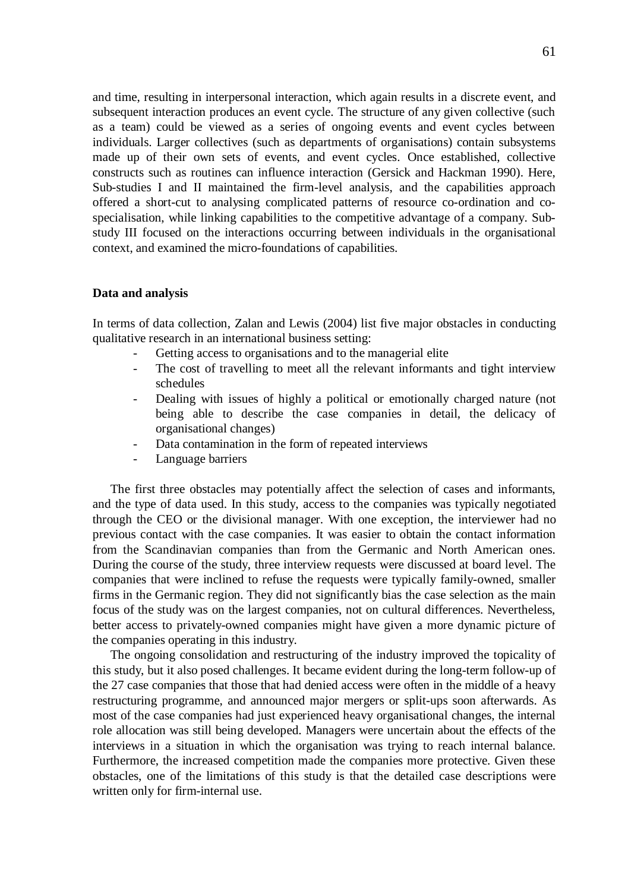and time, resulting in interpersonal interaction, which again results in a discrete event, and subsequent interaction produces an event cycle. The structure of any given collective (such as a team) could be viewed as a series of ongoing events and event cycles between individuals. Larger collectives (such as departments of organisations) contain subsystems made up of their own sets of events, and event cycles. Once established, collective constructs such as routines can influence interaction (Gersick and Hackman 1990). Here, Sub-studies I and II maintained the firm-level analysis, and the capabilities approach offered a short-cut to analysing complicated patterns of resource co-ordination and co-specialisation, while linking capabilities to the competitive advantage of a company. Sub-study III focused on the interactions occurring between individuals in the organisational context, and examined the micro-foundations of capabilities.

**Data and analysis**

In terms of data collection, Zalan and Lewis (2004) list five major obstacles in conducting qualitative research in an international business setting:

- Getting access to organisations and to the managerial elite
- The cost of travelling to meet all the relevant informants and tight interview schedules
- Dealing with issues of highly a political or emotionally charged nature (not being able to describe the case companies in detail, the delicacy of organisational changes)
- Data contamination in the form of repeated interviews
- Language barriers

The first three obstacles may potentially affect the selection of cases and informants, and the type of data used. In this study, access to the companies was typically negotiated through the CEO or the divisional manager. With one exception, the interviewer had no previous contact with the case companies. It was easier to obtain the contact information from the Scandinavian companies than from the Germanic and North American ones. During the course of the study, three interview requests were discussed at board level. The companies that were inclined to refuse the requests were typically family-owned, smaller firms in the Germanic region. They did not significantly bias the case selection as the main focus of the study was on the largest companies, not on cultural differences. Nevertheless, better access to privately-owned companies might have given a more dynamic picture of the companies operating in this industry.

The ongoing consolidation and restructuring of the industry improved the topicality of this study, but it also posed challenges. It became evident during the long-term follow-up of the 27 case companies that those that had denied access were often in the middle of a heavy restructuring programme, and announced major mergers or split-ups soon afterwards. As most of the case companies had just experienced heavy organisational changes, the internal role allocation was still being developed. Managers were uncertain about the effects of the interviews in a situation in which the organisation was trying to reach internal balance. Furthermore, the increased competition made the companies more protective. Given these obstacles, one of the limitations of this study is that the detailed case descriptions were written only for firm-internal use.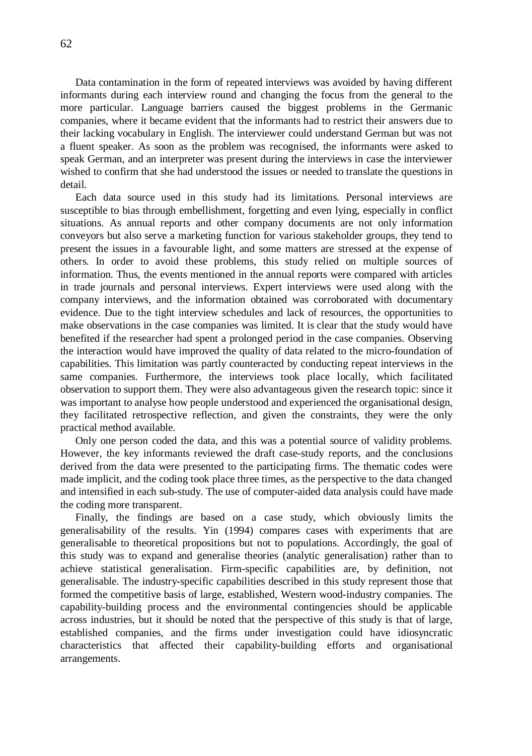Data contamination in the form of repeated interviews was avoided by having different informants during each interview round and changing the focus from the general to the more particular. Language barriers caused the biggest problems in the Germanic companies, where it became evident that the informants had to restrict their answers due to their lacking vocabulary in English. The interviewer could understand German but was not a fluent speaker. As soon as the problem was recognised, the informants were asked to speak German, and an interpreter was present during the interviews in case the interviewer wished to confirm that she had understood the issues or needed to translate the questions in detail.

Each data source used in this study had its limitations. Personal interviews are susceptible to bias through embellishment, forgetting and even lying, especially in conflict situations. As annual reports and other company documents are not only information conveyors but also serve a marketing function for various stakeholder groups, they tend to present the issues in a favourable light, and some matters are stressed at the expense of others. In order to avoid these problems, this study relied on multiple sources of information. Thus, the events mentioned in the annual reports were compared with articles in trade journals and personal interviews. Expert interviews were used along with the company interviews, and the information obtained was corroborated with documentary evidence. Due to the tight interview schedules and lack of resources, the opportunities to make observations in the case companies was limited. It is clear that the study would have benefited if the researcher had spent a prolonged period in the case companies. Observing the interaction would have improved the quality of data related to the micro-foundation of capabilities. This limitation was partly counteracted by conducting repeat interviews in the same companies. Furthermore, the interviews took place locally, which facilitated observation to support them. They were also advantageous given the research topic: since it was important to analyse how people understood and experienced the organisational design, they facilitated retrospective reflection, and given the constraints, they were the only practical method available.

Only one person coded the data, and this was a potential source of validity problems. However, the key informants reviewed the draft case-study reports, and the conclusions derived from the data were presented to the participating firms. The thematic codes were made implicit, and the coding took place three times, as the perspective to the data changed and intensified in each sub-study. The use of computer-aided data analysis could have made the coding more transparent.

Finally, the findings are based on a case study, which obviously limits the generalisability of the results. Yin (1994) compares cases with experiments that are generalisable to theoretical propositions but not to populations. Accordingly, the goal of this study was to expand and generalise theories (analytic generalisation) rather than to achieve statistical generalisation. Firm-specific capabilities are, by definition, not generalisable. The industry-specific capabilities described in this study represent those that formed the competitive basis of large, established, Western wood-industry companies. The capability-building process and the environmental contingencies should be applicable across industries, but it should be noted that the perspective of this study is that of large, established companies, and the firms under investigation could have idiosyncratic characteristics that affected their capability-building efforts and organisational arrangements.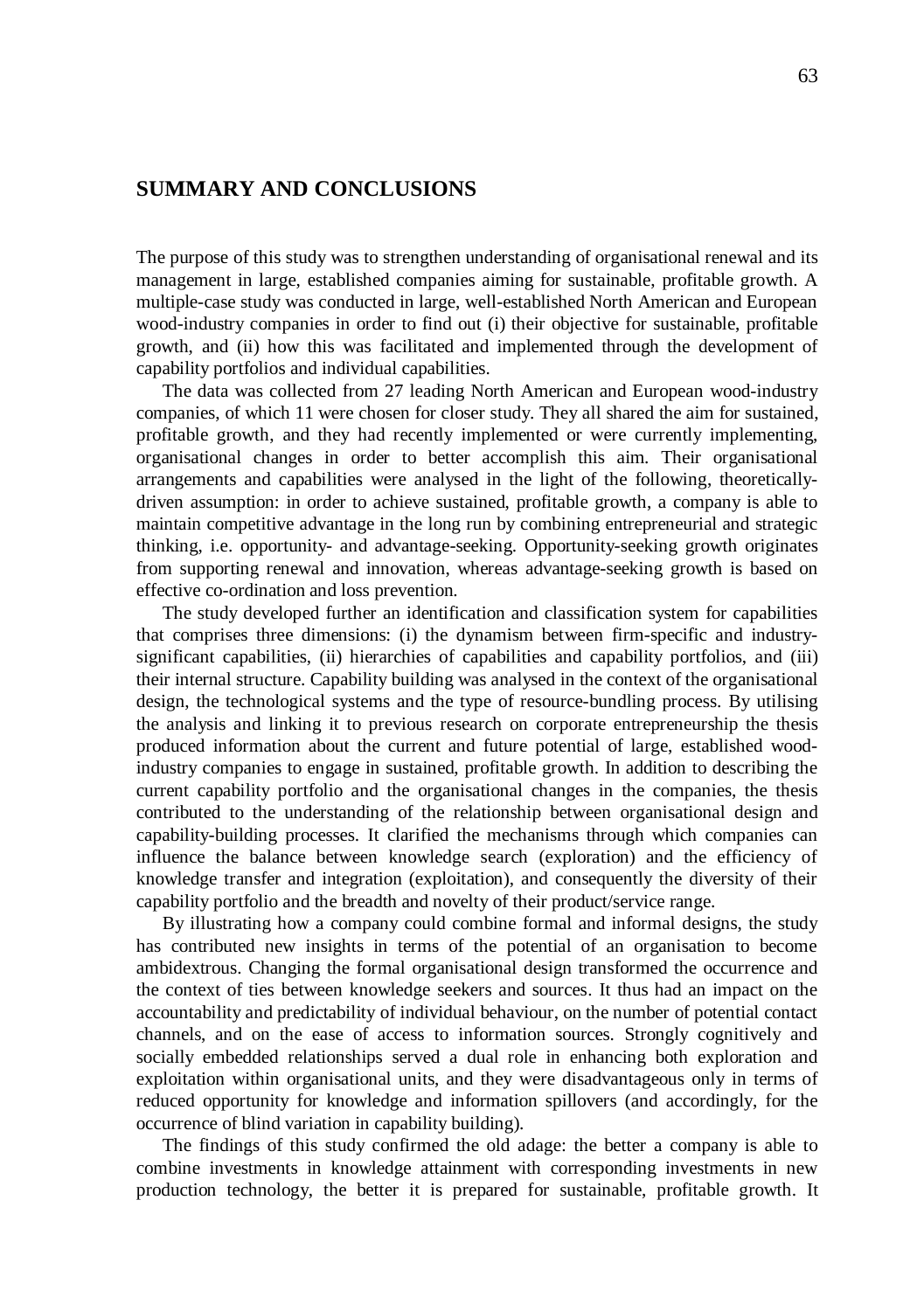## SUMMARY AND CONCLUSIONS

The purpose of this study was to strengthen understanding of organisational renewal and its management in large, established companies aiming for sustainable, profitable growth. A multiple-case study was conducted in large, well-established North American and European wood-industry companies in order to find out (i) their objective for sustainable, profitable growth, and (ii) how this was facilitated and implemented through the development of capability portfolios and individual capabilities.

The data was collected from 27 leading North American and European wood-industry companies, of which 11 were chosen for closer study. They all shared the aim for sustained, profitable growth, and they had recently implemented or were currently implementing, organisational changes in order to better accomplish this aim. Their organisational arrangements and capabilities were analysed in the light of the following, theoretically-driven assumption: in order to achieve sustained, profitable growth, a company is able to maintain competitive advantage in the long run by combining entrepreneurial and strategic thinking, i.e. opportunity- and advantage-seeking. Opportunity-seeking growth originates from supporting renewal and innovation, whereas advantage-seeking growth is based on effective co-ordination and loss prevention.

The study developed further an identification and classification system for capabilities that comprises three dimensions: (i) the dynamism between firm-specific and industry-significant capabilities, (ii) hierarchies of capabilities and capability portfolios, and (iii) their internal structure. Capability building was analysed in the context of the organisational design, the technological systems and the type of resource-bundling process. By utilising the analysis and linking it to previous research on corporate entrepreneurship the thesis produced information about the current and future potential of large, established wood-industry companies to engage in sustained, profitable growth. In addition to describing the current capability portfolio and the organisational changes in the companies, the thesis contributed to the understanding of the relationship between organisational design and capability-building processes. It clarified the mechanisms through which companies can influence the balance between knowledge search (exploration) and the efficiency of knowledge transfer and integration (exploitation), and consequently the diversity of their capability portfolio and the breadth and novelty of their product/service range.

By illustrating how a company could combine formal and informal designs, the study has contributed new insights in terms of the potential of an organisation to become ambidextrous. Changing the formal organisational design transformed the occurrence and the context of ties between knowledge seekers and sources. It thus had an impact on the accountability and predictability of individual behaviour, on the number of potential contact channels, and on the ease of access to information sources. Strongly cognitively and socially embedded relationships served a dual role in enhancing both exploration and exploitation within organisational units, and they were disadvantageous only in terms of reduced opportunity for knowledge and information spillovers (and accordingly, for the occurrence of blind variation in capability building).

The findings of this study confirmed the old adage: the better a company is able to combine investments in knowledge attainment with corresponding investments in new production technology, the better it is prepared for sustainable, profitable growth. It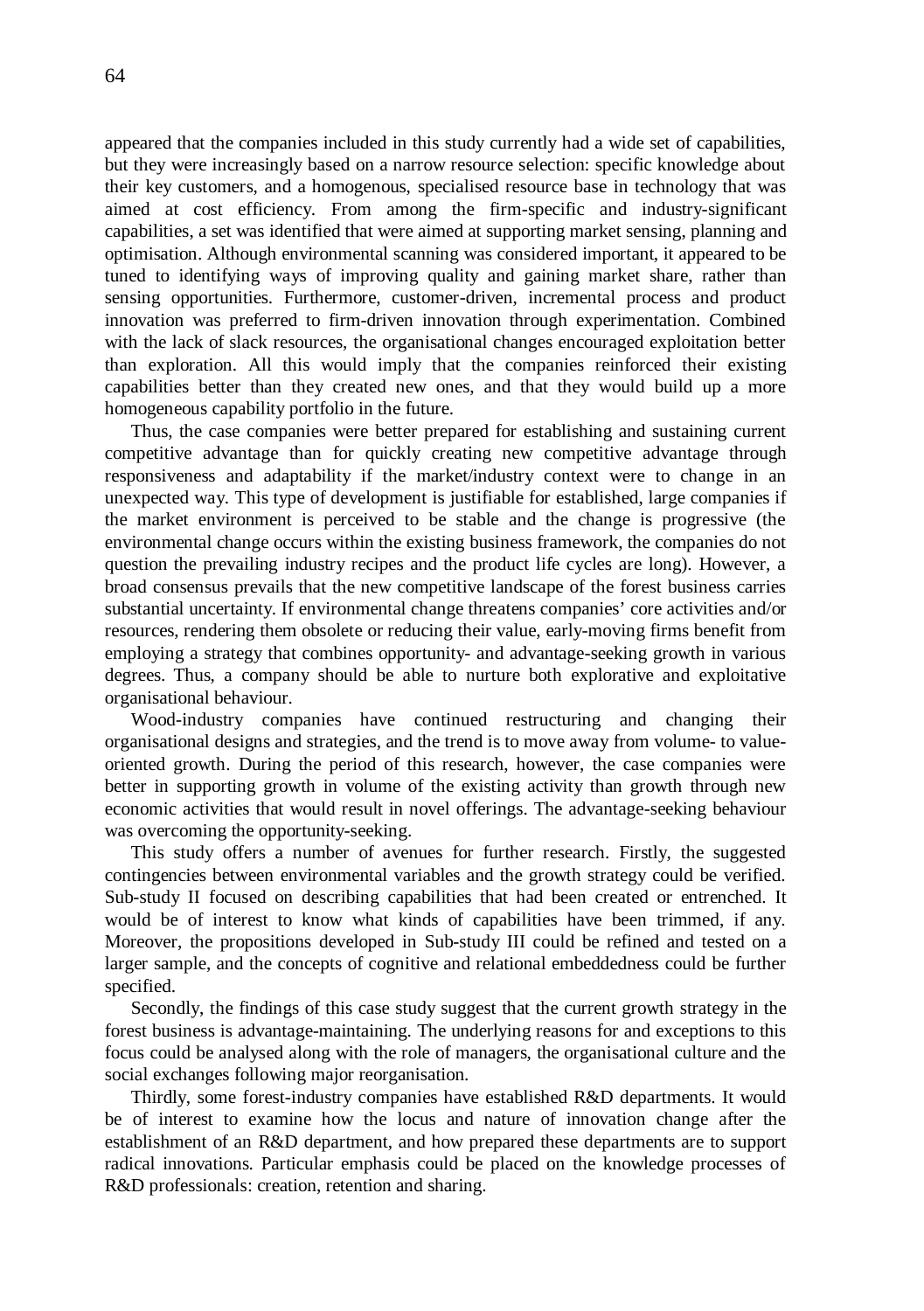appeared that the companies included in this study currently had a wide set of capabilities, but they were increasingly based on a narrow resource selection: specific knowledge about their key customers, and a homogenous, specialised resource base in technology that was aimed at cost efficiency. From among the firm-specific and industry-significant capabilities, a set was identified that were aimed at supporting market sensing, planning and optimisation. Although environmental scanning was considered important, it appeared to be tuned to identifying ways of improving quality and gaining market share, rather than sensing opportunities. Furthermore, customer-driven, incremental process and product innovation was preferred to firm-driven innovation through experimentation. Combined with the lack of slack resources, the organisational changes encouraged exploitation better than exploration. All this would imply that the companies reinforced their existing capabilities better than they created new ones, and that they would build up a more homogeneous capability portfolio in the future.

Thus, the case companies were better prepared for establishing and sustaining current competitive advantage than for quickly creating new competitive advantage through responsiveness and adaptability if the market/industry context were to change in an unexpected way. This type of development is justifiable for established, large companies if the market environment is perceived to be stable and the change is progressive (the environmental change occurs within the existing business framework, the companies do not question the prevailing industry recipes and the product life cycles are long). However, a broad consensus prevails that the new competitive landscape of the forest business carries substantial uncertainty. If environmental change threatens companies' core activities and/or resources, rendering them obsolete or reducing their value, early-moving firms benefit from employing a strategy that combines opportunity- and advantage-seeking growth in various degrees. Thus, a company should be able to nurture both explorative and exploitative organisational behaviour.

Wood-industry companies have continued restructuring and changing their organisational designs and strategies, and the trend is to move away from volume- to value-oriented growth. During the period of this research, however, the case companies were better in supporting growth in volume of the existing activity than growth through new economic activities that would result in novel offerings. The advantage-seeking behaviour was overcoming the opportunity-seeking.

This study offers a number of avenues for further research. Firstly, the suggested contingencies between environmental variables and the growth strategy could be verified. Sub-study II focused on describing capabilities that had been created or entrenched. It would be of interest to know what kinds of capabilities have been trimmed, if any. Moreover, the propositions developed in Sub-study III could be refined and tested on a larger sample, and the concepts of cognitive and relational embeddedness could be further specified.

Secondly, the findings of this case study suggest that the current growth strategy in the forest business is advantage-maintaining. The underlying reasons for and exceptions to this focus could be analysed along with the role of managers, the organisational culture and the social exchanges following major reorganisation.

Thirdly, some forest-industry companies have established R&D departments. It would be of interest to examine how the locus and nature of innovation change after the establishment of an R&D department, and how prepared these departments are to support radical innovations. Particular emphasis could be placed on the knowledge processes of R&D professionals: creation, retention and sharing.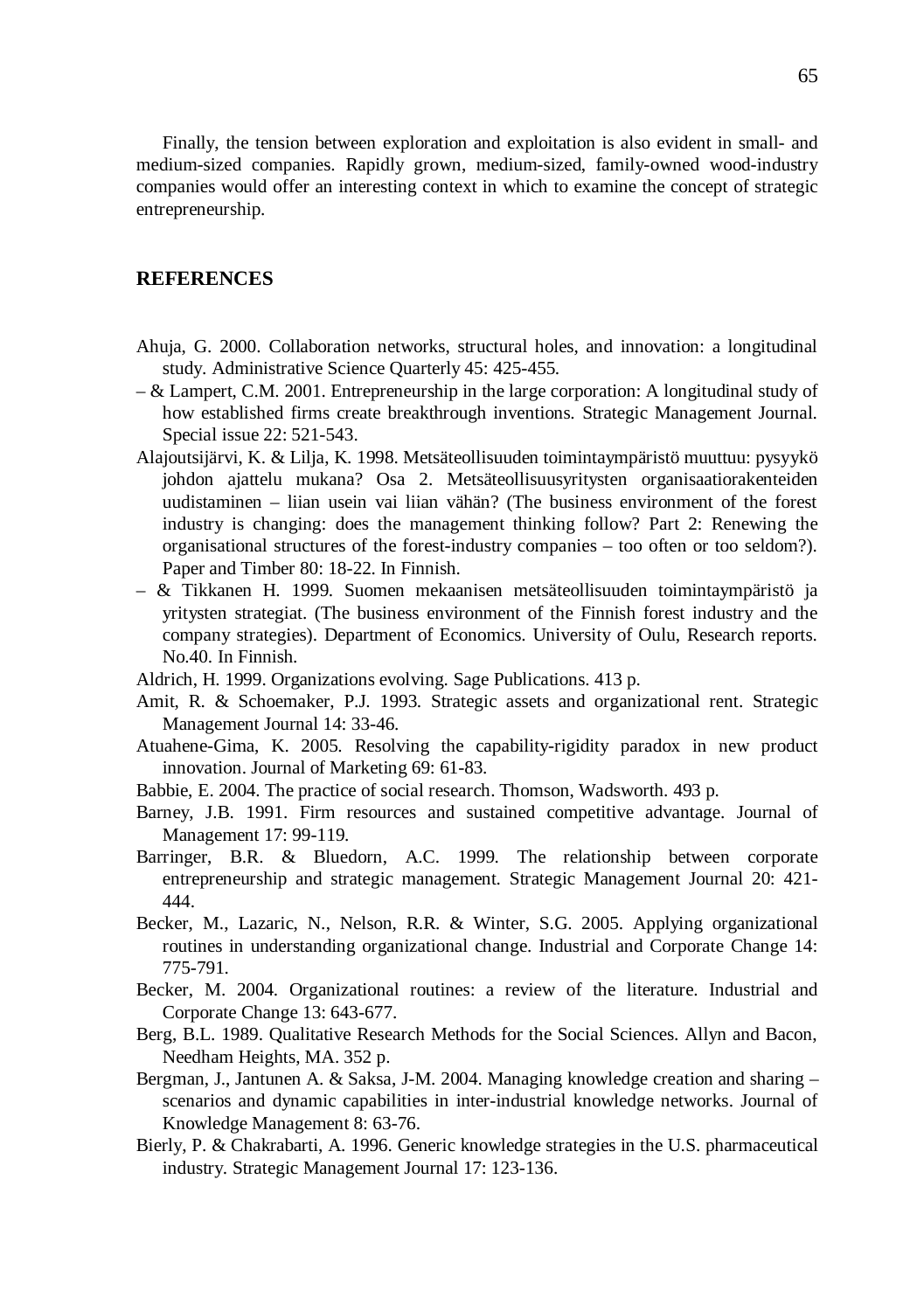Finally, the tension between exploration and exploitation is also evident in small- and medium-sized companies. Rapidly grown, medium-sized, family-owned wood-industry companies would offer an interesting context in which to examine the concept of strategic entrepreneurship.

## REFERENCES

Ahuja, G. 2000. Collaboration networks, structural holes, and innovation: a longitudinal study. Administrative Science Quarterly 45: 425-455.

– & Lampert, C.M. 2001. Entrepreneurship in the large corporation: A longitudinal study of how established firms create breakthrough inventions. Strategic Management Journal. Special issue 22: 521-543.

Alajoutsijärvi, K. & Lilja, K. 1998. Metsäteollisuuden toimintaympäristö muuttuu: pysyykö johdon ajattelu mukana? Osa 2. Metsäteollisuusyritysten organisaatiorakenteiden uudistaminen – liian usein vai liian vähän? (The business environment of the forest industry is changing: does the management thinking follow? Part 2: Renewing the organisational structures of the forest-industry companies – too often or too seldom?). Paper and Timber 80: 18-22. In Finnish.

– & Tikkanen H. 1999. Suomen mekaanisen metsäteollisuuden toimintaympäristö ja yritysten strategiat. (The business environment of the Finnish forest industry and the company strategies). Department of Economics. University of Oulu, Research reports. No.40. In Finnish.

Aldrich, H. 1999. Organizations evolving. Sage Publications. 413 p.

Amit, R. & Schoemaker, P.J. 1993. Strategic assets and organizational rent. Strategic Management Journal 14: 33-46.

Atuahene-Gima, K. 2005. Resolving the capability-rigidity paradox in new product innovation. Journal of Marketing 69: 61-83.

Babbie, E. 2004. The practice of social research. Thomson, Wadsworth. 493 p.

Barney, J.B. 1991. Firm resources and sustained competitive advantage. Journal of Management 17: 99-119.

Barringer, B.R. & Bluedorn, A.C. 1999. The relationship between corporate entrepreneurship and strategic management. Strategic Management Journal 20: 421-444.

Becker, M., Lazaric, N., Nelson, R.R. & Winter, S.G. 2005. Applying organizational routines in understanding organizational change. Industrial and Corporate Change 14: 775-791.

Becker, M. 2004. Organizational routines: a review of the literature. Industrial and Corporate Change 13: 643-677.

Berg, B.L. 1989. Qualitative Research Methods for the Social Sciences. Allyn and Bacon, Needham Heights, MA. 352 p.

Bergman, J., Jantunen A. & Saksa, J-M. 2004. Managing knowledge creation and sharing – scenarios and dynamic capabilities in inter-industrial knowledge networks. Journal of Knowledge Management 8: 63-76.

Bierly, P. & Chakrabarti, A. 1996. Generic knowledge strategies in the U.S. pharmaceutical industry. Strategic Management Journal 17: 123-136.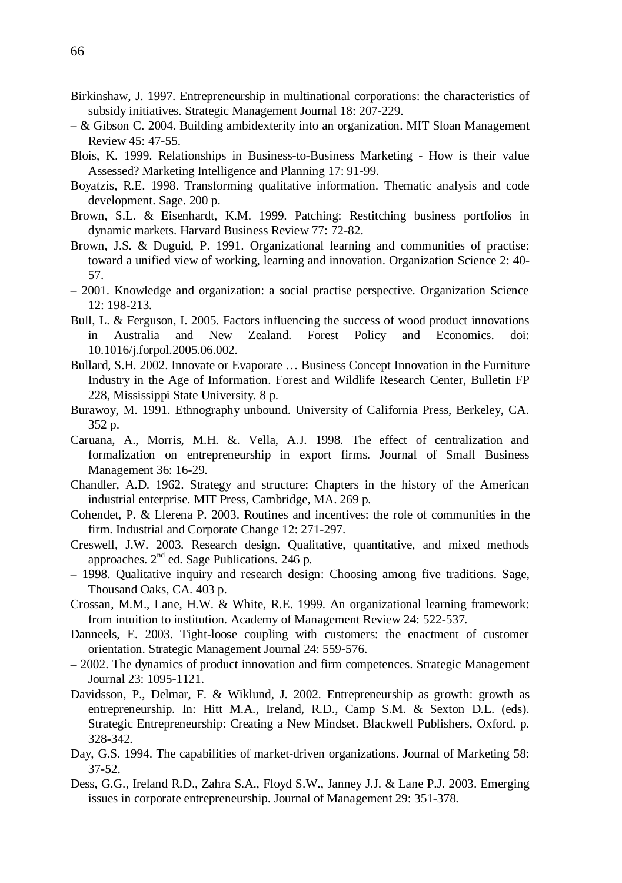Birkinshaw, J. 1997. Entrepreneurship in multinational corporations: the characteristics of subsidy initiatives. Strategic Management Journal 18: 207-229.

– & Gibson C. 2004. Building ambidexterity into an organization. MIT Sloan Management Review 45: 47-55.

Blois, K. 1999. Relationships in Business-to-Business Marketing - How is their value Assessed? Marketing Intelligence and Planning 17: 91-99.

Boyatzis, R.E. 1998. Transforming qualitative information. Thematic analysis and code development. Sage. 200 p.

Brown, S.L. & Eisenhardt, K.M. 1999. Patching: Restitching business portfolios in dynamic markets. Harvard Business Review 77: 72-82.

Brown, J.S. & Duguid, P. 1991. Organizational learning and communities of practise: toward a unified view of working, learning and innovation. Organization Science 2: 40-57.

– 2001. Knowledge and organization: a social practise perspective. Organization Science 12: 198-213.

Bull, L. & Ferguson, I. 2005. Factors influencing the success of wood product innovations in Australia and New Zealand. Forest Policy and Economics. doi: 10.1016/j.forpol.2005.06.002.

Bullard, S.H. 2002. Innovate or Evaporate … Business Concept Innovation in the Furniture Industry in the Age of Information. Forest and Wildlife Research Center, Bulletin FP 228, Mississippi State University. 8 p.

Burawoy, M. 1991. Ethnography unbound. University of California Press, Berkeley, CA. 352 p.

Caruana, A., Morris, M.H. &. Vella, A.J. 1998. The effect of centralization and formalization on entrepreneurship in export firms. Journal of Small Business Management 36: 16-29.

Chandler, A.D. 1962. Strategy and structure: Chapters in the history of the American industrial enterprise. MIT Press, Cambridge, MA. 269 p.

Cohendet, P. & Llerena P. 2003. Routines and incentives: the role of communities in the firm. Industrial and Corporate Change 12: 271-297.

Creswell, J.W. 2003. Research design. Qualitative, quantitative, and mixed methods approaches. 2nd ed. Sage Publications. 246 p.

– 1998. Qualitative inquiry and research design: Choosing among five traditions. Sage, Thousand Oaks, CA. 403 p.

Crossan, M.M., Lane, H.W. & White, R.E. 1999. An organizational learning framework: from intuition to institution. Academy of Management Review 24: 522-537.

Danneels, E. 2003. Tight-loose coupling with customers: the enactment of customer orientation. Strategic Management Journal 24: 559-576.

– 2002. The dynamics of product innovation and firm competences. Strategic Management Journal 23: 1095-1121.

Davidsson, P., Delmar, F. & Wiklund, J. 2002. Entrepreneurship as growth: growth as entrepreneurship. In: Hitt M.A., Ireland, R.D., Camp S.M. & Sexton D.L. (eds). Strategic Entrepreneurship: Creating a New Mindset. Blackwell Publishers, Oxford. p. 328-342.

Day, G.S. 1994. The capabilities of market-driven organizations. Journal of Marketing 58: 37-52.

Dess, G.G., Ireland R.D., Zahra S.A., Floyd S.W., Janney J.J. & Lane P.J. 2003. Emerging issues in corporate entrepreneurship. Journal of Management 29: 351-378.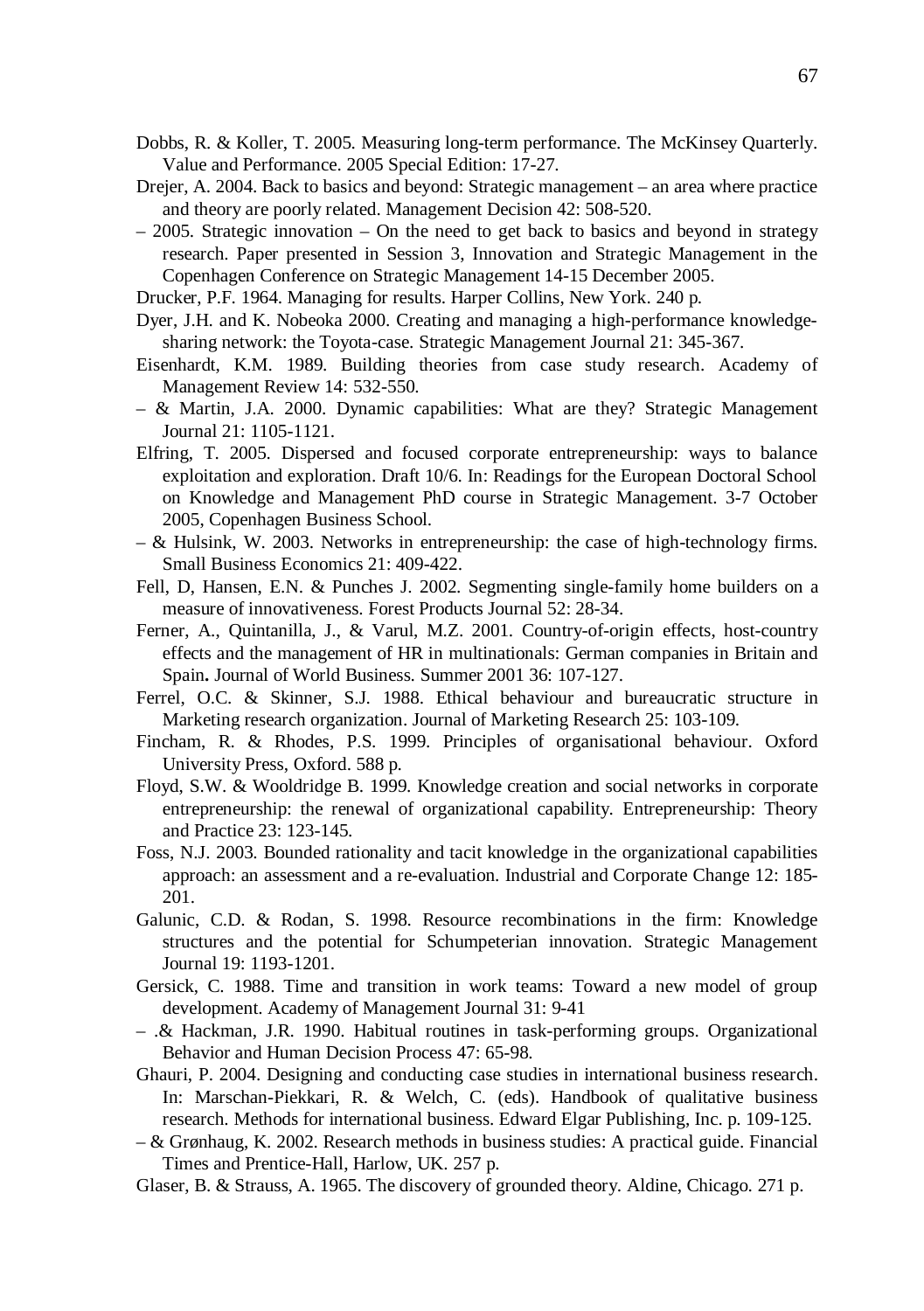Dobbs, R. & Koller, T. 2005. Measuring long-term performance. The McKinsey Quarterly. Value and Performance. 2005 Special Edition: 17-27.

Drejer, A. 2004. Back to basics and beyond: Strategic management – an area where practice and theory are poorly related. Management Decision 42: 508-520.

– 2005. Strategic innovation – On the need to get back to basics and beyond in strategy research. Paper presented in Session 3, Innovation and Strategic Management in the Copenhagen Conference on Strategic Management 14-15 December 2005.

Drucker, P.F. 1964. Managing for results. Harper Collins, New York. 240 p.

Dyer, J.H. and K. Nobeoka 2000. Creating and managing a high-performance knowledge-sharing network: the Toyota-case. Strategic Management Journal 21: 345-367.

Eisenhardt, K.M. 1989. Building theories from case study research. Academy of Management Review 14: 532-550.

– & Martin, J.A. 2000. Dynamic capabilities: What are they? Strategic Management Journal 21: 1105-1121.

Elfring, T. 2005. Dispersed and focused corporate entrepreneurship: ways to balance exploitation and exploration. Draft 10/6. In: Readings for the European Doctoral School on Knowledge and Management PhD course in Strategic Management. 3-7 October 2005, Copenhagen Business School.

– & Hulsink, W. 2003. Networks in entrepreneurship: the case of high-technology firms. Small Business Economics 21: 409-422.

Fell, D, Hansen, E.N. & Punches J. 2002. Segmenting single-family home builders on a measure of innovativeness. Forest Products Journal 52: 28-34.

Ferner, A., Quintanilla, J., & Varul, M.Z. 2001. Country-of-origin effects, host-country effects and the management of HR in multinationals: German companies in Britain and Spain**.** Journal of World Business. Summer 2001 36: 107-127.

Ferrel, O.C. & Skinner, S.J. 1988. Ethical behaviour and bureaucratic structure in Marketing research organization. Journal of Marketing Research 25: 103-109.

Fincham, R. & Rhodes, P.S. 1999. Principles of organisational behaviour. Oxford University Press, Oxford. 588 p.

Floyd, S.W. & Wooldridge B. 1999. Knowledge creation and social networks in corporate entrepreneurship: the renewal of organizational capability. Entrepreneurship: Theory and Practice 23: 123-145.

Foss, N.J. 2003. Bounded rationality and tacit knowledge in the organizational capabilities approach: an assessment and a re-evaluation. Industrial and Corporate Change 12: 185-201.

Galunic, C.D. & Rodan, S. 1998. Resource recombinations in the firm: Knowledge structures and the potential for Schumpeterian innovation. Strategic Management Journal 19: 1193-1201.

Gersick, C. 1988. Time and transition in work teams: Toward a new model of group development. Academy of Management Journal 31: 9-41

– .& Hackman, J.R. 1990. Habitual routines in task-performing groups. Organizational Behavior and Human Decision Process 47: 65-98.

Ghauri, P. 2004. Designing and conducting case studies in international business research. In: Marschan-Piekkari, R. & Welch, C. (eds). Handbook of qualitative business research. Methods for international business. Edward Elgar Publishing, Inc. p. 109-125.

– & Grønhaug, K. 2002. Research methods in business studies: A practical guide. Financial Times and Prentice-Hall, Harlow, UK. 257 p.

Glaser, B. & Strauss, A. 1965. The discovery of grounded theory. Aldine, Chicago. 271 p.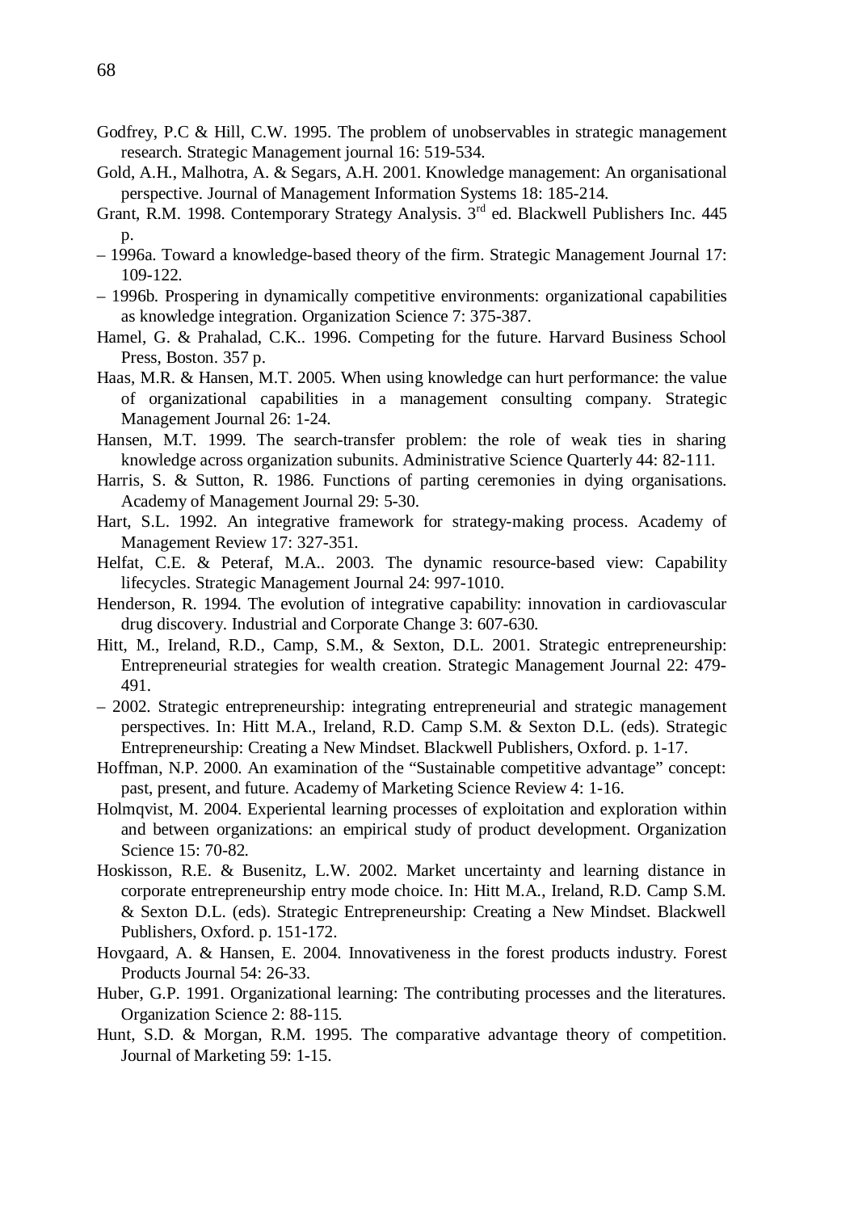Godfrey, P.C & Hill, C.W. 1995. The problem of unobservables in strategic management research. Strategic Management journal 16: 519-534.

Gold, A.H., Malhotra, A. & Segars, A.H. 2001. Knowledge management: An organisational perspective. Journal of Management Information Systems 18: 185-214.

Grant, R.M. 1998. Contemporary Strategy Analysis. 3rd ed. Blackwell Publishers Inc. 445 p.

– 1996a. Toward a knowledge-based theory of the firm. Strategic Management Journal 17: 109-122.

– 1996b. Prospering in dynamically competitive environments: organizational capabilities as knowledge integration. Organization Science 7: 375-387.

Hamel, G. & Prahalad, C.K.. 1996. Competing for the future. Harvard Business School Press, Boston. 357 p.

Haas, M.R. & Hansen, M.T. 2005. When using knowledge can hurt performance: the value of organizational capabilities in a management consulting company. Strategic Management Journal 26: 1-24.

Hansen, M.T. 1999. The search-transfer problem: the role of weak ties in sharing knowledge across organization subunits. Administrative Science Quarterly 44: 82-111.

Harris, S. & Sutton, R. 1986. Functions of parting ceremonies in dying organisations. Academy of Management Journal 29: 5-30.

Hart, S.L. 1992. An integrative framework for strategy-making process. Academy of Management Review 17: 327-351.

Helfat, C.E. & Peteraf, M.A.. 2003. The dynamic resource-based view: Capability lifecycles. Strategic Management Journal 24: 997-1010.

Henderson, R. 1994. The evolution of integrative capability: innovation in cardiovascular drug discovery. Industrial and Corporate Change 3: 607-630.

Hitt, M., Ireland, R.D., Camp, S.M., & Sexton, D.L. 2001. Strategic entrepreneurship: Entrepreneurial strategies for wealth creation. Strategic Management Journal 22: 479-491.

– 2002. Strategic entrepreneurship: integrating entrepreneurial and strategic management perspectives. In: Hitt M.A., Ireland, R.D. Camp S.M. & Sexton D.L. (eds). Strategic Entrepreneurship: Creating a New Mindset. Blackwell Publishers, Oxford. p. 1-17.

Hoffman, N.P. 2000. An examination of the "Sustainable competitive advantage" concept: past, present, and future. Academy of Marketing Science Review 4: 1-16.

Holmqvist, M. 2004. Experiental learning processes of exploitation and exploration within and between organizations: an empirical study of product development. Organization Science 15: 70-82.

Hoskisson, R.E. & Busenitz, L.W. 2002. Market uncertainty and learning distance in corporate entrepreneurship entry mode choice. In: Hitt M.A., Ireland, R.D. Camp S.M. & Sexton D.L. (eds). Strategic Entrepreneurship: Creating a New Mindset. Blackwell Publishers, Oxford. p. 151-172.

Hovgaard, A. & Hansen, E. 2004. Innovativeness in the forest products industry. Forest Products Journal 54: 26-33.

Huber, G.P. 1991. Organizational learning: The contributing processes and the literatures. Organization Science 2: 88-115.

Hunt, S.D. & Morgan, R.M. 1995. The comparative advantage theory of competition. Journal of Marketing 59: 1-15.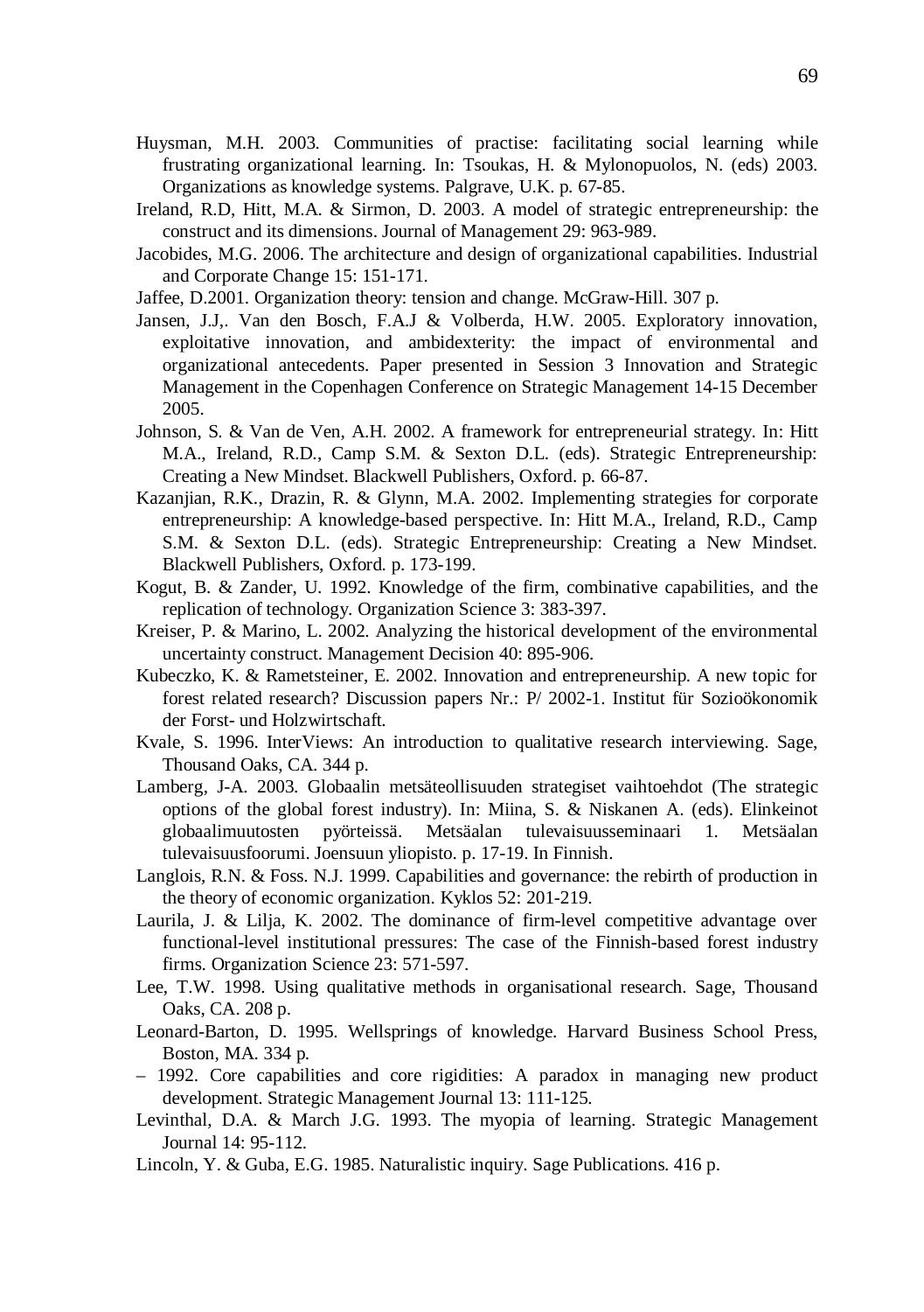Huysman, M.H. 2003. Communities of practise: facilitating social learning while frustrating organizational learning. In: Tsoukas, H. & Mylonopuolos, N. (eds) 2003. Organizations as knowledge systems. Palgrave, U.K. p. 67-85.

Ireland, R.D, Hitt, M.A. & Sirmon, D. 2003. A model of strategic entrepreneurship: the construct and its dimensions. Journal of Management 29: 963-989.

Jacobides, M.G. 2006. The architecture and design of organizational capabilities. Industrial and Corporate Change 15: 151-171.

Jaffee, D.2001. Organization theory: tension and change. McGraw-Hill. 307 p.

Jansen, J.J,. Van den Bosch, F.A.J & Volberda, H.W. 2005. Exploratory innovation, exploitative innovation, and ambidexterity: the impact of environmental and organizational antecedents. Paper presented in Session 3 Innovation and Strategic Management in the Copenhagen Conference on Strategic Management 14-15 December 2005.

Johnson, S. & Van de Ven, A.H. 2002. A framework for entrepreneurial strategy. In: Hitt M.A., Ireland, R.D., Camp S.M. & Sexton D.L. (eds). Strategic Entrepreneurship: Creating a New Mindset. Blackwell Publishers, Oxford. p. 66-87.

Kazanjian, R.K., Drazin, R. & Glynn, M.A. 2002. Implementing strategies for corporate entrepreneurship: A knowledge-based perspective. In: Hitt M.A., Ireland, R.D., Camp S.M. & Sexton D.L. (eds). Strategic Entrepreneurship: Creating a New Mindset. Blackwell Publishers, Oxford. p. 173-199.

Kogut, B. & Zander, U. 1992. Knowledge of the firm, combinative capabilities, and the replication of technology. Organization Science 3: 383-397.

Kreiser, P. & Marino, L. 2002. Analyzing the historical development of the environmental uncertainty construct. Management Decision 40: 895-906.

Kubeczko, K. & Rametsteiner, E. 2002. Innovation and entrepreneurship. A new topic for forest related research? Discussion papers Nr.: P/ 2002-1. Institut für Sozioökonomik der Forst- und Holzwirtschaft.

Kvale, S. 1996. InterViews: An introduction to qualitative research interviewing. Sage, Thousand Oaks, CA. 344 p.

Lamberg, J-A. 2003. Globaalin metsäteollisuuden strategiset vaihtoehdot (The strategic options of the global forest industry). In: Miina, S. & Niskanen A. (eds). Elinkeinot globaalimuutosten pyörteissä. Metsäalan tulevaisuusseminaari 1. Metsäalan tulevaisuusfoorumi. Joensuun yliopisto. p. 17-19. In Finnish.

Langlois, R.N. & Foss. N.J. 1999. Capabilities and governance: the rebirth of production in the theory of economic organization. Kyklos 52: 201-219.

Laurila, J. & Lilja, K. 2002. The dominance of firm-level competitive advantage over functional-level institutional pressures: The case of the Finnish-based forest industry firms. Organization Science 23: 571-597.

Lee, T.W. 1998. Using qualitative methods in organisational research. Sage, Thousand Oaks, CA. 208 p.

Leonard-Barton, D. 1995. Wellsprings of knowledge. Harvard Business School Press, Boston, MA. 334 p.

– 1992. Core capabilities and core rigidities: A paradox in managing new product development. Strategic Management Journal 13: 111-125.

Levinthal, D.A. & March J.G. 1993. The myopia of learning. Strategic Management Journal 14: 95-112.

Lincoln, Y. & Guba, E.G. 1985. Naturalistic inquiry. Sage Publications. 416 p.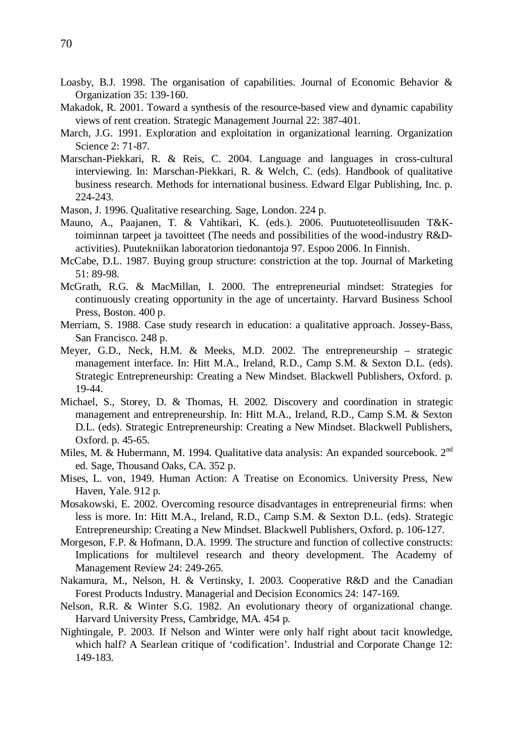Loasby, B.J. 1998. The organisation of capabilities. Journal of Economic Behavior & Organization 35: 139-160.

Makadok, R. 2001. Toward a synthesis of the resource-based view and dynamic capability views of rent creation. Strategic Management Journal 22: 387-401.

March, J.G. 1991. Exploration and exploitation in organizational learning. Organization Science 2: 71-87.

Marschan-Piekkari, R. & Reis, C. 2004. Language and languages in cross-cultural interviewing. In: Marschan-Piekkari, R. & Welch, C. (eds). Handbook of qualitative business research. Methods for international business. Edward Elgar Publishing, Inc. p. 224-243.

Mason, J. 1996. Qualitative researching. Sage, London. 224 p.

Mauno, A., Paajanen, T. & Vahtikari, K. (eds.). 2006. Puutuoteteollisuuden T&K-toiminnan tarpeet ja tavoitteet (The needs and possibilities of the wood-industry R&D-activities). Puutekniikan laboratorion tiedonantoja 97. Espoo 2006. In Finnish.

McCabe, D.L. 1987. Buying group structure: constriction at the top. Journal of Marketing 51: 89-98.

McGrath, R.G. & MacMillan, I. 2000. The entrepreneurial mindset: Strategies for continuously creating opportunity in the age of uncertainty. Harvard Business School Press, Boston. 400 p.

Merriam, S. 1988. Case study research in education: a qualitative approach. Jossey-Bass, San Francisco. 248 p.

Meyer, G.D., Neck, H.M. & Meeks, M.D. 2002. The entrepreneurship – strategic management interface. In: Hitt M.A., Ireland, R.D., Camp S.M. & Sexton D.L. (eds). Strategic Entrepreneurship: Creating a New Mindset. Blackwell Publishers, Oxford. p. 19-44.

Michael, S., Storey, D. & Thomas, H. 2002. Discovery and coordination in strategic management and entrepreneurship. In: Hitt M.A., Ireland, R.D., Camp S.M. & Sexton D.L. (eds). Strategic Entrepreneurship: Creating a New Mindset. Blackwell Publishers, Oxford. p. 45-65.

Miles, M. & Hubermann, M. 1994. Qualitative data analysis: An expanded sourcebook. 2nd ed. Sage, Thousand Oaks, CA. 352 p.

Mises, L. von, 1949. Human Action: A Treatise on Economics. University Press, New Haven, Yale. 912 p.

Mosakowski, E. 2002. Overcoming resource disadvantages in entrepreneurial firms: when less is more. In: Hitt M.A., Ireland, R.D., Camp S.M. & Sexton D.L. (eds). Strategic Entrepreneurship: Creating a New Mindset. Blackwell Publishers, Oxford. p. 106-127.

Morgeson, F.P. & Hofmann, D.A. 1999. The structure and function of collective constructs: Implications for multilevel research and theory development. The Academy of Management Review 24: 249-265.

Nakamura, M., Nelson, H. & Vertinsky, I. 2003. Cooperative R&D and the Canadian Forest Products Industry. Managerial and Decision Economics 24: 147-169.

Nelson, R.R. & Winter S.G. 1982. An evolutionary theory of organizational change. Harvard University Press, Cambridge, MA. 454 p.

Nightingale, P. 2003. If Nelson and Winter were only half right about tacit knowledge, which half? A Searlean critique of 'codification'. Industrial and Corporate Change 12: 149-183.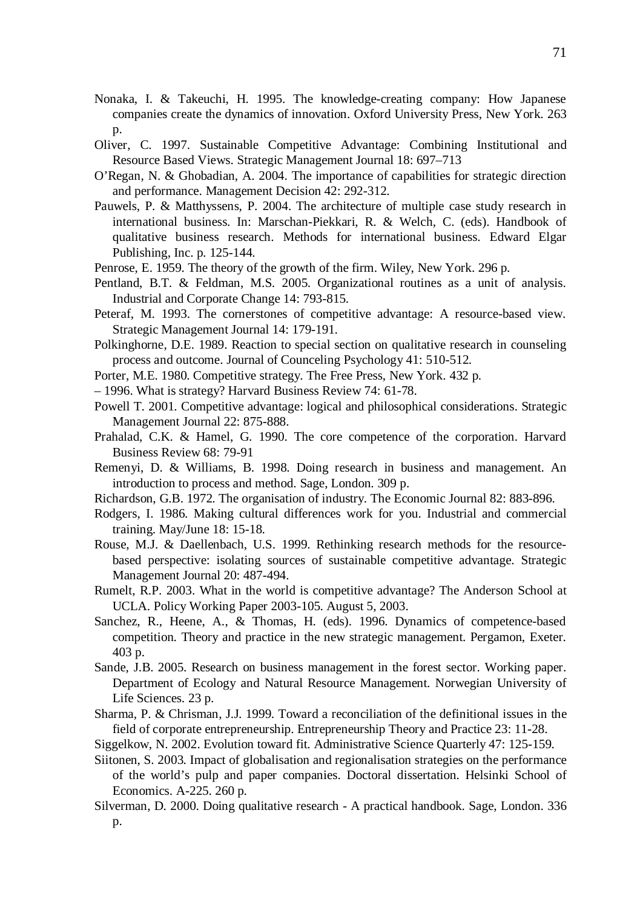Nonaka, I. & Takeuchi, H. 1995. The knowledge-creating company: How Japanese companies create the dynamics of innovation. Oxford University Press, New York. 263 p.

Oliver, C. 1997. Sustainable Competitive Advantage: Combining Institutional and Resource Based Views. Strategic Management Journal 18: 697–713

O'Regan, N. & Ghobadian, A. 2004. The importance of capabilities for strategic direction and performance. Management Decision 42: 292-312.

Pauwels, P. & Matthyssens, P. 2004. The architecture of multiple case study research in international business. In: Marschan-Piekkari, R. & Welch, C. (eds). Handbook of qualitative business research. Methods for international business. Edward Elgar Publishing, Inc. p. 125-144.

Penrose, E. 1959. The theory of the growth of the firm. Wiley, New York. 296 p.

Pentland, B.T. & Feldman, M.S. 2005. Organizational routines as a unit of analysis. Industrial and Corporate Change 14: 793-815.

Peteraf, M. 1993. The cornerstones of competitive advantage: A resource-based view. Strategic Management Journal 14: 179-191.

Polkinghorne, D.E. 1989. Reaction to special section on qualitative research in counseling process and outcome. Journal of Counceling Psychology 41: 510-512.

Porter, M.E. 1980. Competitive strategy. The Free Press, New York. 432 p.

– 1996. What is strategy? Harvard Business Review 74: 61-78.

Powell T. 2001. Competitive advantage: logical and philosophical considerations. Strategic Management Journal 22: 875-888.

Prahalad, C.K. & Hamel, G. 1990. The core competence of the corporation. Harvard Business Review 68: 79-91

Remenyi, D. & Williams, B. 1998. Doing research in business and management. An introduction to process and method. Sage, London. 309 p.

Richardson, G.B. 1972. The organisation of industry. The Economic Journal 82: 883-896.

Rodgers, I. 1986. Making cultural differences work for you. Industrial and commercial training. May/June 18: 15-18.

Rouse, M.J. & Daellenbach, U.S. 1999. Rethinking research methods for the resource-based perspective: isolating sources of sustainable competitive advantage. Strategic Management Journal 20: 487-494.

Rumelt, R.P. 2003. What in the world is competitive advantage? The Anderson School at UCLA. Policy Working Paper 2003-105. August 5, 2003.

Sanchez, R., Heene, A., & Thomas, H. (eds). 1996. Dynamics of competence-based competition. Theory and practice in the new strategic management. Pergamon, Exeter. 403 p.

Sande, J.B. 2005. Research on business management in the forest sector. Working paper. Department of Ecology and Natural Resource Management. Norwegian University of Life Sciences. 23 p.

Sharma, P. & Chrisman, J.J. 1999. Toward a reconciliation of the definitional issues in the field of corporate entrepreneurship. Entrepreneurship Theory and Practice 23: 11-28.

Siggelkow, N. 2002. Evolution toward fit. Administrative Science Quarterly 47: 125-159.

Siitonen, S. 2003. Impact of globalisation and regionalisation strategies on the performance of the world's pulp and paper companies. Doctoral dissertation. Helsinki School of Economics. A-225. 260 p.

Silverman, D. 2000. Doing qualitative research - A practical handbook. Sage, London. 336 p.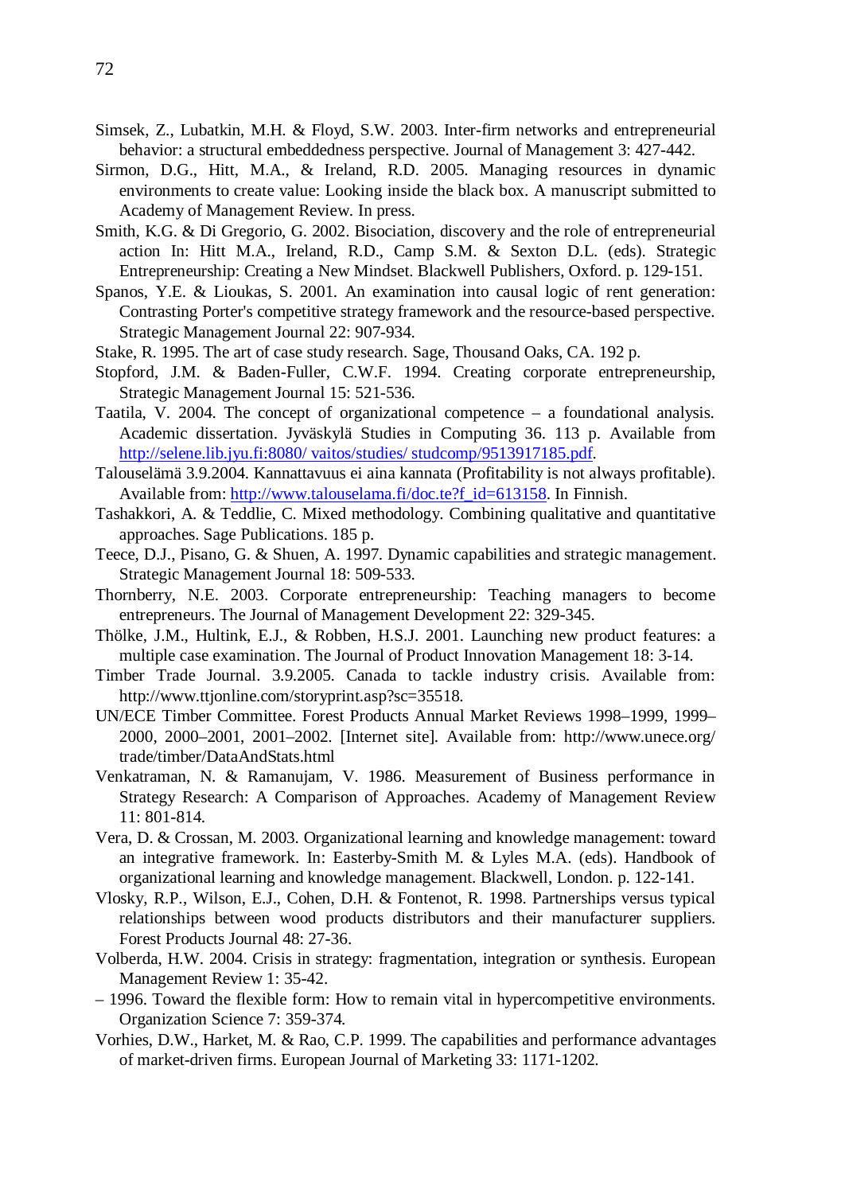Simsek, Z., Lubatkin, M.H. & Floyd, S.W. 2003. Inter-firm networks and entrepreneurial behavior: a structural embeddedness perspective. Journal of Management 3: 427-442.

Sirmon, D.G., Hitt, M.A., & Ireland, R.D. 2005. Managing resources in dynamic environments to create value: Looking inside the black box. A manuscript submitted to Academy of Management Review. In press.

Smith, K.G. & Di Gregorio, G. 2002. Bisociation, discovery and the role of entrepreneurial action In: Hitt M.A., Ireland, R.D., Camp S.M. & Sexton D.L. (eds). Strategic Entrepreneurship: Creating a New Mindset. Blackwell Publishers, Oxford. p. 129-151.

Spanos, Y.E. & Lioukas, S. 2001. An examination into causal logic of rent generation: Contrasting Porter's competitive strategy framework and the resource-based perspective. Strategic Management Journal 22: 907-934.

Stake, R. 1995. The art of case study research. Sage, Thousand Oaks, CA. 192 p.

Stopford, J.M. & Baden-Fuller, C.W.F. 1994. Creating corporate entrepreneurship, Strategic Management Journal 15: 521-536.

Taatila, V. 2004. The concept of organizational competence – a foundational analysis. Academic dissertation. Jyväskylä Studies in Computing 36. 113 p. Available from http://selene.lib.jyu.fi:8080/ vaitos/studies/ studcomp/9513917185.pdf.

Talouselämä 3.9.2004. Kannattavuus ei aina kannata (Profitability is not always profitable). Available from: http://www.talouselama.fi/doc.te?f_id=613158. In Finnish.

Tashakkori, A. & Teddlie, C. Mixed methodology. Combining qualitative and quantitative approaches. Sage Publications. 185 p.

Teece, D.J., Pisano, G. & Shuen, A. 1997. Dynamic capabilities and strategic management. Strategic Management Journal 18: 509-533.

Thornberry, N.E. 2003. Corporate entrepreneurship: Teaching managers to become entrepreneurs. The Journal of Management Development 22: 329-345.

Thölke, J.M., Hultink, E.J., & Robben, H.S.J. 2001. Launching new product features: a multiple case examination. The Journal of Product Innovation Management 18: 3-14.

Timber Trade Journal. 3.9.2005. Canada to tackle industry crisis. Available from: http://www.ttjonline.com/storyprint.asp?sc=35518.

UN/ECE Timber Committee. Forest Products Annual Market Reviews 1998–1999, 1999–2000, 2000–2001, 2001–2002. [Internet site]. Available from: http://www.unece.org/trade/timber/DataAndStats.html

Venkatraman, N. & Ramanujam, V. 1986. Measurement of Business performance in Strategy Research: A Comparison of Approaches. Academy of Management Review 11: 801-814.

Vera, D. & Crossan, M. 2003. Organizational learning and knowledge management: toward an integrative framework. In: Easterby-Smith M. & Lyles M.A. (eds). Handbook of organizational learning and knowledge management. Blackwell, London. p. 122-141.

Vlosky, R.P., Wilson, E.J., Cohen, D.H. & Fontenot, R. 1998. Partnerships versus typical relationships between wood products distributors and their manufacturer suppliers. Forest Products Journal 48: 27-36.

Volberda, H.W. 2004. Crisis in strategy: fragmentation, integration or synthesis. European Management Review 1: 35-42.

– 1996. Toward the flexible form: How to remain vital in hypercompetitive environments. Organization Science 7: 359-374.

Vorhies, D.W., Harket, M. & Rao, C.P. 1999. The capabilities and performance advantages of market-driven firms. European Journal of Marketing 33: 1171-1202.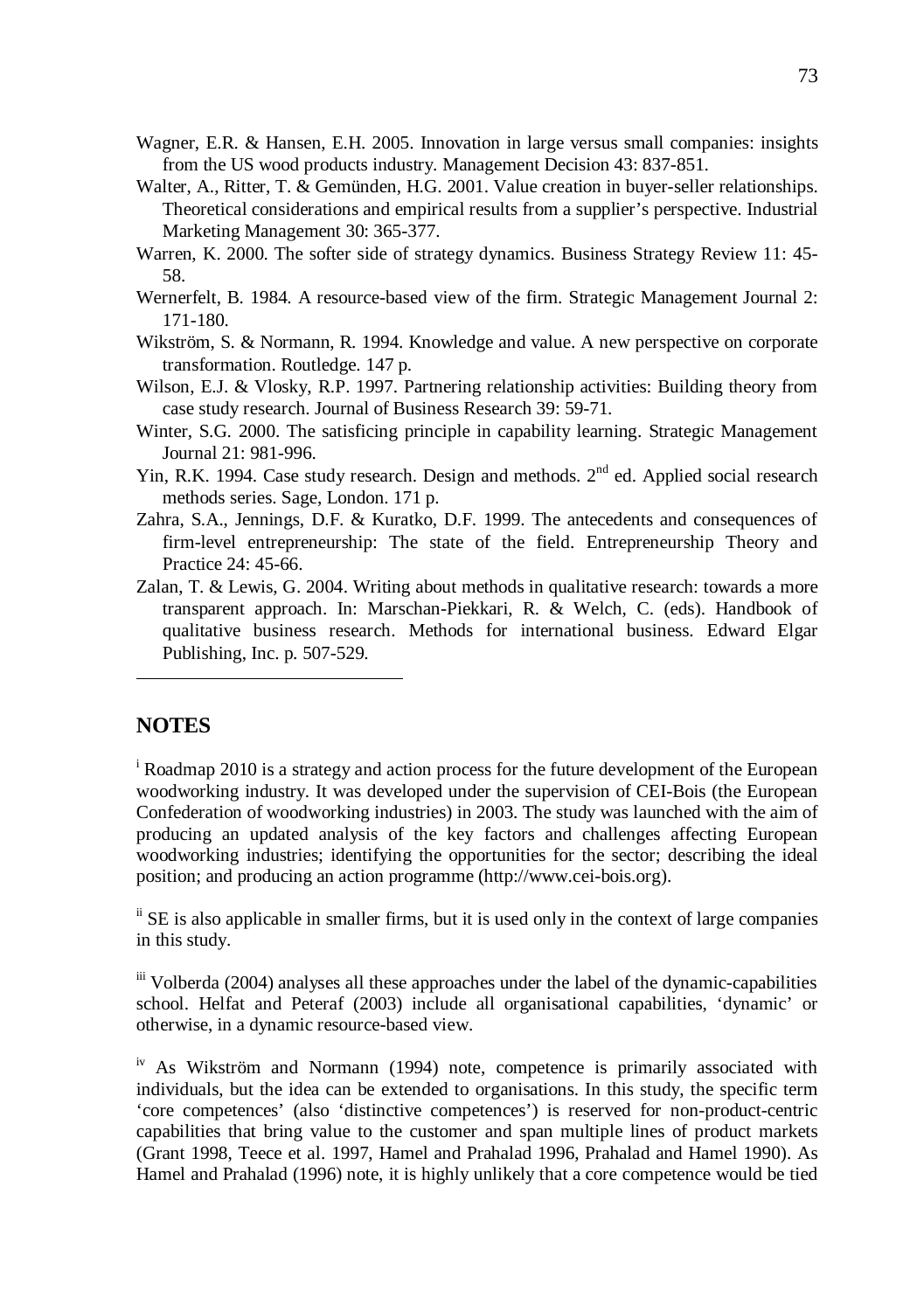Wagner, E.R. & Hansen, E.H. 2005. Innovation in large versus small companies: insights from the US wood products industry. Management Decision 43: 837-851.

Walter, A., Ritter, T. & Gemünden, H.G. 2001. Value creation in buyer-seller relationships. Theoretical considerations and empirical results from a supplier's perspective. Industrial Marketing Management 30: 365-377.

Warren, K. 2000. The softer side of strategy dynamics. Business Strategy Review 11: 45-58.

Wernerfelt, B. 1984. A resource-based view of the firm. Strategic Management Journal 2: 171-180.

Wikström, S. & Normann, R. 1994. Knowledge and value. A new perspective on corporate transformation. Routledge. 147 p.

Wilson, E.J. & Vlosky, R.P. 1997. Partnering relationship activities: Building theory from case study research. Journal of Business Research 39: 59-71.

Winter, S.G. 2000. The satisficing principle in capability learning. Strategic Management Journal 21: 981-996.

Yin, R.K. 1994. Case study research. Design and methods. 2nd ed. Applied social research methods series. Sage, London. 171 p.

Zahra, S.A., Jennings, D.F. & Kuratko, D.F. 1999. The antecedents and consequences of firm-level entrepreneurship: The state of the field. Entrepreneurship Theory and Practice 24: 45-66.

Zalan, T. & Lewis, G. 2004. Writing about methods in qualitative research: towards a more transparent approach. In: Marschan-Piekkari, R. & Welch, C. (eds). Handbook of qualitative business research. Methods for international business. Edward Elgar Publishing, Inc. p. 507-529.

## NOTES

[i] Roadmap 2010 is a strategy and action process for the future development of the European woodworking industry. It was developed under the supervision of CEI-Bois (the European Confederation of woodworking industries) in 2003. The study was launched with the aim of producing an updated analysis of the key factors and challenges affecting European woodworking industries; identifying the opportunities for the sector; describing the ideal position; and producing an action programme (http://www.cei-bois.org).

[ii] SE is also applicable in smaller firms, but it is used only in the context of large companies in this study.

[iii] Volberda (2004) analyses all these approaches under the label of the dynamic-capabilities school. Helfat and Peteraf (2003) include all organisational capabilities, 'dynamic' or otherwise, in a dynamic resource-based view.

[iv] As Wikström and Normann (1994) note, competence is primarily associated with individuals, but the idea can be extended to organisations. In this study, the specific term 'core competences' (also 'distinctive competences') is reserved for non-product-centric capabilities that bring value to the customer and span multiple lines of product markets (Grant 1998, Teece et al. 1997, Hamel and Prahalad 1996, Prahalad and Hamel 1990). As Hamel and Prahalad (1996) note, it is highly unlikely that a core competence would be tied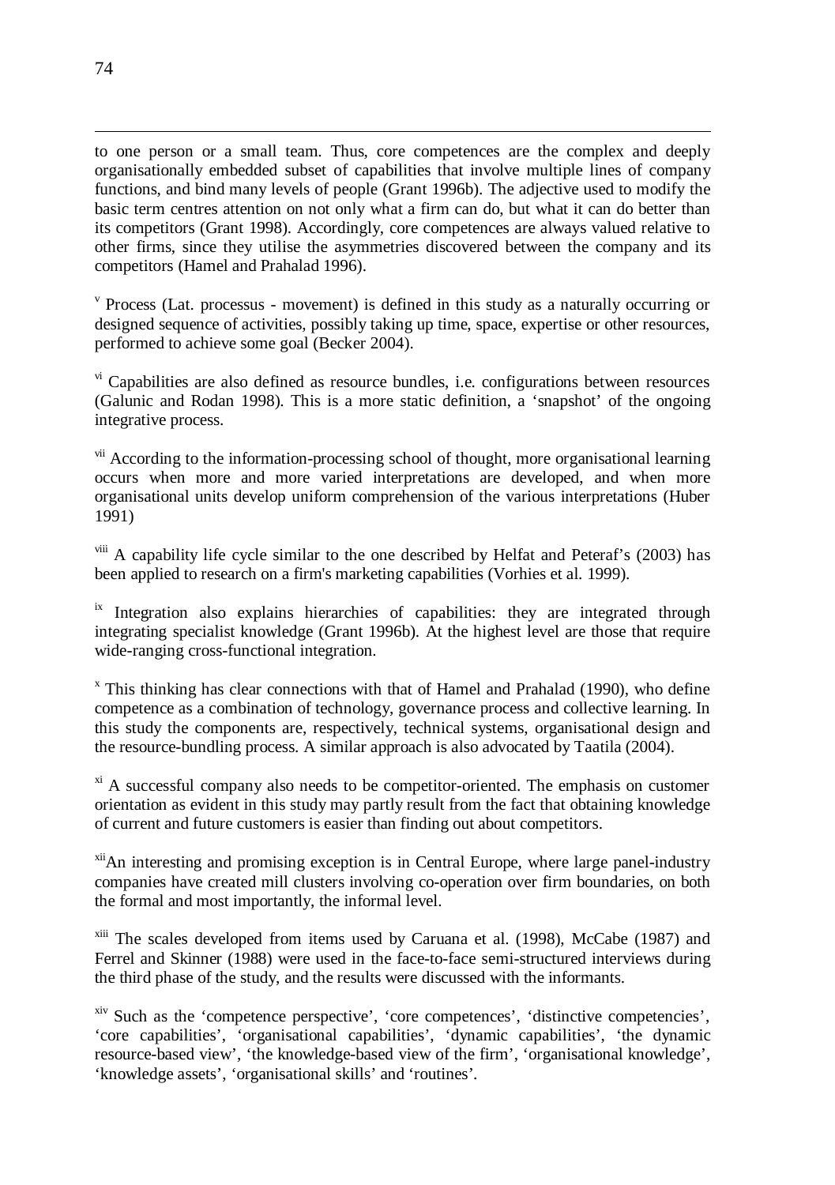to one person or a small team. Thus, core competences are the complex and deeply organisationally embedded subset of capabilities that involve multiple lines of company functions, and bind many levels of people (Grant 1996b). The adjective used to modify the basic term centres attention on not only what a firm can do, but what it can do better than its competitors (Grant 1998). Accordingly, core competences are always valued relative to other firms, since they utilise the asymmetries discovered between the company and its competitors (Hamel and Prahalad 1996).

[v] Process (Lat. processus - movement) is defined in this study as a naturally occurring or designed sequence of activities, possibly taking up time, space, expertise or other resources, performed to achieve some goal (Becker 2004).

[vi] Capabilities are also defined as resource bundles, i.e. configurations between resources (Galunic and Rodan 1998). This is a more static definition, a 'snapshot' of the ongoing integrative process.

[vii] According to the information-processing school of thought, more organisational learning occurs when more and more varied interpretations are developed, and when more organisational units develop uniform comprehension of the various interpretations (Huber 1991)

[viii] A capability life cycle similar to the one described by Helfat and Peteraf's (2003) has been applied to research on a firm's marketing capabilities (Vorhies et al. 1999).

[ix] Integration also explains hierarchies of capabilities: they are integrated through integrating specialist knowledge (Grant 1996b). At the highest level are those that require wide-ranging cross-functional integration.

[x] This thinking has clear connections with that of Hamel and Prahalad (1990), who define competence as a combination of technology, governance process and collective learning. In this study the components are, respectively, technical systems, organisational design and the resource-bundling process. A similar approach is also advocated by Taatila (2004).

[xi] A successful company also needs to be competitor-oriented. The emphasis on customer orientation as evident in this study may partly result from the fact that obtaining knowledge of current and future customers is easier than finding out about competitors.

[xii]An interesting and promising exception is in Central Europe, where large panel-industry companies have created mill clusters involving co-operation over firm boundaries, on both the formal and most importantly, the informal level.

[xiii] The scales developed from items used by Caruana et al. (1998), McCabe (1987) and Ferrel and Skinner (1988) were used in the face-to-face semi-structured interviews during the third phase of the study, and the results were discussed with the informants.

[xiv] Such as the 'competence perspective', 'core competences', 'distinctive competencies', 'core capabilities', 'organisational capabilities', 'dynamic capabilities', 'the dynamic resource-based view', 'the knowledge-based view of the firm', 'organisational knowledge', 'knowledge assets', 'organisational skills' and 'routines'.